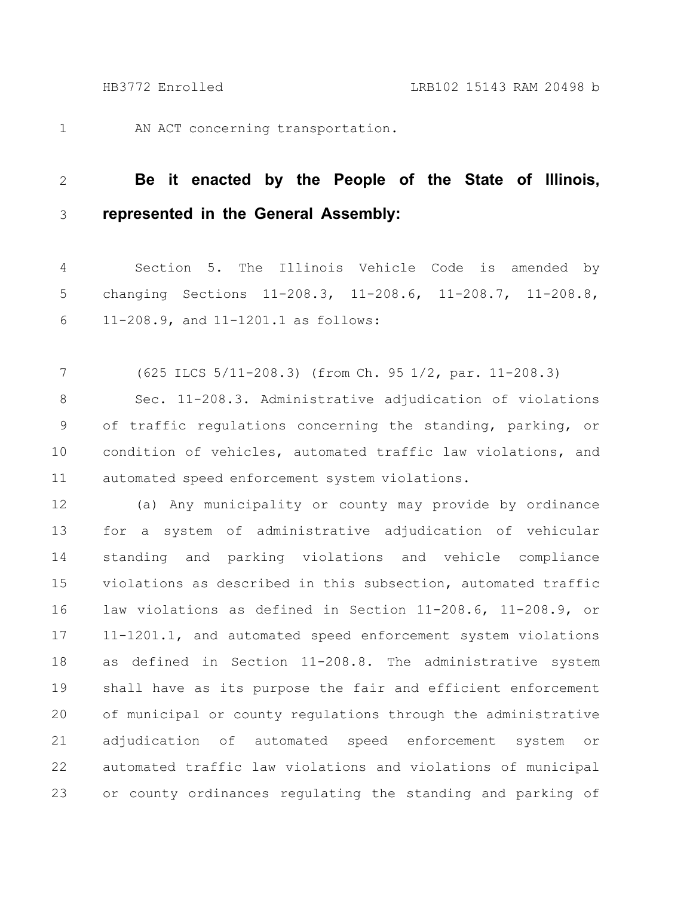AN ACT concerning transportation.

**Be it enacted by the People of the State of Illinois, represented in the General Assembly:**

Section 5. The Illinois Vehicle Code is amended by changing Sections 11-208.3, 11-208.6, 11-208.7, 11-208.8, 11-208.9, and 11-1201.1 as follows:

(625 ILCS 5/11-208.3) (from Ch. 95 1/2, par. 11-208.3)

Sec. 11-208.3. Administrative adjudication of violations of traffic regulations concerning the standing, parking, or condition of vehicles, automated traffic law violations, and automated speed enforcement system violations.

(a) Any municipality or county may provide by ordinance for a system of administrative adjudication of vehicular standing and parking violations and vehicle compliance violations as described in this subsection, automated traffic law violations as defined in Section 11-208.6, 11-208.9, or 11-1201.1, and automated speed enforcement system violations as defined in Section 11-208.8. The administrative system shall have as its purpose the fair and efficient enforcement of municipal or county regulations through the administrative adjudication of automated speed enforcement system or automated traffic law violations and violations of municipal or county ordinances regulating the standing and parking of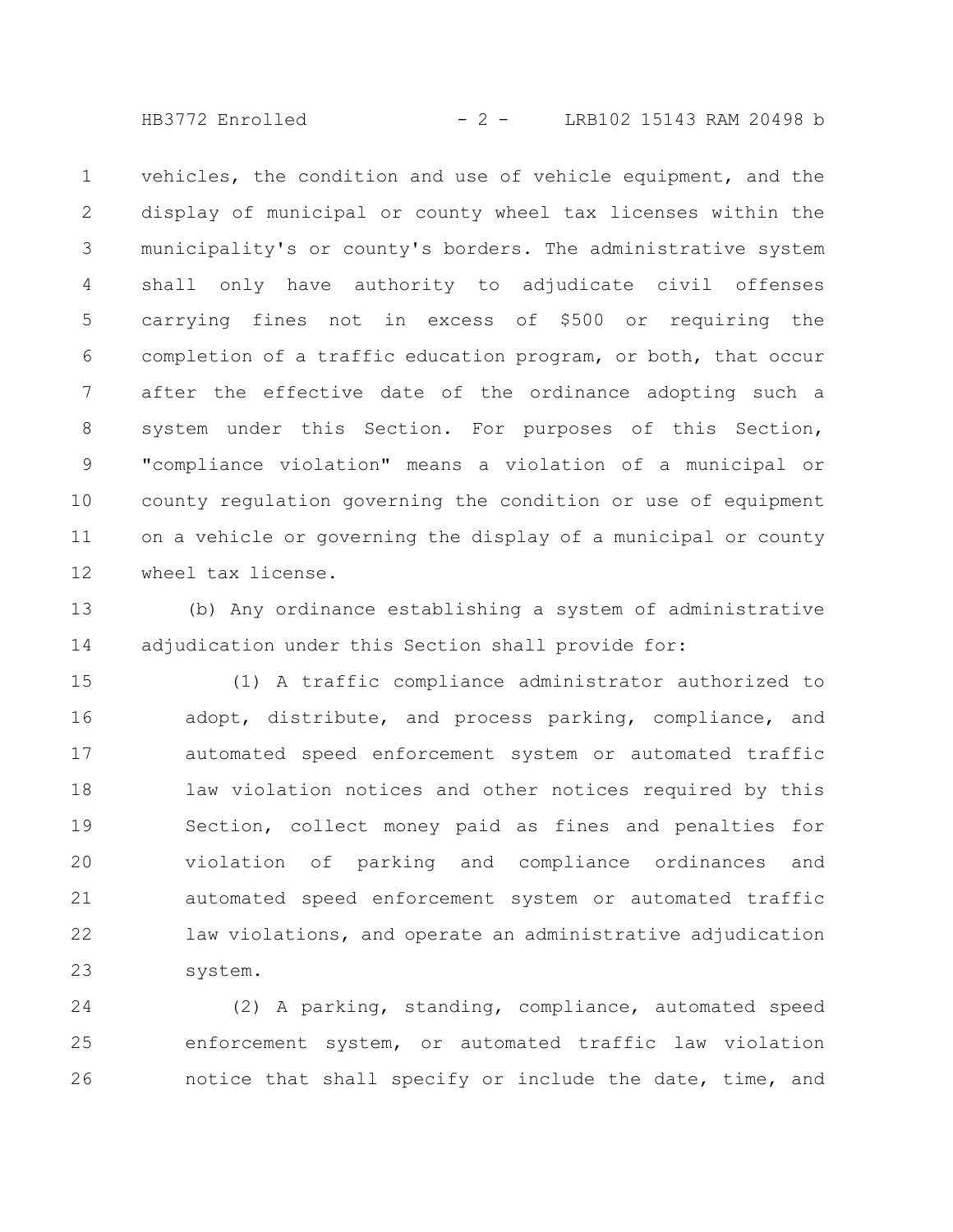vehicles, the condition and use of vehicle equipment, and the display of municipal or county wheel tax licenses within the municipality's or county's borders. The administrative system shall only have authority to adjudicate civil offenses carrying fines not in excess of $500 or requiring the completion of a traffic education program, or both, that occur after the effective date of the ordinance adopting such a system under this Section. For purposes of this Section, "compliance violation" means a violation of a municipal or county regulation governing the condition or use of equipment on a vehicle or governing the display of a municipal or county wheel tax license.

(b) Any ordinance establishing a system of administrative adjudication under this Section shall provide for:

(1) A traffic compliance administrator authorized to adopt, distribute, and process parking, compliance, and automated speed enforcement system or automated traffic law violation notices and other notices required by this Section, collect money paid as fines and penalties for violation of parking and compliance ordinances and automated speed enforcement system or automated traffic law violations, and operate an administrative adjudication system.

(2) A parking, standing, compliance, automated speed enforcement system, or automated traffic law violation notice that shall specify or include the date, time, and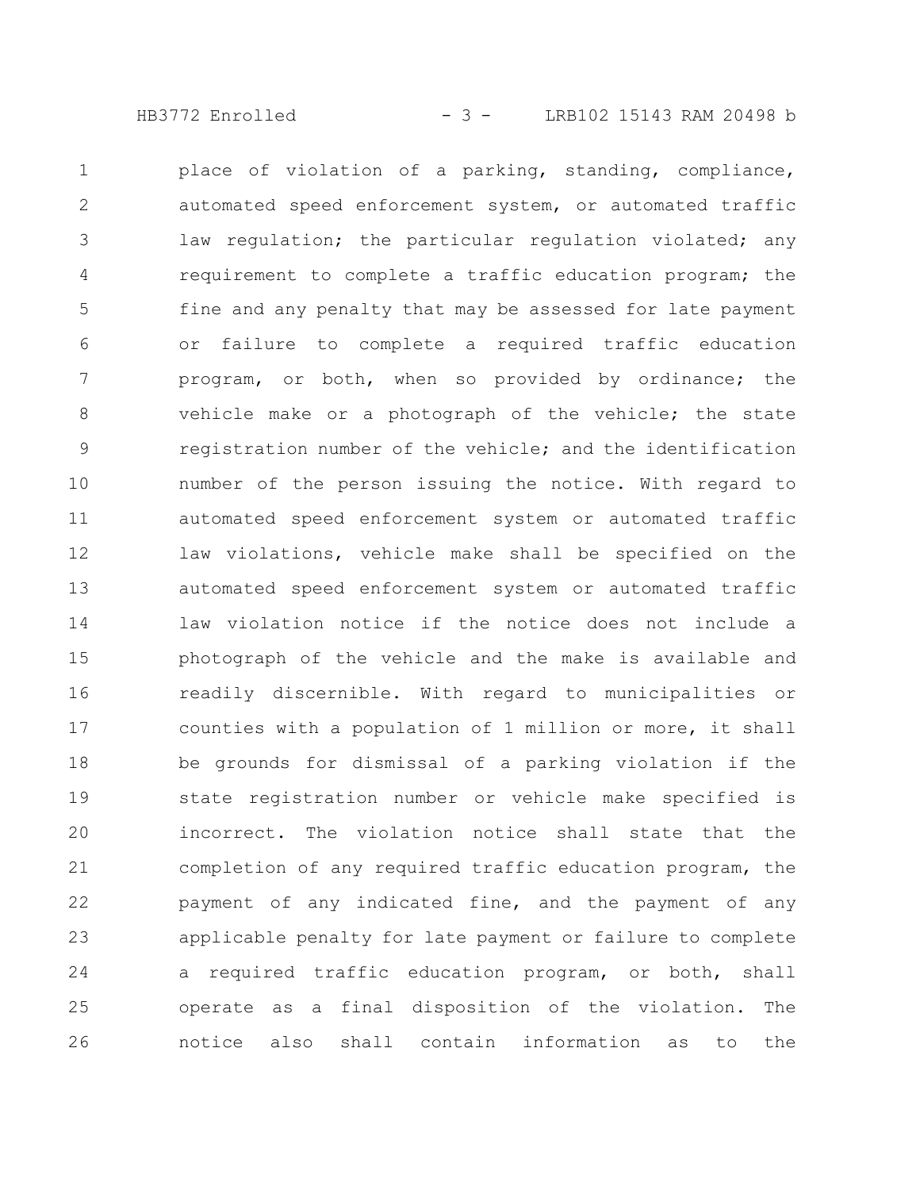place of violation of a parking, standing, compliance, automated speed enforcement system, or automated traffic law regulation; the particular regulation violated; any requirement to complete a traffic education program; the fine and any penalty that may be assessed for late payment or failure to complete a required traffic education program, or both, when so provided by ordinance; the vehicle make or a photograph of the vehicle; the state registration number of the vehicle; and the identification number of the person issuing the notice. With regard to automated speed enforcement system or automated traffic law violations, vehicle make shall be specified on the automated speed enforcement system or automated traffic law violation notice if the notice does not include a photograph of the vehicle and the make is available and readily discernible. With regard to municipalities or counties with a population of 1 million or more, it shall be grounds for dismissal of a parking violation if the state registration number or vehicle make specified is incorrect. The violation notice shall state that the completion of any required traffic education program, the payment of any indicated fine, and the payment of any applicable penalty for late payment or failure to complete a required traffic education program, or both, shall operate as a final disposition of the violation. The notice also shall contain information as to the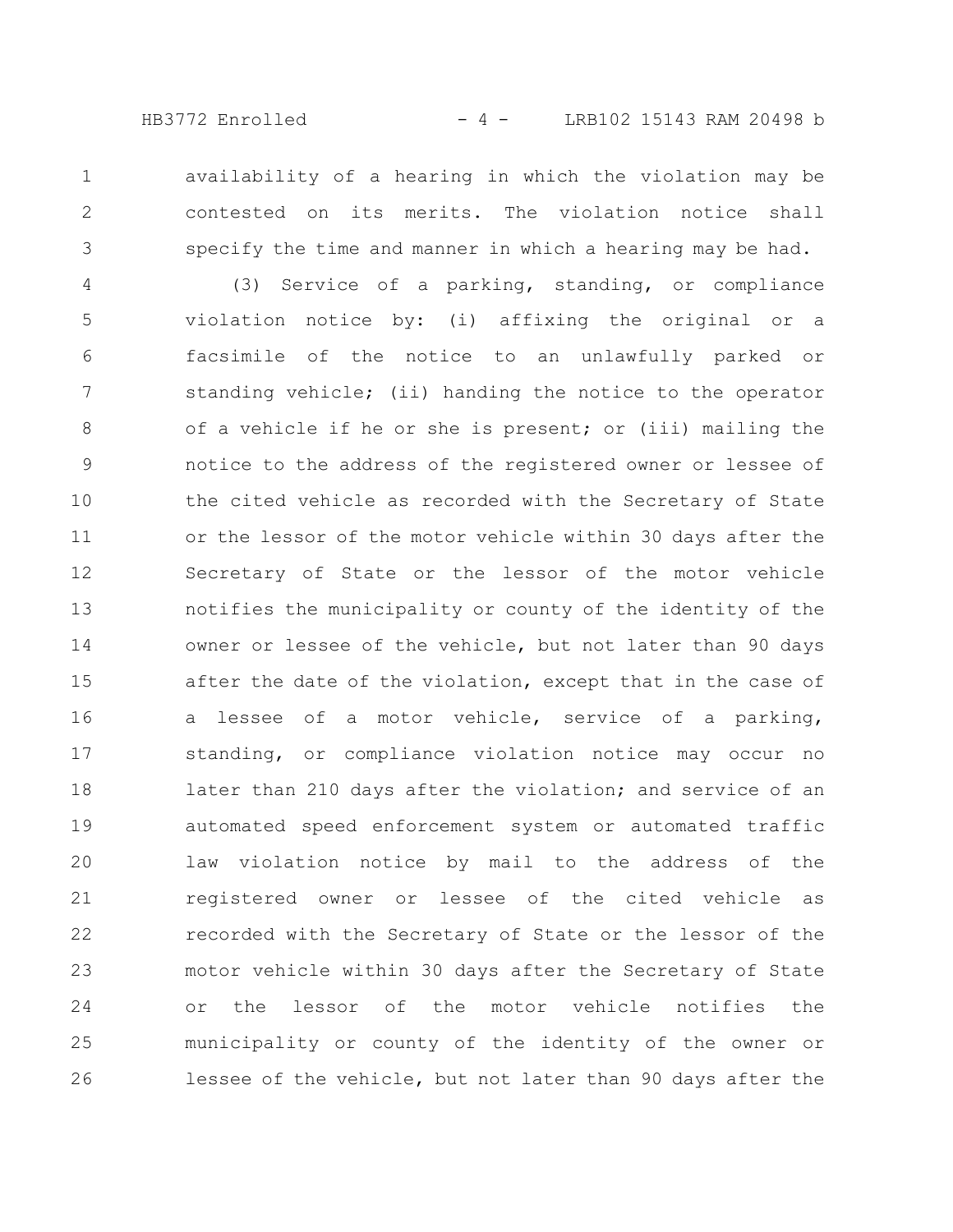availability of a hearing in which the violation may be contested on its merits. The violation notice shall specify the time and manner in which a hearing may be had.

(3) Service of a parking, standing, or compliance violation notice by: (i) affixing the original or a facsimile of the notice to an unlawfully parked or standing vehicle; (ii) handing the notice to the operator of a vehicle if he or she is present; or (iii) mailing the notice to the address of the registered owner or lessee of the cited vehicle as recorded with the Secretary of State or the lessor of the motor vehicle within 30 days after the Secretary of State or the lessor of the motor vehicle notifies the municipality or county of the identity of the owner or lessee of the vehicle, but not later than 90 days after the date of the violation, except that in the case of a lessee of a motor vehicle, service of a parking, standing, or compliance violation notice may occur no later than 210 days after the violation; and service of an automated speed enforcement system or automated traffic law violation notice by mail to the address of the registered owner or lessee of the cited vehicle as recorded with the Secretary of State or the lessor of the motor vehicle within 30 days after the Secretary of State or the lessor of the motor vehicle notifies the municipality or county of the identity of the owner or lessee of the vehicle, but not later than 90 days after the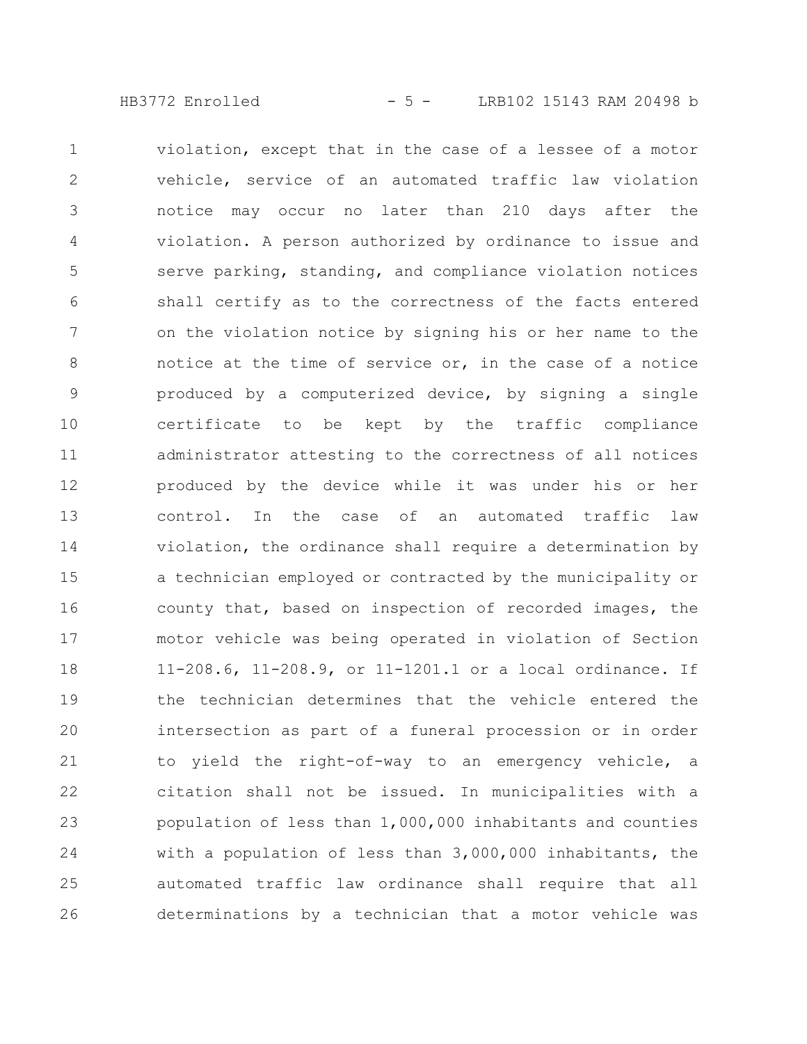violation, except that in the case of a lessee of a motor vehicle, service of an automated traffic law violation notice may occur no later than 210 days after the violation. A person authorized by ordinance to issue and serve parking, standing, and compliance violation notices shall certify as to the correctness of the facts entered on the violation notice by signing his or her name to the notice at the time of service or, in the case of a notice produced by a computerized device, by signing a single certificate to be kept by the traffic compliance administrator attesting to the correctness of all notices produced by the device while it was under his or her control. In the case of an automated traffic law violation, the ordinance shall require a determination by a technician employed or contracted by the municipality or county that, based on inspection of recorded images, the motor vehicle was being operated in violation of Section 11-208.6, 11-208.9, or 11-1201.1 or a local ordinance. If the technician determines that the vehicle entered the intersection as part of a funeral procession or in order to yield the right-of-way to an emergency vehicle, a citation shall not be issued. In municipalities with a population of less than 1,000,000 inhabitants and counties with a population of less than 3,000,000 inhabitants, the automated traffic law ordinance shall require that all determinations by a technician that a motor vehicle was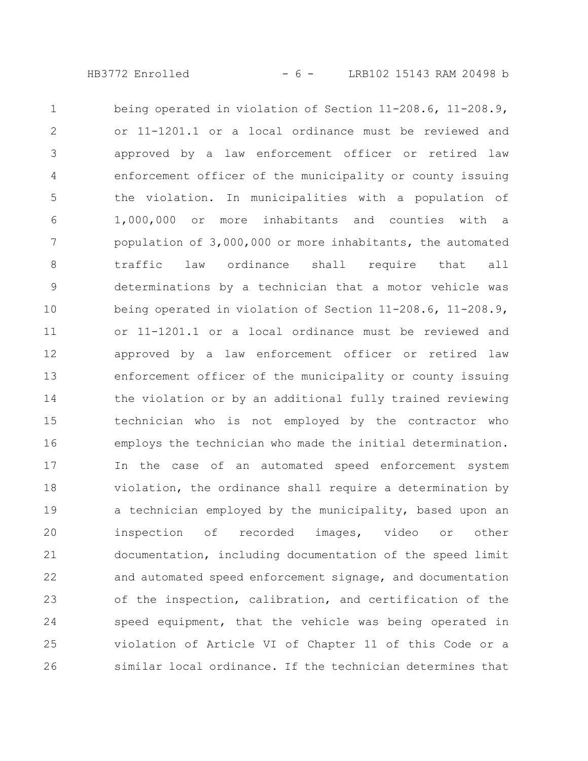being operated in violation of Section 11-208.6, 11-208.9, or 11-1201.1 or a local ordinance must be reviewed and approved by a law enforcement officer or retired law enforcement officer of the municipality or county issuing the violation. In municipalities with a population of 1,000,000 or more inhabitants and counties with a population of 3,000,000 or more inhabitants, the automated traffic law ordinance shall require that all determinations by a technician that a motor vehicle was being operated in violation of Section 11-208.6, 11-208.9, or 11-1201.1 or a local ordinance must be reviewed and approved by a law enforcement officer or retired law enforcement officer of the municipality or county issuing the violation or by an additional fully trained reviewing technician who is not employed by the contractor who employs the technician who made the initial determination. In the case of an automated speed enforcement system violation, the ordinance shall require a determination by a technician employed by the municipality, based upon an inspection of recorded images, video or other documentation, including documentation of the speed limit and automated speed enforcement signage, and documentation of the inspection, calibration, and certification of the speed equipment, that the vehicle was being operated in violation of Article VI of Chapter 11 of this Code or a similar local ordinance. If the technician determines that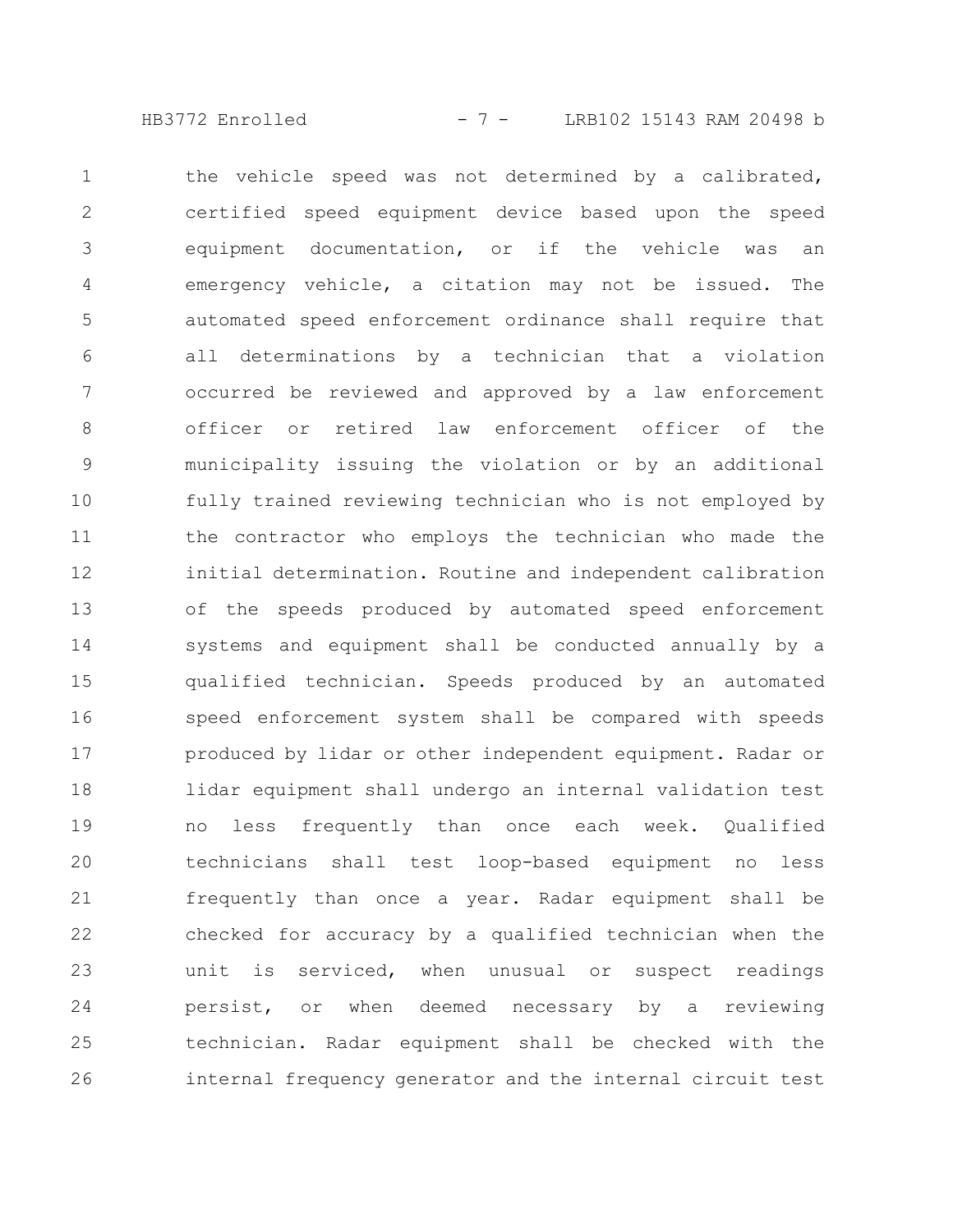the vehicle speed was not determined by a calibrated, certified speed equipment device based upon the speed equipment documentation, or if the vehicle was an emergency vehicle, a citation may not be issued. The automated speed enforcement ordinance shall require that all determinations by a technician that a violation occurred be reviewed and approved by a law enforcement officer or retired law enforcement officer of the municipality issuing the violation or by an additional fully trained reviewing technician who is not employed by the contractor who employs the technician who made the initial determination. Routine and independent calibration of the speeds produced by automated speed enforcement systems and equipment shall be conducted annually by a qualified technician. Speeds produced by an automated speed enforcement system shall be compared with speeds produced by lidar or other independent equipment. Radar or lidar equipment shall undergo an internal validation test no less frequently than once each week. Qualified technicians shall test loop-based equipment no less frequently than once a year. Radar equipment shall be checked for accuracy by a qualified technician when the unit is serviced, when unusual or suspect readings persist, or when deemed necessary by a reviewing technician. Radar equipment shall be checked with the internal frequency generator and the internal circuit test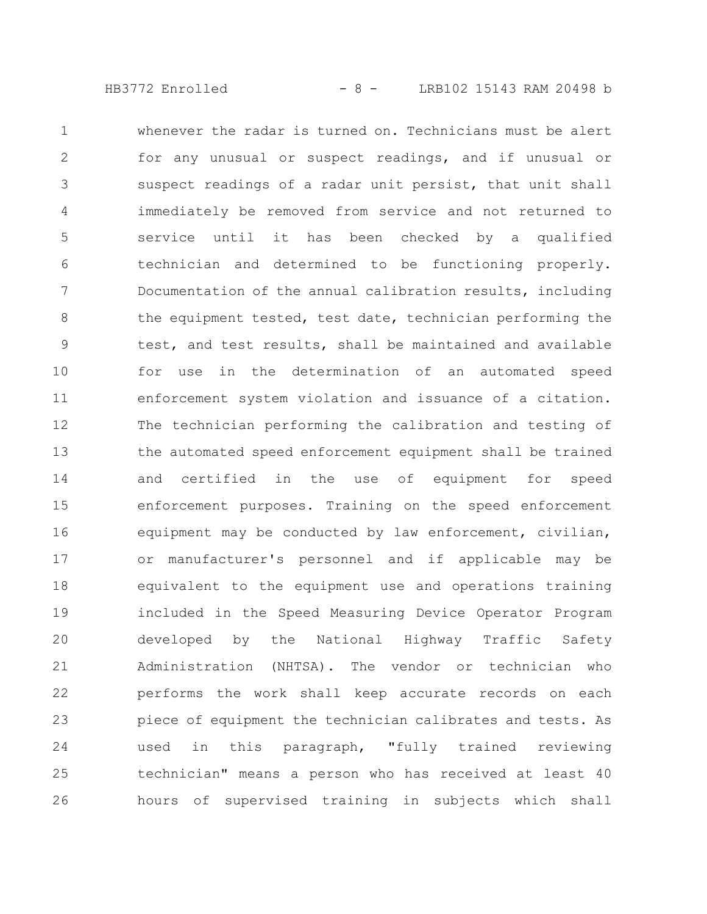whenever the radar is turned on. Technicians must be alert for any unusual or suspect readings, and if unusual or suspect readings of a radar unit persist, that unit shall immediately be removed from service and not returned to service until it has been checked by a qualified technician and determined to be functioning properly. Documentation of the annual calibration results, including the equipment tested, test date, technician performing the test, and test results, shall be maintained and available for use in the determination of an automated speed enforcement system violation and issuance of a citation. The technician performing the calibration and testing of the automated speed enforcement equipment shall be trained and certified in the use of equipment for speed enforcement purposes. Training on the speed enforcement equipment may be conducted by law enforcement, civilian, or manufacturer's personnel and if applicable may be equivalent to the equipment use and operations training included in the Speed Measuring Device Operator Program developed by the National Highway Traffic Safety Administration (NHTSA). The vendor or technician who performs the work shall keep accurate records on each piece of equipment the technician calibrates and tests. As used in this paragraph, "fully trained reviewing technician" means a person who has received at least 40 hours of supervised training in subjects which shall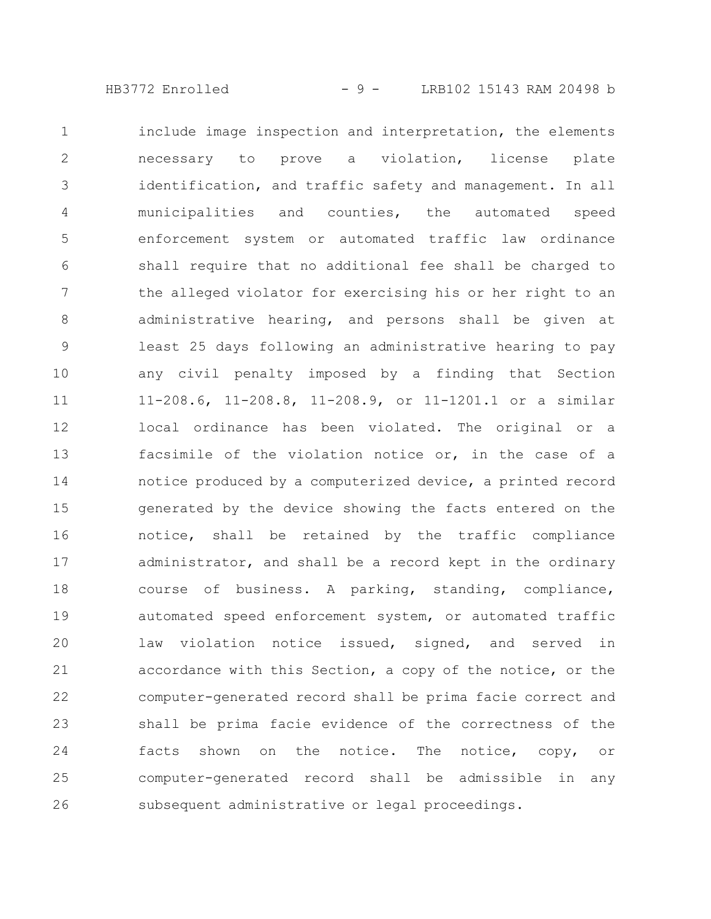include image inspection and interpretation, the elements necessary to prove a violation, license plate identification, and traffic safety and management. In all municipalities and counties, the automated speed enforcement system or automated traffic law ordinance shall require that no additional fee shall be charged to the alleged violator for exercising his or her right to an administrative hearing, and persons shall be given at least 25 days following an administrative hearing to pay any civil penalty imposed by a finding that Section 11-208.6, 11-208.8, 11-208.9, or 11-1201.1 or a similar local ordinance has been violated. The original or a facsimile of the violation notice or, in the case of a notice produced by a computerized device, a printed record generated by the device showing the facts entered on the notice, shall be retained by the traffic compliance administrator, and shall be a record kept in the ordinary course of business. A parking, standing, compliance, automated speed enforcement system, or automated traffic law violation notice issued, signed, and served in accordance with this Section, a copy of the notice, or the computer-generated record shall be prima facie correct and shall be prima facie evidence of the correctness of the facts shown on the notice. The notice, copy, or computer-generated record shall be admissible in any subsequent administrative or legal proceedings.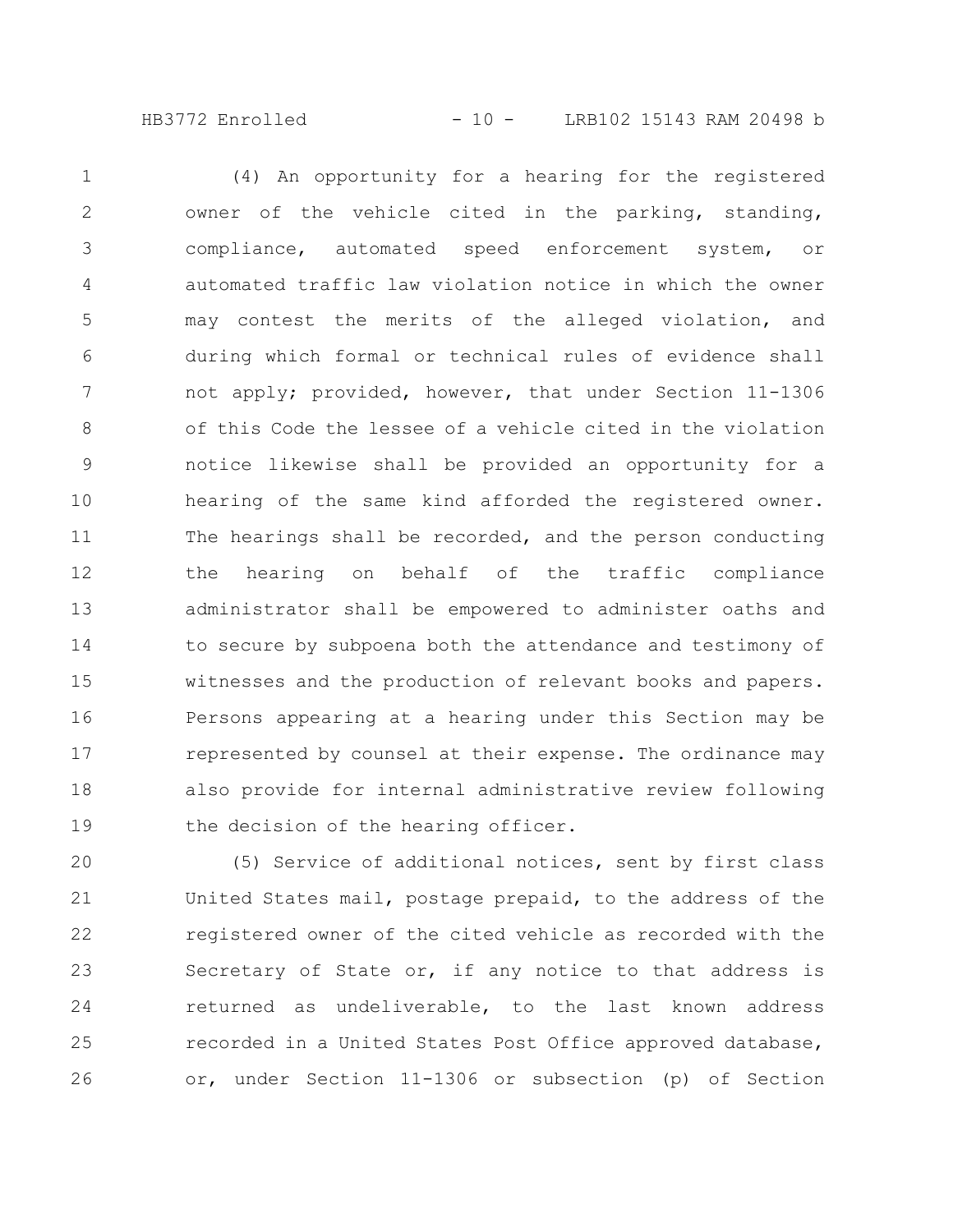(4) An opportunity for a hearing for the registered owner of the vehicle cited in the parking, standing, compliance, automated speed enforcement system, or automated traffic law violation notice in which the owner may contest the merits of the alleged violation, and during which formal or technical rules of evidence shall not apply; provided, however, that under Section 11-1306 of this Code the lessee of a vehicle cited in the violation notice likewise shall be provided an opportunity for a hearing of the same kind afforded the registered owner. The hearings shall be recorded, and the person conducting the hearing on behalf of the traffic compliance administrator shall be empowered to administer oaths and to secure by subpoena both the attendance and testimony of witnesses and the production of relevant books and papers. Persons appearing at a hearing under this Section may be represented by counsel at their expense. The ordinance may also provide for internal administrative review following the decision of the hearing officer.

(5) Service of additional notices, sent by first class United States mail, postage prepaid, to the address of the registered owner of the cited vehicle as recorded with the Secretary of State or, if any notice to that address is returned as undeliverable, to the last known address recorded in a United States Post Office approved database, or, under Section 11-1306 or subsection (p) of Section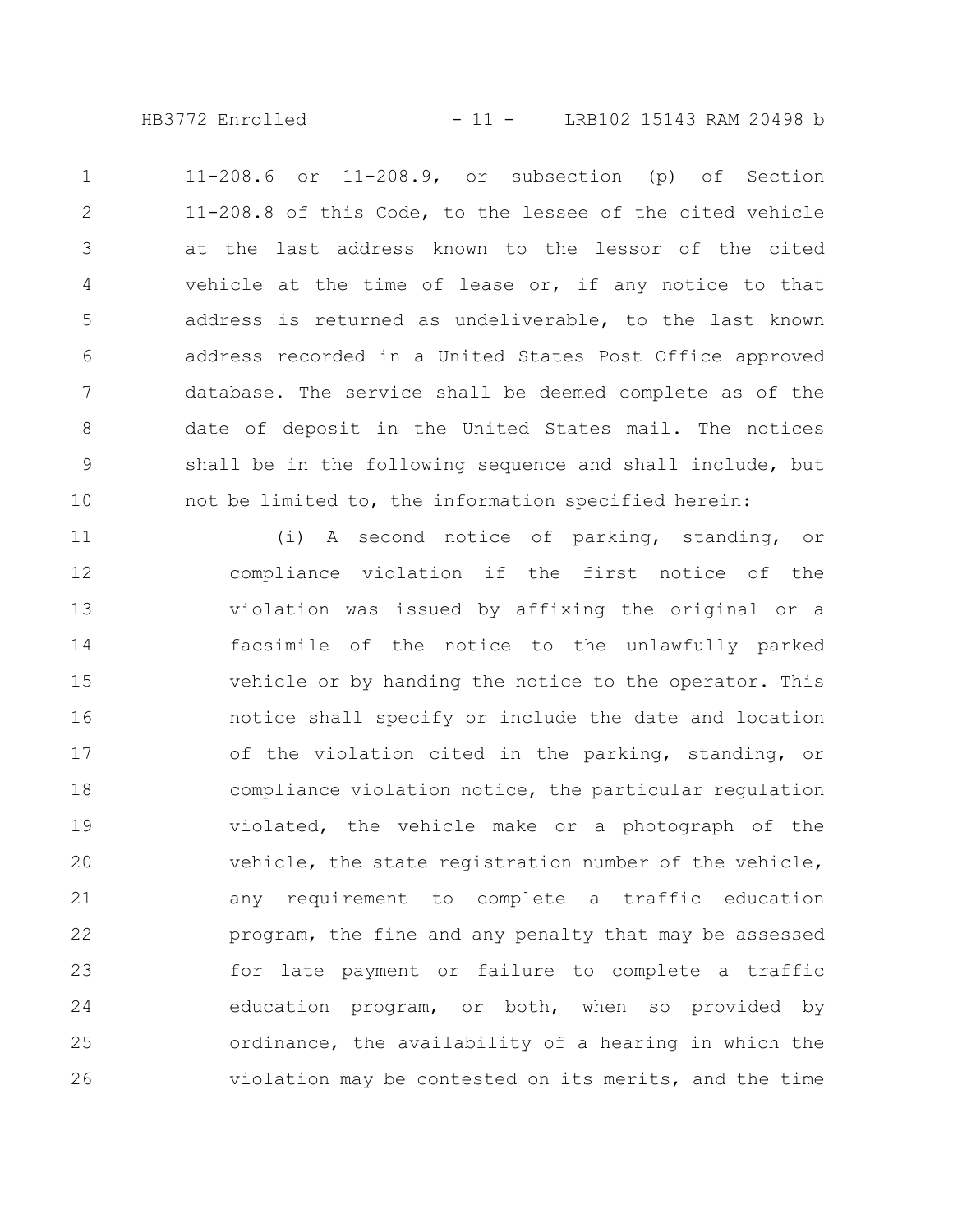11-208.6 or 11-208.9, or subsection (p) of Section 11-208.8 of this Code, to the lessee of the cited vehicle at the last address known to the lessor of the cited vehicle at the time of lease or, if any notice to that address is returned as undeliverable, to the last known address recorded in a United States Post Office approved database. The service shall be deemed complete as of the date of deposit in the United States mail. The notices shall be in the following sequence and shall include, but not be limited to, the information specified herein:

(i) A second notice of parking, standing, or compliance violation if the first notice of the violation was issued by affixing the original or a facsimile of the notice to the unlawfully parked vehicle or by handing the notice to the operator. This notice shall specify or include the date and location of the violation cited in the parking, standing, or compliance violation notice, the particular regulation violated, the vehicle make or a photograph of the vehicle, the state registration number of the vehicle, any requirement to complete a traffic education program, the fine and any penalty that may be assessed for late payment or failure to complete a traffic education program, or both, when so provided by ordinance, the availability of a hearing in which the violation may be contested on its merits, and the time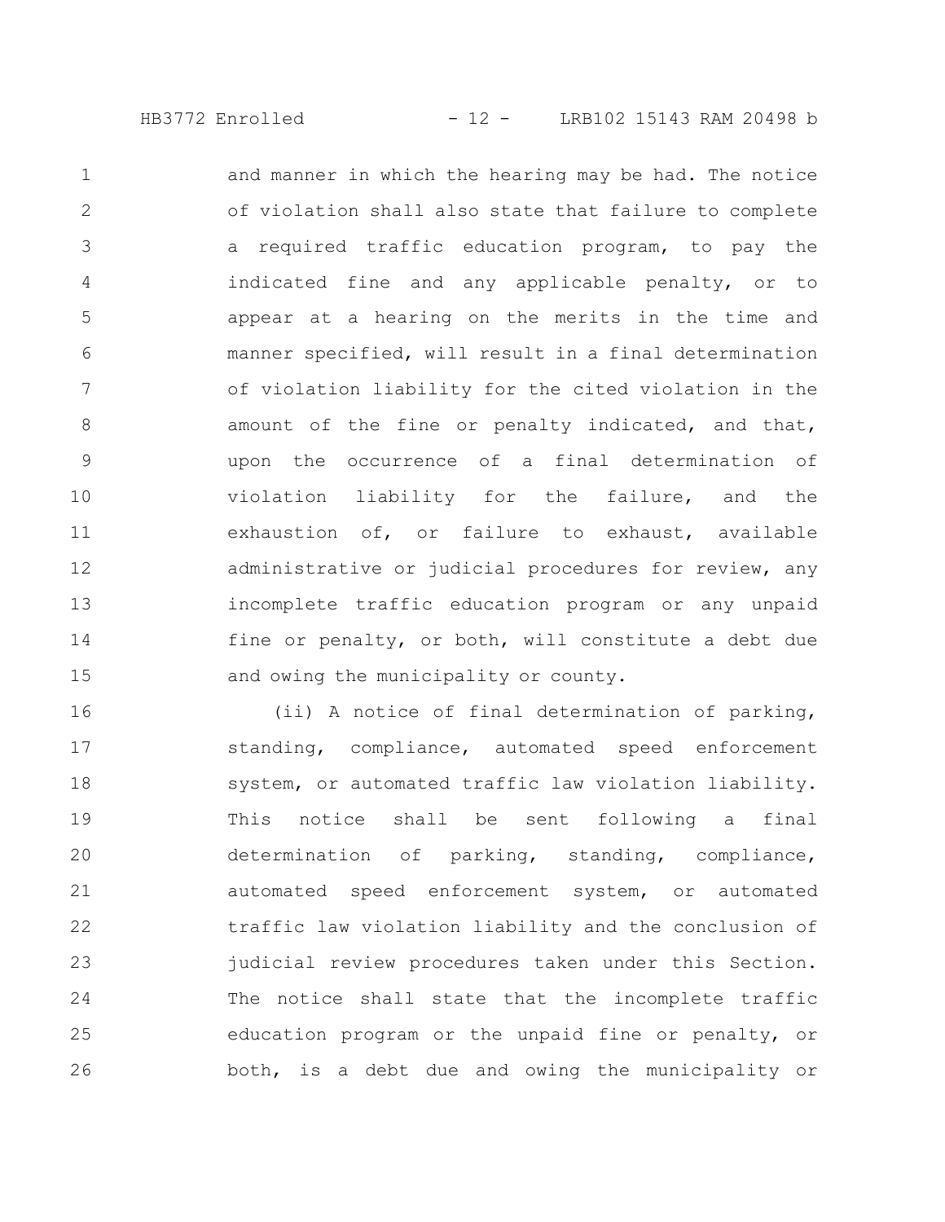and manner in which the hearing may be had. The notice of violation shall also state that failure to complete a required traffic education program, to pay the indicated fine and any applicable penalty, or to appear at a hearing on the merits in the time and manner specified, will result in a final determination of violation liability for the cited violation in the amount of the fine or penalty indicated, and that, upon the occurrence of a final determination of violation liability for the failure, and the exhaustion of, or failure to exhaust, available administrative or judicial procedures for review, any incomplete traffic education program or any unpaid fine or penalty, or both, will constitute a debt due and owing the municipality or county.

(ii) A notice of final determination of parking, standing, compliance, automated speed enforcement system, or automated traffic law violation liability. This notice shall be sent following a final determination of parking, standing, compliance, automated speed enforcement system, or automated traffic law violation liability and the conclusion of judicial review procedures taken under this Section. The notice shall state that the incomplete traffic education program or the unpaid fine or penalty, or both, is a debt due and owing the municipality or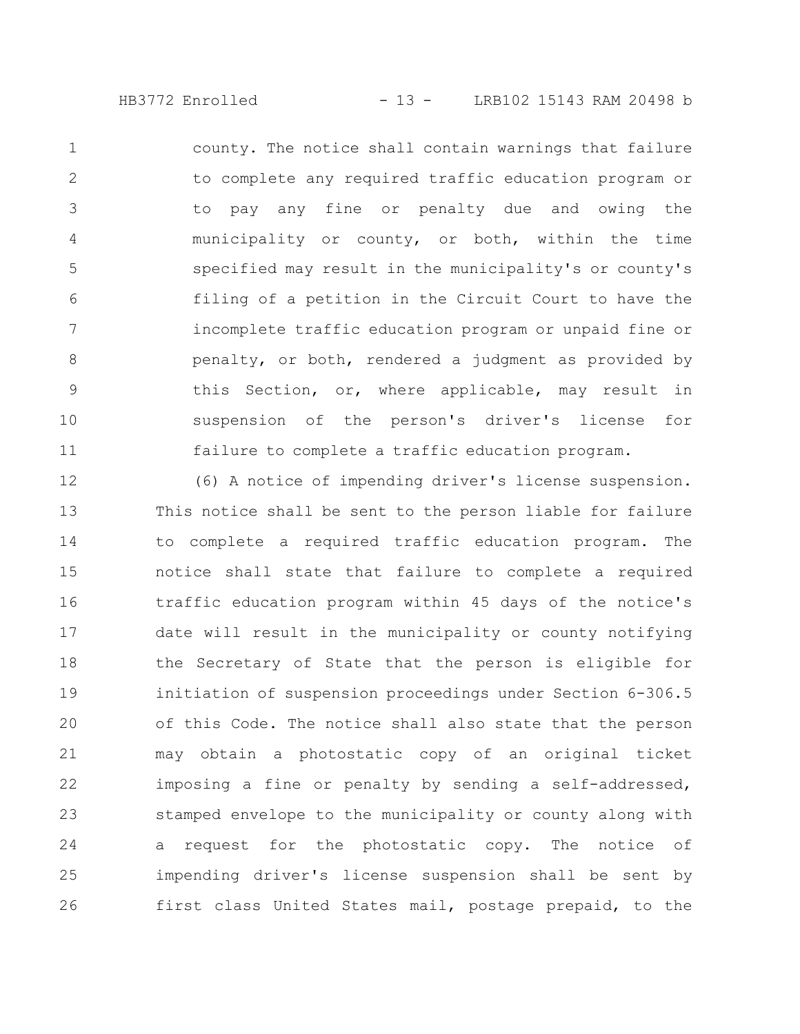county. The notice shall contain warnings that failure to complete any required traffic education program or to pay any fine or penalty due and owing the municipality or county, or both, within the time specified may result in the municipality's or county's filing of a petition in the Circuit Court to have the incomplete traffic education program or unpaid fine or penalty, or both, rendered a judgment as provided by this Section, or, where applicable, may result in suspension of the person's driver's license for failure to complete a traffic education program.

(6) A notice of impending driver's license suspension. This notice shall be sent to the person liable for failure to complete a required traffic education program. The notice shall state that failure to complete a required traffic education program within 45 days of the notice's date will result in the municipality or county notifying the Secretary of State that the person is eligible for initiation of suspension proceedings under Section 6-306.5 of this Code. The notice shall also state that the person may obtain a photostatic copy of an original ticket imposing a fine or penalty by sending a self-addressed, stamped envelope to the municipality or county along with a request for the photostatic copy. The notice of impending driver's license suspension shall be sent by first class United States mail, postage prepaid, to the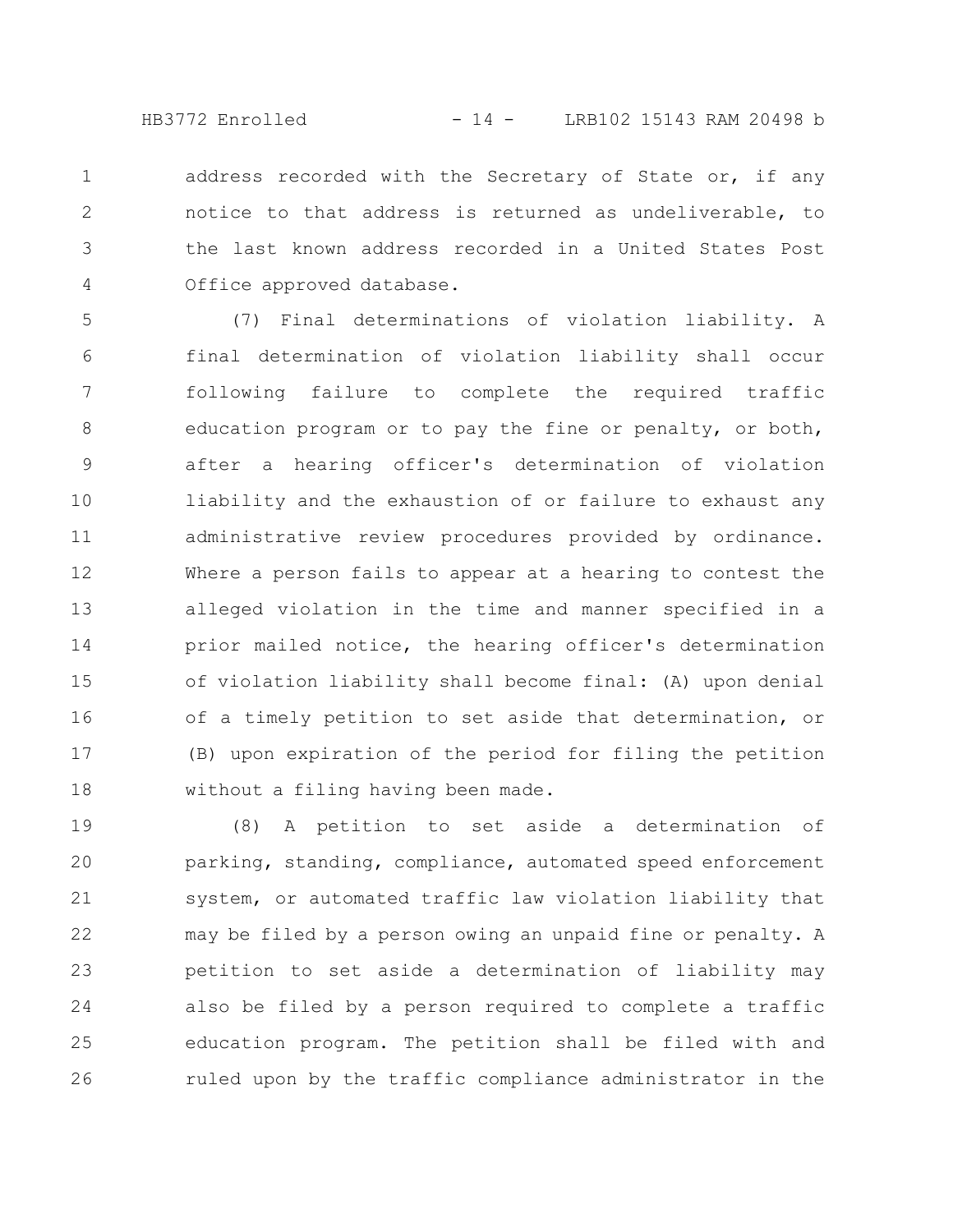address recorded with the Secretary of State or, if any notice to that address is returned as undeliverable, to the last known address recorded in a United States Post Office approved database.

(7) Final determinations of violation liability. A final determination of violation liability shall occur following failure to complete the required traffic education program or to pay the fine or penalty, or both, after a hearing officer's determination of violation liability and the exhaustion of or failure to exhaust any administrative review procedures provided by ordinance. Where a person fails to appear at a hearing to contest the alleged violation in the time and manner specified in a prior mailed notice, the hearing officer's determination of violation liability shall become final: (A) upon denial of a timely petition to set aside that determination, or (B) upon expiration of the period for filing the petition without a filing having been made.

(8) A petition to set aside a determination of parking, standing, compliance, automated speed enforcement system, or automated traffic law violation liability that may be filed by a person owing an unpaid fine or penalty. A petition to set aside a determination of liability may also be filed by a person required to complete a traffic education program. The petition shall be filed with and ruled upon by the traffic compliance administrator in the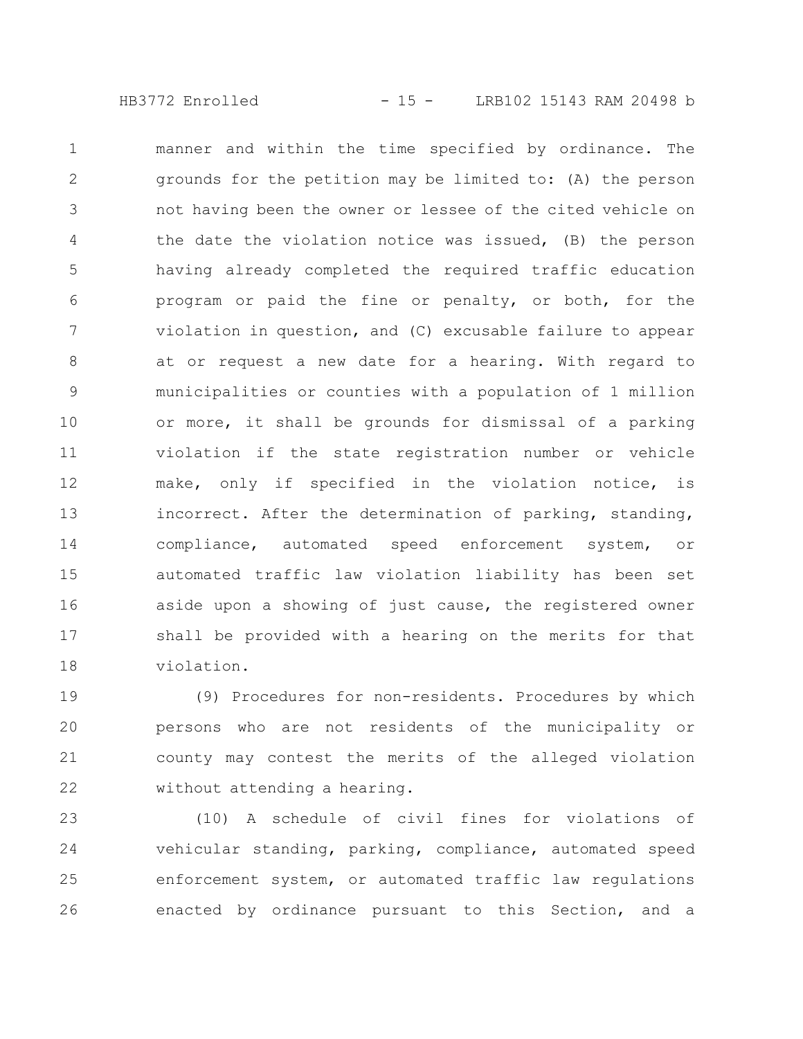manner and within the time specified by ordinance. The grounds for the petition may be limited to: (A) the person not having been the owner or lessee of the cited vehicle on the date the violation notice was issued, (B) the person having already completed the required traffic education program or paid the fine or penalty, or both, for the violation in question, and (C) excusable failure to appear at or request a new date for a hearing. With regard to municipalities or counties with a population of 1 million or more, it shall be grounds for dismissal of a parking violation if the state registration number or vehicle make, only if specified in the violation notice, is incorrect. After the determination of parking, standing, compliance, automated speed enforcement system, or automated traffic law violation liability has been set aside upon a showing of just cause, the registered owner shall be provided with a hearing on the merits for that violation.

(9) Procedures for non-residents. Procedures by which persons who are not residents of the municipality or county may contest the merits of the alleged violation without attending a hearing.

(10) A schedule of civil fines for violations of vehicular standing, parking, compliance, automated speed enforcement system, or automated traffic law regulations enacted by ordinance pursuant to this Section, and a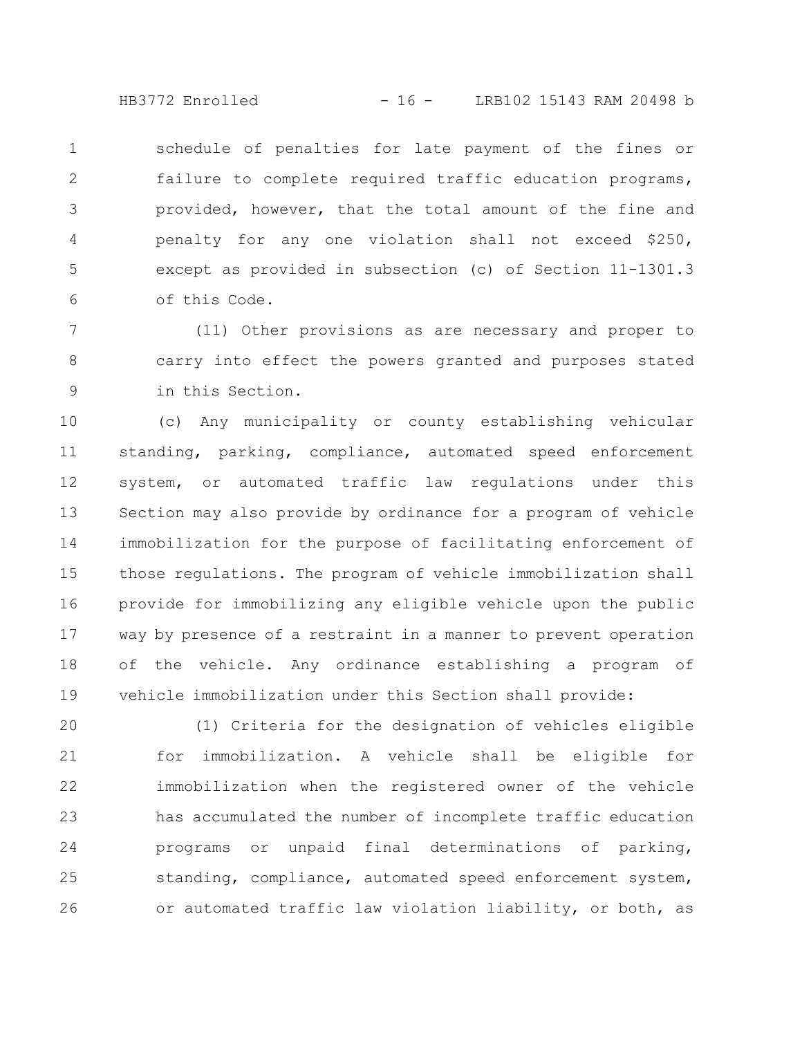schedule of penalties for late payment of the fines or failure to complete required traffic education programs, provided, however, that the total amount of the fine and penalty for any one violation shall not exceed $250, except as provided in subsection (c) of Section 11-1301.3 of this Code.

(11) Other provisions as are necessary and proper to carry into effect the powers granted and purposes stated in this Section.

(c) Any municipality or county establishing vehicular standing, parking, compliance, automated speed enforcement system, or automated traffic law regulations under this Section may also provide by ordinance for a program of vehicle immobilization for the purpose of facilitating enforcement of those regulations. The program of vehicle immobilization shall provide for immobilizing any eligible vehicle upon the public way by presence of a restraint in a manner to prevent operation of the vehicle. Any ordinance establishing a program of vehicle immobilization under this Section shall provide:

(1) Criteria for the designation of vehicles eligible for immobilization. A vehicle shall be eligible for immobilization when the registered owner of the vehicle has accumulated the number of incomplete traffic education programs or unpaid final determinations of parking, standing, compliance, automated speed enforcement system, or automated traffic law violation liability, or both, as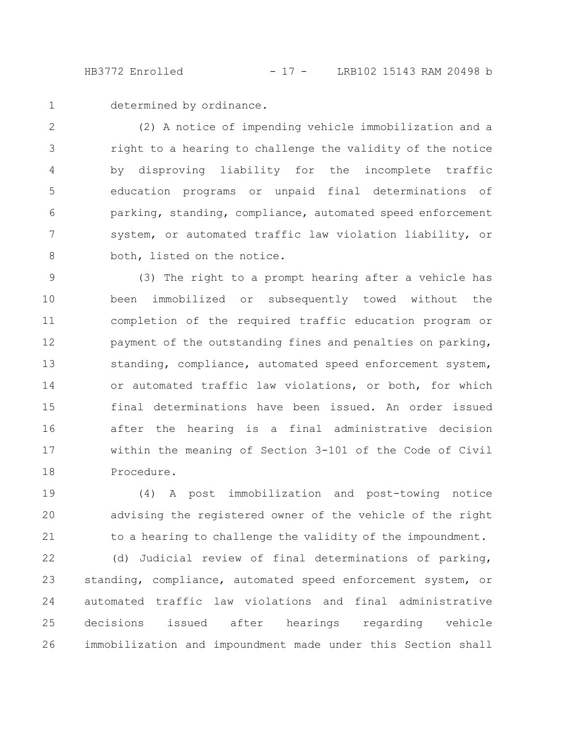determined by ordinance.

(2) A notice of impending vehicle immobilization and a right to a hearing to challenge the validity of the notice by disproving liability for the incomplete traffic education programs or unpaid final determinations of parking, standing, compliance, automated speed enforcement system, or automated traffic law violation liability, or both, listed on the notice.

(3) The right to a prompt hearing after a vehicle has been immobilized or subsequently towed without the completion of the required traffic education program or payment of the outstanding fines and penalties on parking, standing, compliance, automated speed enforcement system, or automated traffic law violations, or both, for which final determinations have been issued. An order issued after the hearing is a final administrative decision within the meaning of Section 3-101 of the Code of Civil Procedure.

(4) A post immobilization and post-towing notice advising the registered owner of the vehicle of the right to a hearing to challenge the validity of the impoundment.

(d) Judicial review of final determinations of parking, standing, compliance, automated speed enforcement system, or automated traffic law violations and final administrative decisions issued after hearings regarding vehicle immobilization and impoundment made under this Section shall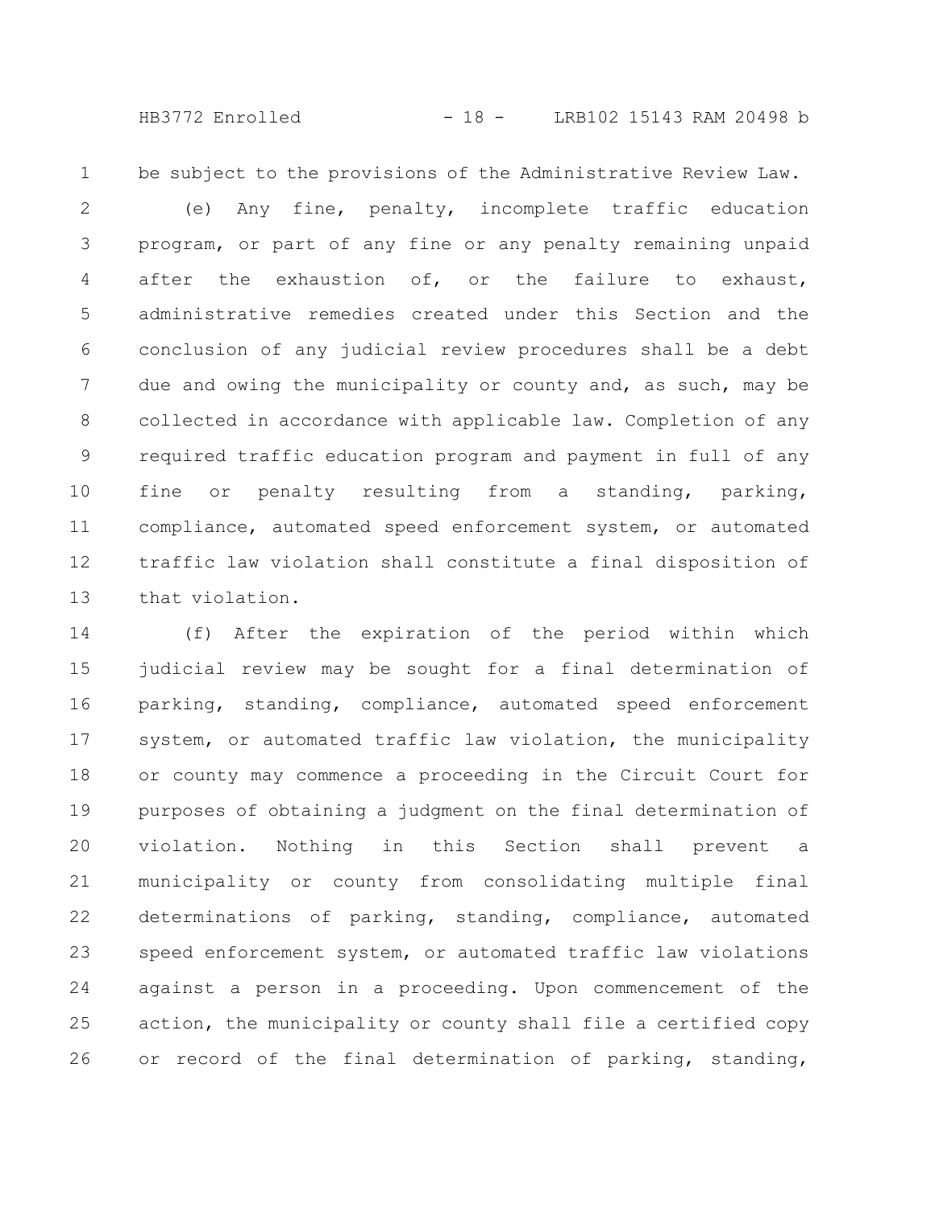be subject to the provisions of the Administrative Review Law.

(e) Any fine, penalty, incomplete traffic education program, or part of any fine or any penalty remaining unpaid after the exhaustion of, or the failure to exhaust, administrative remedies created under this Section and the conclusion of any judicial review procedures shall be a debt due and owing the municipality or county and, as such, may be collected in accordance with applicable law. Completion of any required traffic education program and payment in full of any fine or penalty resulting from a standing, parking, compliance, automated speed enforcement system, or automated traffic law violation shall constitute a final disposition of that violation.

(f) After the expiration of the period within which judicial review may be sought for a final determination of parking, standing, compliance, automated speed enforcement system, or automated traffic law violation, the municipality or county may commence a proceeding in the Circuit Court for purposes of obtaining a judgment on the final determination of violation. Nothing in this Section shall prevent a municipality or county from consolidating multiple final determinations of parking, standing, compliance, automated speed enforcement system, or automated traffic law violations against a person in a proceeding. Upon commencement of the action, the municipality or county shall file a certified copy or record of the final determination of parking, standing,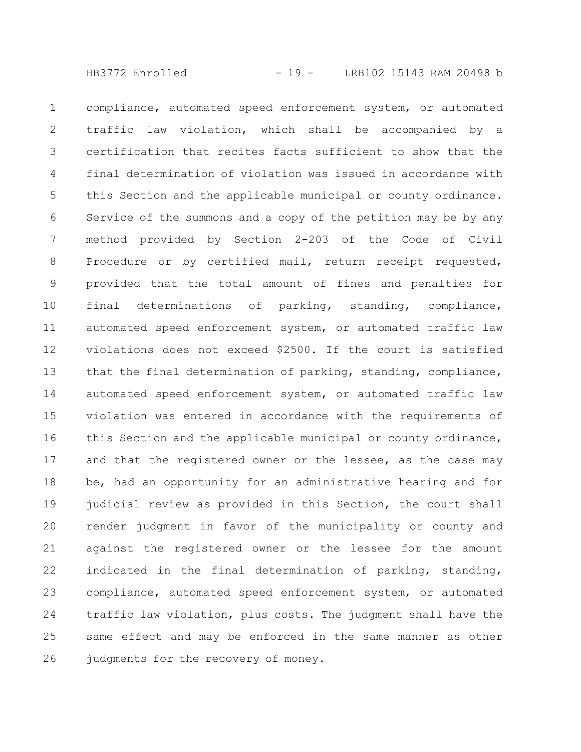compliance, automated speed enforcement system, or automated traffic law violation, which shall be accompanied by a certification that recites facts sufficient to show that the final determination of violation was issued in accordance with this Section and the applicable municipal or county ordinance. Service of the summons and a copy of the petition may be by any method provided by Section 2-203 of the Code of Civil Procedure or by certified mail, return receipt requested, provided that the total amount of fines and penalties for final determinations of parking, standing, compliance, automated speed enforcement system, or automated traffic law violations does not exceed $2500. If the court is satisfied that the final determination of parking, standing, compliance, automated speed enforcement system, or automated traffic law violation was entered in accordance with the requirements of this Section and the applicable municipal or county ordinance, and that the registered owner or the lessee, as the case may be, had an opportunity for an administrative hearing and for judicial review as provided in this Section, the court shall render judgment in favor of the municipality or county and against the registered owner or the lessee for the amount indicated in the final determination of parking, standing, compliance, automated speed enforcement system, or automated traffic law violation, plus costs. The judgment shall have the same effect and may be enforced in the same manner as other judgments for the recovery of money.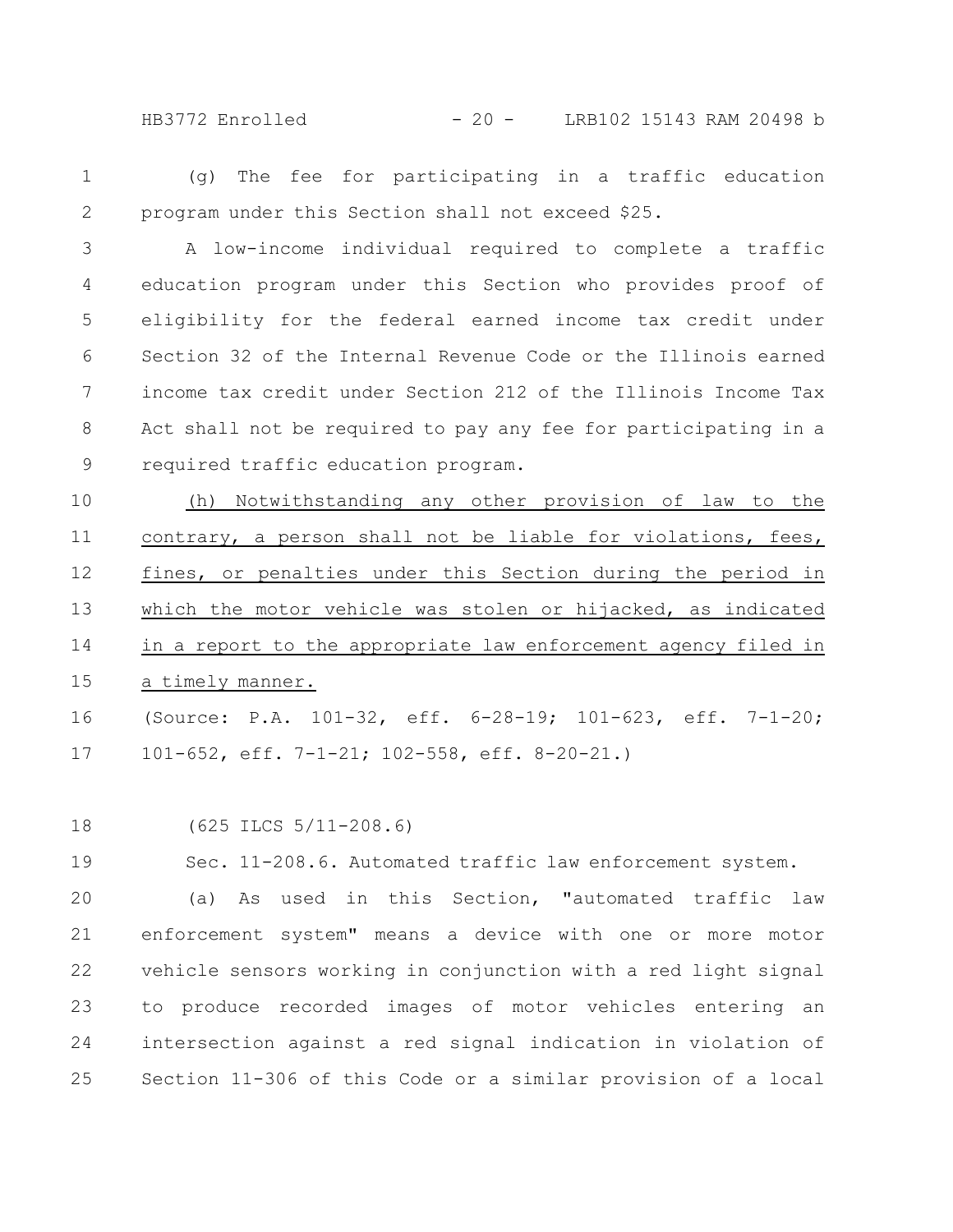(g) The fee for participating in a traffic education program under this Section shall not exceed $25.

A low-income individual required to complete a traffic education program under this Section who provides proof of eligibility for the federal earned income tax credit under Section 32 of the Internal Revenue Code or the Illinois earned income tax credit under Section 212 of the Illinois Income Tax Act shall not be required to pay any fee for participating in a required traffic education program.

(h) Notwithstanding any other provision of law to the contrary, a person shall not be liable for violations, fees, fines, or penalties under this Section during the period in which the motor vehicle was stolen or hijacked, as indicated in a report to the appropriate law enforcement agency filed in a timely manner.

(Source: P.A. 101-32, eff. 6-28-19; 101-623, eff. 7-1-20; 101-652, eff. 7-1-21; 102-558, eff. 8-20-21.)

(625 ILCS 5/11-208.6)

Sec. 11-208.6. Automated traffic law enforcement system.

(a) As used in this Section, "automated traffic law enforcement system" means a device with one or more motor vehicle sensors working in conjunction with a red light signal to produce recorded images of motor vehicles entering an intersection against a red signal indication in violation of Section 11-306 of this Code or a similar provision of a local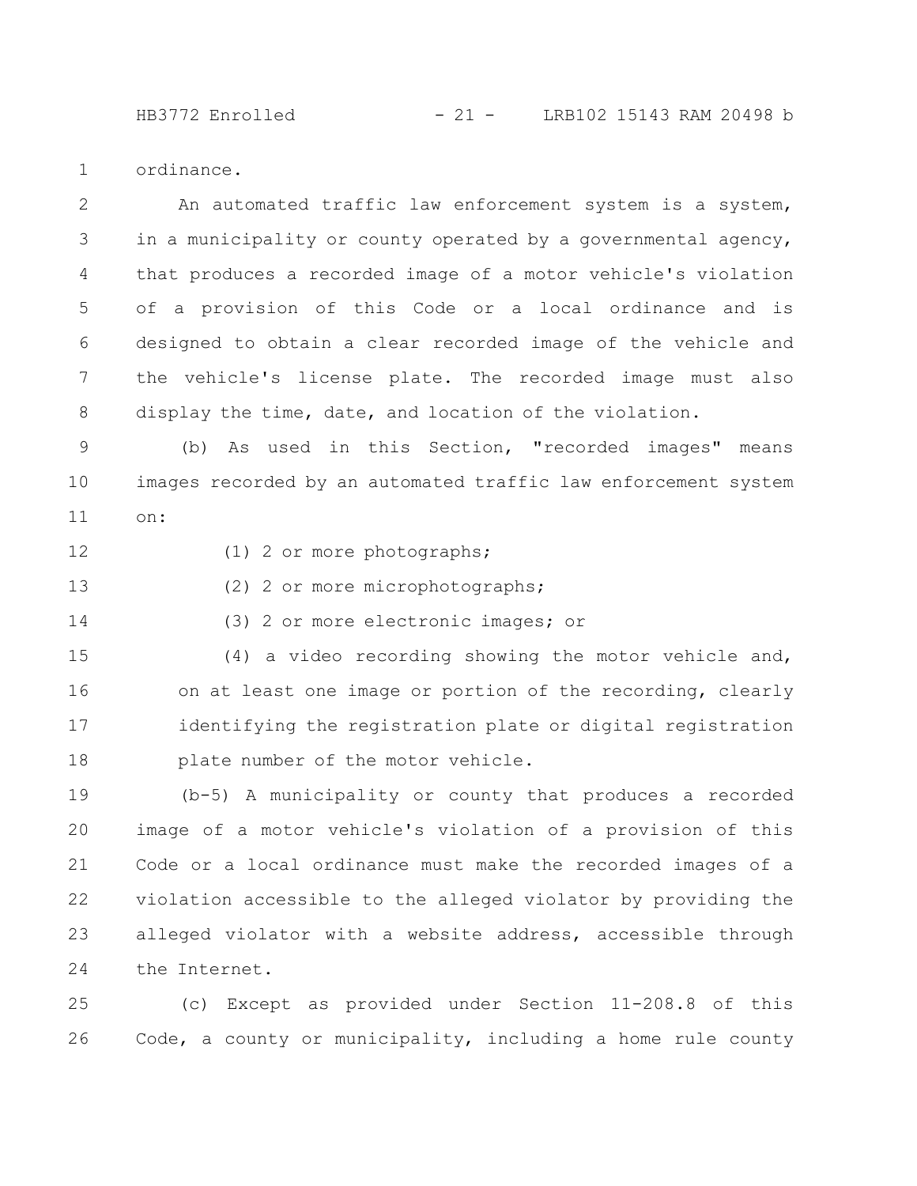ordinance.

An automated traffic law enforcement system is a system, in a municipality or county operated by a governmental agency, that produces a recorded image of a motor vehicle's violation of a provision of this Code or a local ordinance and is designed to obtain a clear recorded image of the vehicle and the vehicle's license plate. The recorded image must also display the time, date, and location of the violation.

(b) As used in this Section, "recorded images" means images recorded by an automated traffic law enforcement system on:

(1) 2 or more photographs;

(2) 2 or more microphotographs;

(3) 2 or more electronic images; or

(4) a video recording showing the motor vehicle and, on at least one image or portion of the recording, clearly identifying the registration plate or digital registration plate number of the motor vehicle.

(b-5) A municipality or county that produces a recorded image of a motor vehicle's violation of a provision of this Code or a local ordinance must make the recorded images of a violation accessible to the alleged violator by providing the alleged violator with a website address, accessible through the Internet.

(c) Except as provided under Section 11-208.8 of this Code, a county or municipality, including a home rule county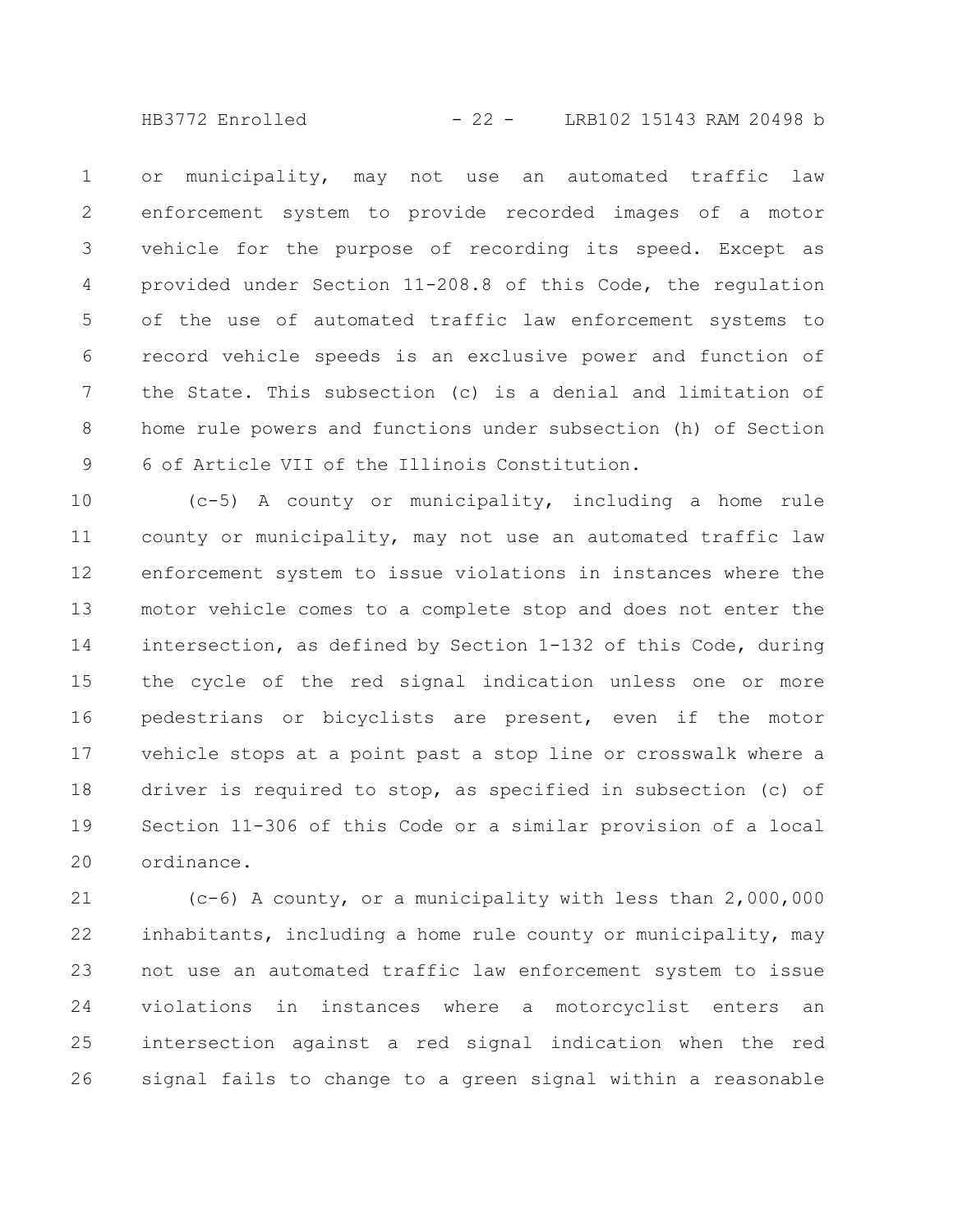or municipality, may not use an automated traffic law enforcement system to provide recorded images of a motor vehicle for the purpose of recording its speed. Except as provided under Section 11-208.8 of this Code, the regulation of the use of automated traffic law enforcement systems to record vehicle speeds is an exclusive power and function of the State. This subsection (c) is a denial and limitation of home rule powers and functions under subsection (h) of Section 6 of Article VII of the Illinois Constitution.

(c-5) A county or municipality, including a home rule county or municipality, may not use an automated traffic law enforcement system to issue violations in instances where the motor vehicle comes to a complete stop and does not enter the intersection, as defined by Section 1-132 of this Code, during the cycle of the red signal indication unless one or more pedestrians or bicyclists are present, even if the motor vehicle stops at a point past a stop line or crosswalk where a driver is required to stop, as specified in subsection (c) of Section 11-306 of this Code or a similar provision of a local ordinance.

(c-6) A county, or a municipality with less than 2,000,000 inhabitants, including a home rule county or municipality, may not use an automated traffic law enforcement system to issue violations in instances where a motorcyclist enters an intersection against a red signal indication when the red signal fails to change to a green signal within a reasonable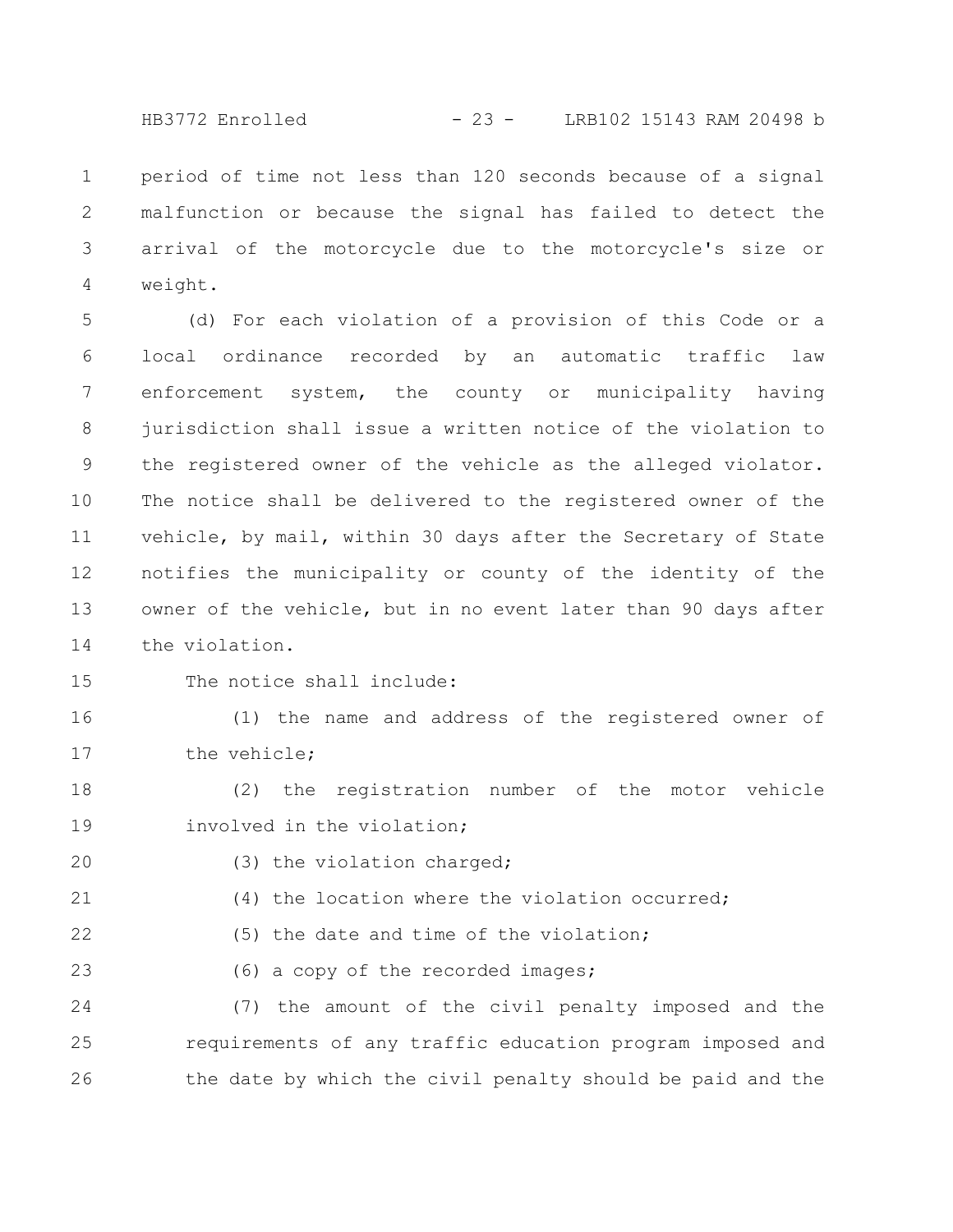period of time not less than 120 seconds because of a signal malfunction or because the signal has failed to detect the arrival of the motorcycle due to the motorcycle's size or weight.

(d) For each violation of a provision of this Code or a local ordinance recorded by an automatic traffic law enforcement system, the county or municipality having jurisdiction shall issue a written notice of the violation to the registered owner of the vehicle as the alleged violator. The notice shall be delivered to the registered owner of the vehicle, by mail, within 30 days after the Secretary of State notifies the municipality or county of the identity of the owner of the vehicle, but in no event later than 90 days after the violation.

The notice shall include:

(1) the name and address of the registered owner of the vehicle;

(2) the registration number of the motor vehicle involved in the violation;

(3) the violation charged;

(4) the location where the violation occurred;

(5) the date and time of the violation;

(6) a copy of the recorded images;

(7) the amount of the civil penalty imposed and the requirements of any traffic education program imposed and the date by which the civil penalty should be paid and the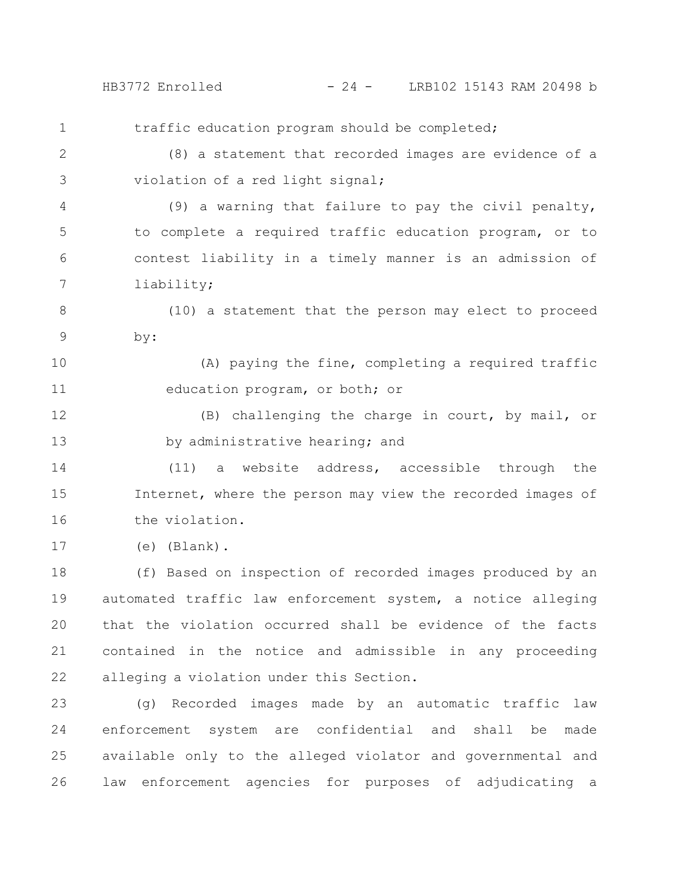traffic education program should be completed;

(8) a statement that recorded images are evidence of a violation of a red light signal;

(9) a warning that failure to pay the civil penalty, to complete a required traffic education program, or to contest liability in a timely manner is an admission of liability;

(10) a statement that the person may elect to proceed by:

(A) paying the fine, completing a required traffic education program, or both; or

(B) challenging the charge in court, by mail, or by administrative hearing; and

(11) a website address, accessible through the Internet, where the person may view the recorded images of the violation.

(e) (Blank).

(f) Based on inspection of recorded images produced by an automated traffic law enforcement system, a notice alleging that the violation occurred shall be evidence of the facts contained in the notice and admissible in any proceeding alleging a violation under this Section.

(g) Recorded images made by an automatic traffic law enforcement system are confidential and shall be made available only to the alleged violator and governmental and law enforcement agencies for purposes of adjudicating a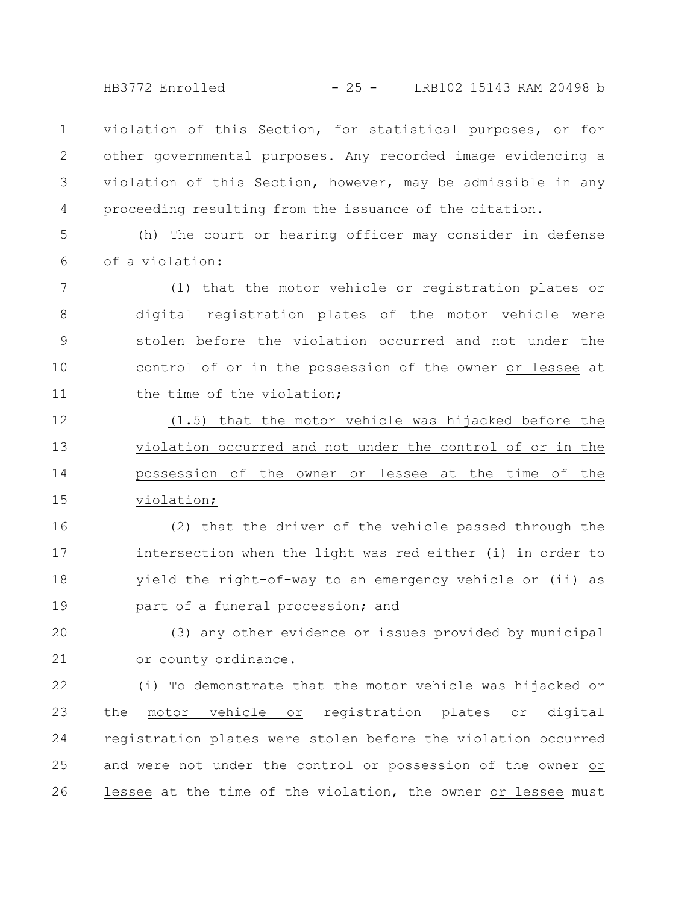violation of this Section, for statistical purposes, or for other governmental purposes. Any recorded image evidencing a violation of this Section, however, may be admissible in any proceeding resulting from the issuance of the citation.

(h) The court or hearing officer may consider in defense of a violation:

(1) that the motor vehicle or registration plates or digital registration plates of the motor vehicle were stolen before the violation occurred and not under the control of or in the possession of the owner or lessee at the time of the violation;

(1.5) that the motor vehicle was hijacked before the violation occurred and not under the control of or in the possession of the owner or lessee at the time of the violation;

(2) that the driver of the vehicle passed through the intersection when the light was red either (i) in order to yield the right-of-way to an emergency vehicle or (ii) as part of a funeral procession; and

(3) any other evidence or issues provided by municipal or county ordinance.

(i) To demonstrate that the motor vehicle was hijacked or the motor vehicle or registration plates or digital registration plates were stolen before the violation occurred and were not under the control or possession of the owner or lessee at the time of the violation, the owner or lessee must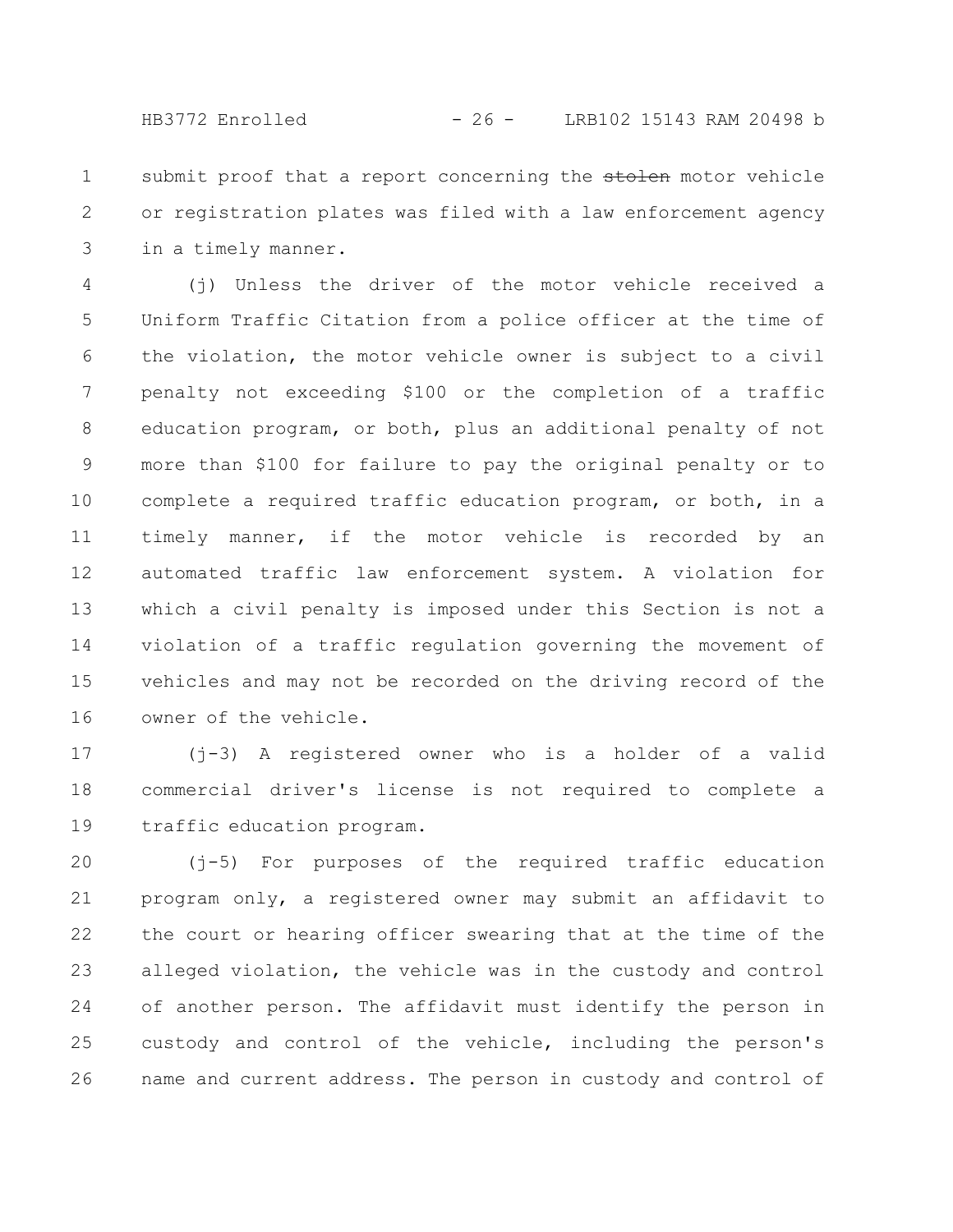submit proof that a report concerning the ~~stolen~~ motor vehicle or registration plates was filed with a law enforcement agency in a timely manner.

(j) Unless the driver of the motor vehicle received a Uniform Traffic Citation from a police officer at the time of the violation, the motor vehicle owner is subject to a civil penalty not exceeding $100 or the completion of a traffic education program, or both, plus an additional penalty of not more than $100 for failure to pay the original penalty or to complete a required traffic education program, or both, in a timely manner, if the motor vehicle is recorded by an automated traffic law enforcement system. A violation for which a civil penalty is imposed under this Section is not a violation of a traffic regulation governing the movement of vehicles and may not be recorded on the driving record of the owner of the vehicle.

(j-3) A registered owner who is a holder of a valid commercial driver's license is not required to complete a traffic education program.

(j-5) For purposes of the required traffic education program only, a registered owner may submit an affidavit to the court or hearing officer swearing that at the time of the alleged violation, the vehicle was in the custody and control of another person. The affidavit must identify the person in custody and control of the vehicle, including the person's name and current address. The person in custody and control of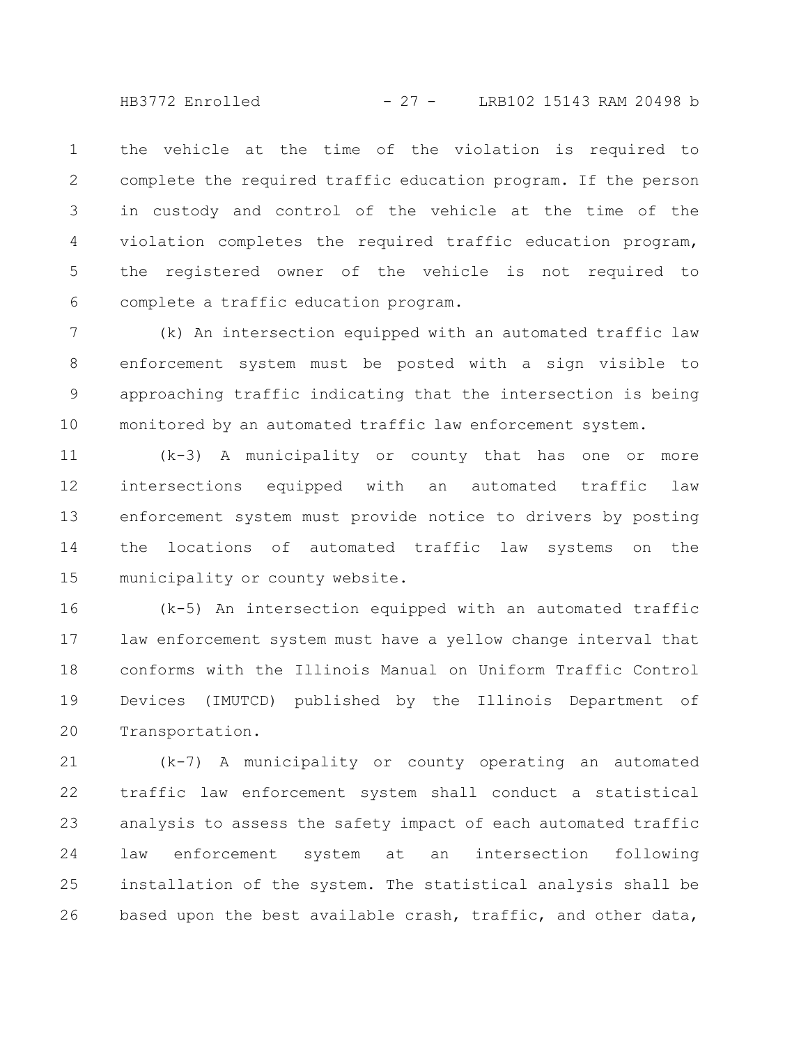the vehicle at the time of the violation is required to complete the required traffic education program. If the person in custody and control of the vehicle at the time of the violation completes the required traffic education program, the registered owner of the vehicle is not required to complete a traffic education program.

(k) An intersection equipped with an automated traffic law enforcement system must be posted with a sign visible to approaching traffic indicating that the intersection is being monitored by an automated traffic law enforcement system.

(k-3) A municipality or county that has one or more intersections equipped with an automated traffic law enforcement system must provide notice to drivers by posting the locations of automated traffic law systems on the municipality or county website.

(k-5) An intersection equipped with an automated traffic law enforcement system must have a yellow change interval that conforms with the Illinois Manual on Uniform Traffic Control Devices (IMUTCD) published by the Illinois Department of Transportation.

(k-7) A municipality or county operating an automated traffic law enforcement system shall conduct a statistical analysis to assess the safety impact of each automated traffic law enforcement system at an intersection following installation of the system. The statistical analysis shall be based upon the best available crash, traffic, and other data,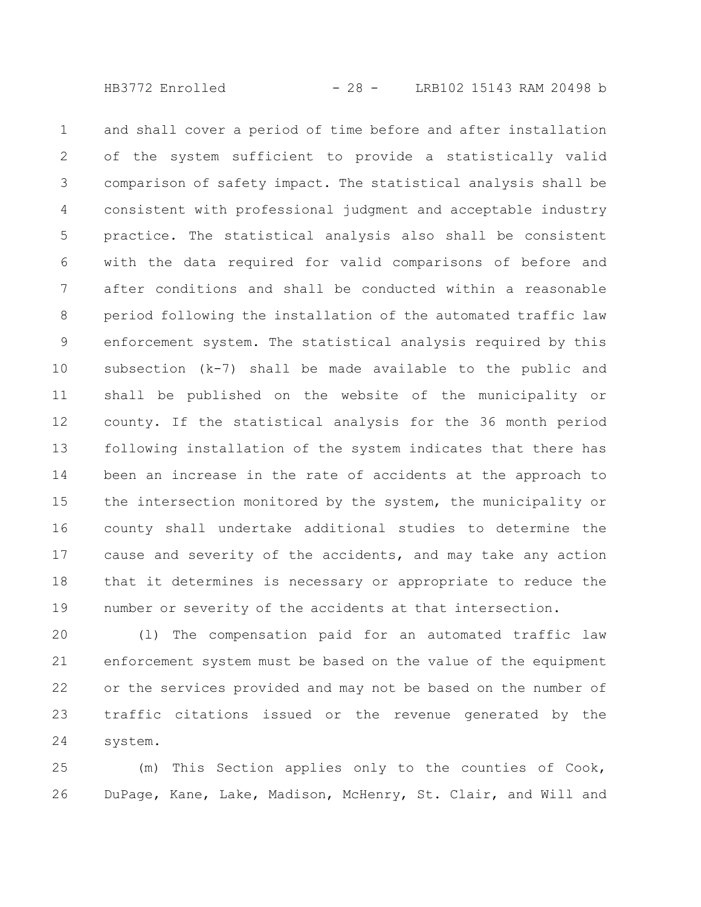and shall cover a period of time before and after installation of the system sufficient to provide a statistically valid comparison of safety impact. The statistical analysis shall be consistent with professional judgment and acceptable industry practice. The statistical analysis also shall be consistent with the data required for valid comparisons of before and after conditions and shall be conducted within a reasonable period following the installation of the automated traffic law enforcement system. The statistical analysis required by this subsection (k-7) shall be made available to the public and shall be published on the website of the municipality or county. If the statistical analysis for the 36 month period following installation of the system indicates that there has been an increase in the rate of accidents at the approach to the intersection monitored by the system, the municipality or county shall undertake additional studies to determine the cause and severity of the accidents, and may take any action that it determines is necessary or appropriate to reduce the number or severity of the accidents at that intersection.

(l) The compensation paid for an automated traffic law enforcement system must be based on the value of the equipment or the services provided and may not be based on the number of traffic citations issued or the revenue generated by the system.

(m) This Section applies only to the counties of Cook, DuPage, Kane, Lake, Madison, McHenry, St. Clair, and Will and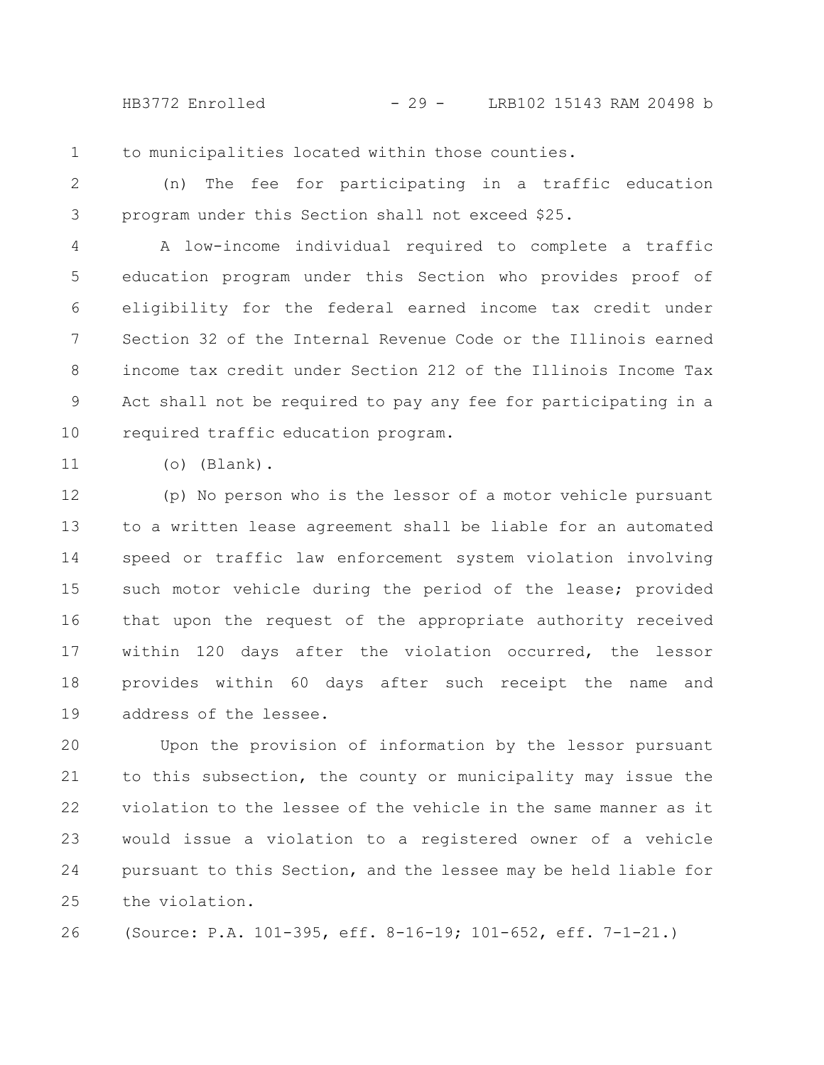to municipalities located within those counties.

(n) The fee for participating in a traffic education program under this Section shall not exceed $25.

A low-income individual required to complete a traffic education program under this Section who provides proof of eligibility for the federal earned income tax credit under Section 32 of the Internal Revenue Code or the Illinois earned income tax credit under Section 212 of the Illinois Income Tax Act shall not be required to pay any fee for participating in a required traffic education program.

(o) (Blank).

(p) No person who is the lessor of a motor vehicle pursuant to a written lease agreement shall be liable for an automated speed or traffic law enforcement system violation involving such motor vehicle during the period of the lease; provided that upon the request of the appropriate authority received within 120 days after the violation occurred, the lessor provides within 60 days after such receipt the name and address of the lessee.

Upon the provision of information by the lessor pursuant to this subsection, the county or municipality may issue the violation to the lessee of the vehicle in the same manner as it would issue a violation to a registered owner of a vehicle pursuant to this Section, and the lessee may be held liable for the violation.

(Source: P.A. 101-395, eff. 8-16-19; 101-652, eff. 7-1-21.)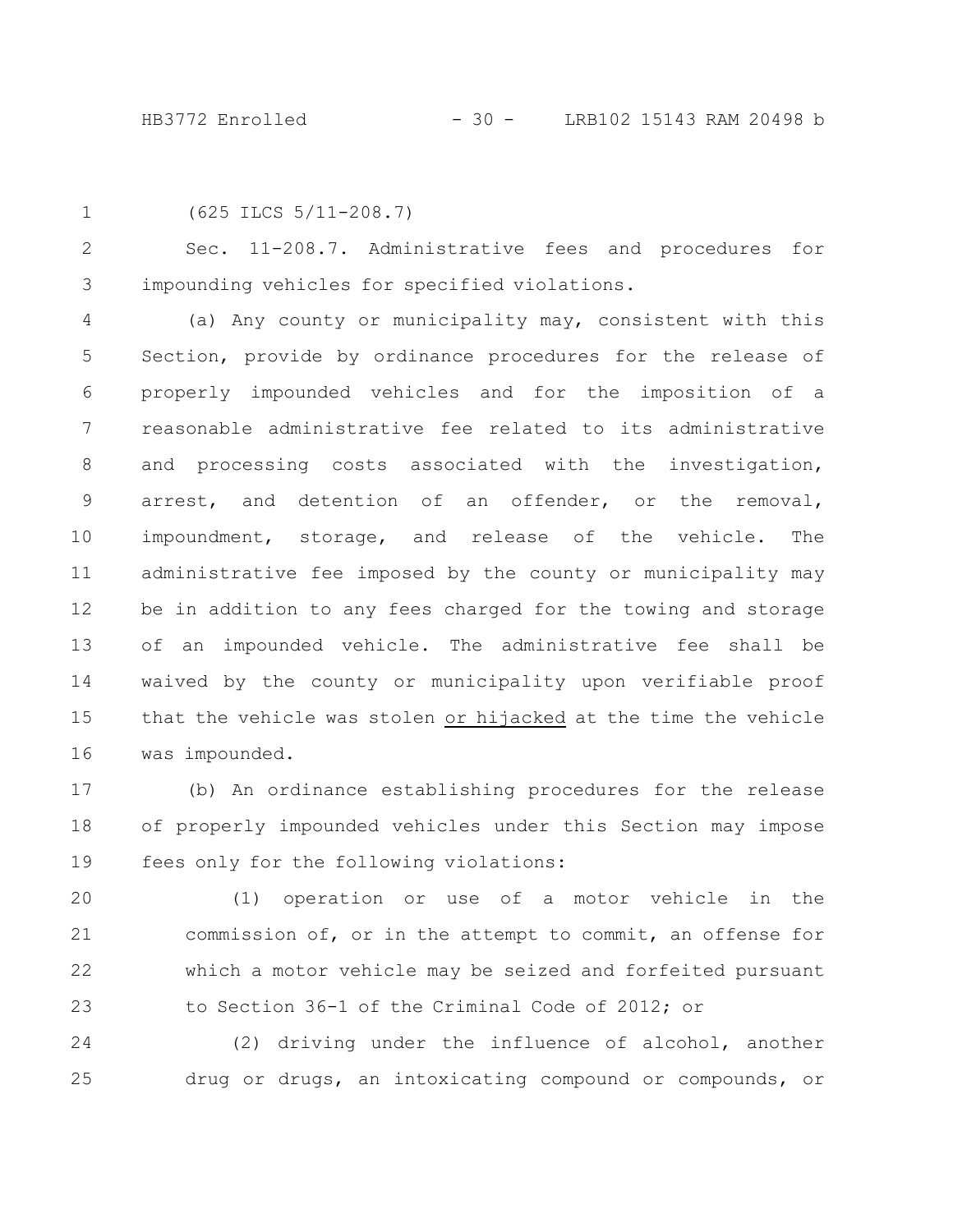(625 ILCS 5/11-208.7)

Sec. 11-208.7. Administrative fees and procedures for impounding vehicles for specified violations.

(a) Any county or municipality may, consistent with this Section, provide by ordinance procedures for the release of properly impounded vehicles and for the imposition of a reasonable administrative fee related to its administrative and processing costs associated with the investigation, arrest, and detention of an offender, or the removal, impoundment, storage, and release of the vehicle. The administrative fee imposed by the county or municipality may be in addition to any fees charged for the towing and storage of an impounded vehicle. The administrative fee shall be waived by the county or municipality upon verifiable proof that the vehicle was stolen <u>or hijacked</u> at the time the vehicle was impounded.

(b) An ordinance establishing procedures for the release of properly impounded vehicles under this Section may impose fees only for the following violations:

(1) operation or use of a motor vehicle in the commission of, or in the attempt to commit, an offense for which a motor vehicle may be seized and forfeited pursuant to Section 36-1 of the Criminal Code of 2012; or

(2) driving under the influence of alcohol, another drug or drugs, an intoxicating compound or compounds, or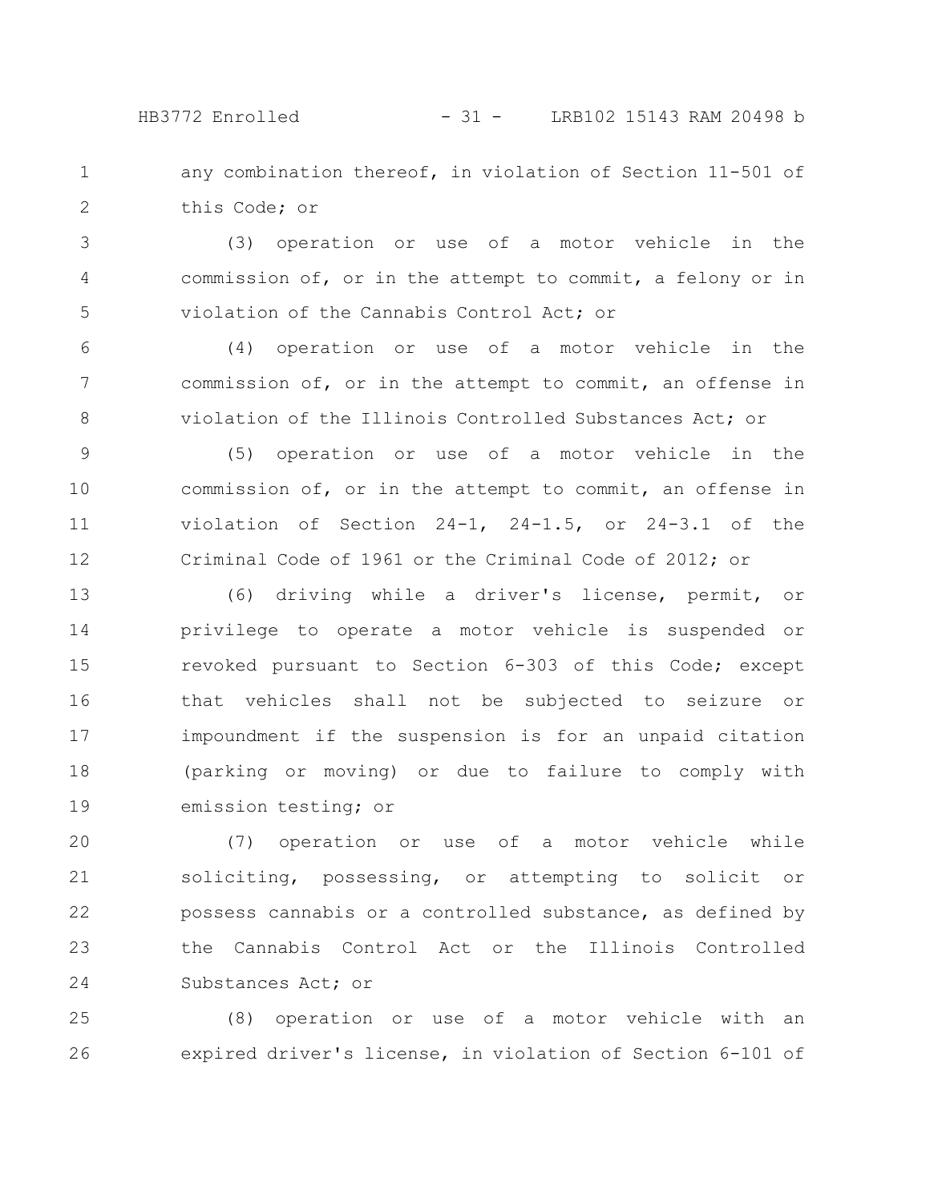any combination thereof, in violation of Section 11-501 of this Code; or

(3) operation or use of a motor vehicle in the commission of, or in the attempt to commit, a felony or in violation of the Cannabis Control Act; or

(4) operation or use of a motor vehicle in the commission of, or in the attempt to commit, an offense in violation of the Illinois Controlled Substances Act; or

(5) operation or use of a motor vehicle in the commission of, or in the attempt to commit, an offense in violation of Section 24-1, 24-1.5, or 24-3.1 of the Criminal Code of 1961 or the Criminal Code of 2012; or

(6) driving while a driver's license, permit, or privilege to operate a motor vehicle is suspended or revoked pursuant to Section 6-303 of this Code; except that vehicles shall not be subjected to seizure or impoundment if the suspension is for an unpaid citation (parking or moving) or due to failure to comply with emission testing; or

(7) operation or use of a motor vehicle while soliciting, possessing, or attempting to solicit or possess cannabis or a controlled substance, as defined by the Cannabis Control Act or the Illinois Controlled Substances Act; or

(8) operation or use of a motor vehicle with an expired driver's license, in violation of Section 6-101 of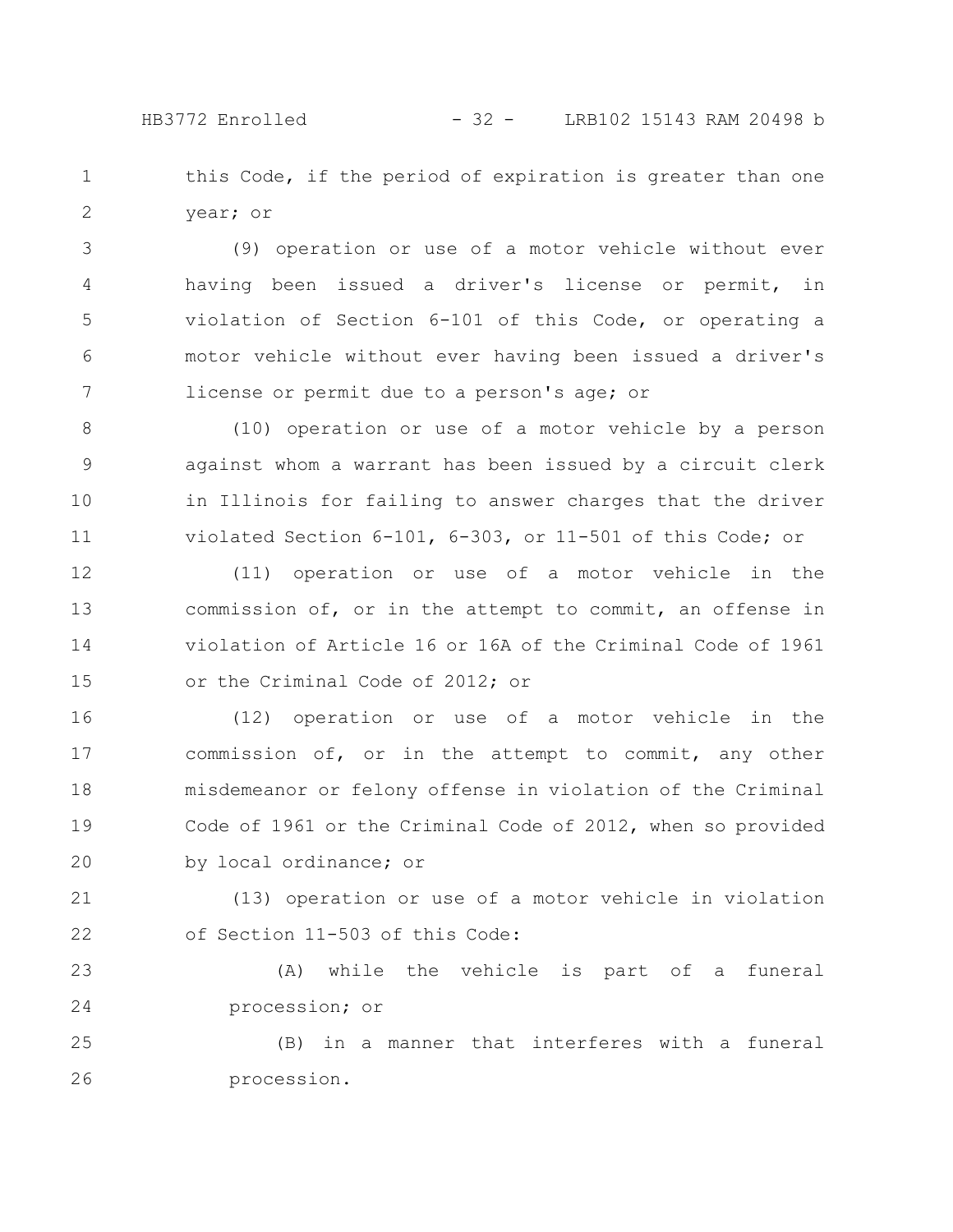this Code, if the period of expiration is greater than one year; or

(9) operation or use of a motor vehicle without ever having been issued a driver's license or permit, in violation of Section 6-101 of this Code, or operating a motor vehicle without ever having been issued a driver's license or permit due to a person's age; or

(10) operation or use of a motor vehicle by a person against whom a warrant has been issued by a circuit clerk in Illinois for failing to answer charges that the driver violated Section 6-101, 6-303, or 11-501 of this Code; or

(11) operation or use of a motor vehicle in the commission of, or in the attempt to commit, an offense in violation of Article 16 or 16A of the Criminal Code of 1961 or the Criminal Code of 2012; or

(12) operation or use of a motor vehicle in the commission of, or in the attempt to commit, any other misdemeanor or felony offense in violation of the Criminal Code of 1961 or the Criminal Code of 2012, when so provided by local ordinance; or

(13) operation or use of a motor vehicle in violation of Section 11-503 of this Code:

(A) while the vehicle is part of a funeral procession; or

(B) in a manner that interferes with a funeral procession.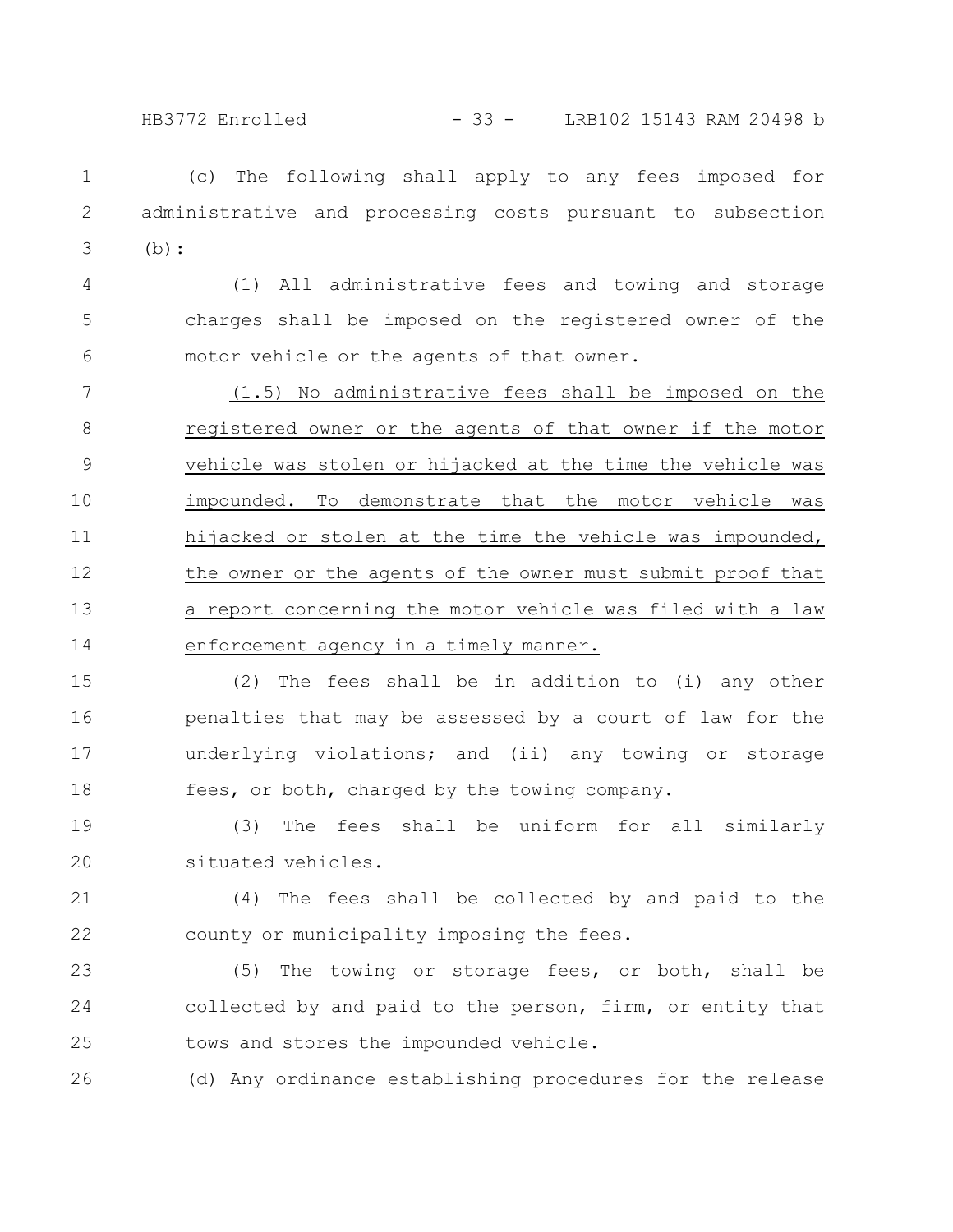(c) The following shall apply to any fees imposed for administrative and processing costs pursuant to subsection (b):

(1) All administrative fees and towing and storage charges shall be imposed on the registered owner of the motor vehicle or the agents of that owner.

(1.5) No administrative fees shall be imposed on the registered owner or the agents of that owner if the motor vehicle was stolen or hijacked at the time the vehicle was impounded. To demonstrate that the motor vehicle was hijacked or stolen at the time the vehicle was impounded, the owner or the agents of the owner must submit proof that a report concerning the motor vehicle was filed with a law enforcement agency in a timely manner.

(2) The fees shall be in addition to (i) any other penalties that may be assessed by a court of law for the underlying violations; and (ii) any towing or storage fees, or both, charged by the towing company.

(3) The fees shall be uniform for all similarly situated vehicles.

(4) The fees shall be collected by and paid to the county or municipality imposing the fees.

(5) The towing or storage fees, or both, shall be collected by and paid to the person, firm, or entity that tows and stores the impounded vehicle.

(d) Any ordinance establishing procedures for the release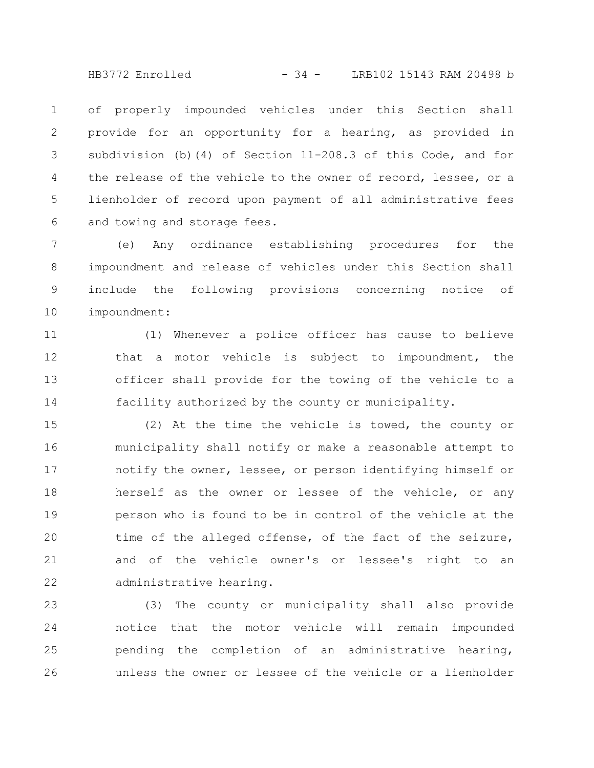of properly impounded vehicles under this Section shall provide for an opportunity for a hearing, as provided in subdivision (b)(4) of Section 11-208.3 of this Code, and for the release of the vehicle to the owner of record, lessee, or a lienholder of record upon payment of all administrative fees and towing and storage fees.

(e) Any ordinance establishing procedures for the impoundment and release of vehicles under this Section shall include the following provisions concerning notice of impoundment:

(1) Whenever a police officer has cause to believe that a motor vehicle is subject to impoundment, the officer shall provide for the towing of the vehicle to a facility authorized by the county or municipality.

(2) At the time the vehicle is towed, the county or municipality shall notify or make a reasonable attempt to notify the owner, lessee, or person identifying himself or herself as the owner or lessee of the vehicle, or any person who is found to be in control of the vehicle at the time of the alleged offense, of the fact of the seizure, and of the vehicle owner's or lessee's right to an administrative hearing.

(3) The county or municipality shall also provide notice that the motor vehicle will remain impounded pending the completion of an administrative hearing, unless the owner or lessee of the vehicle or a lienholder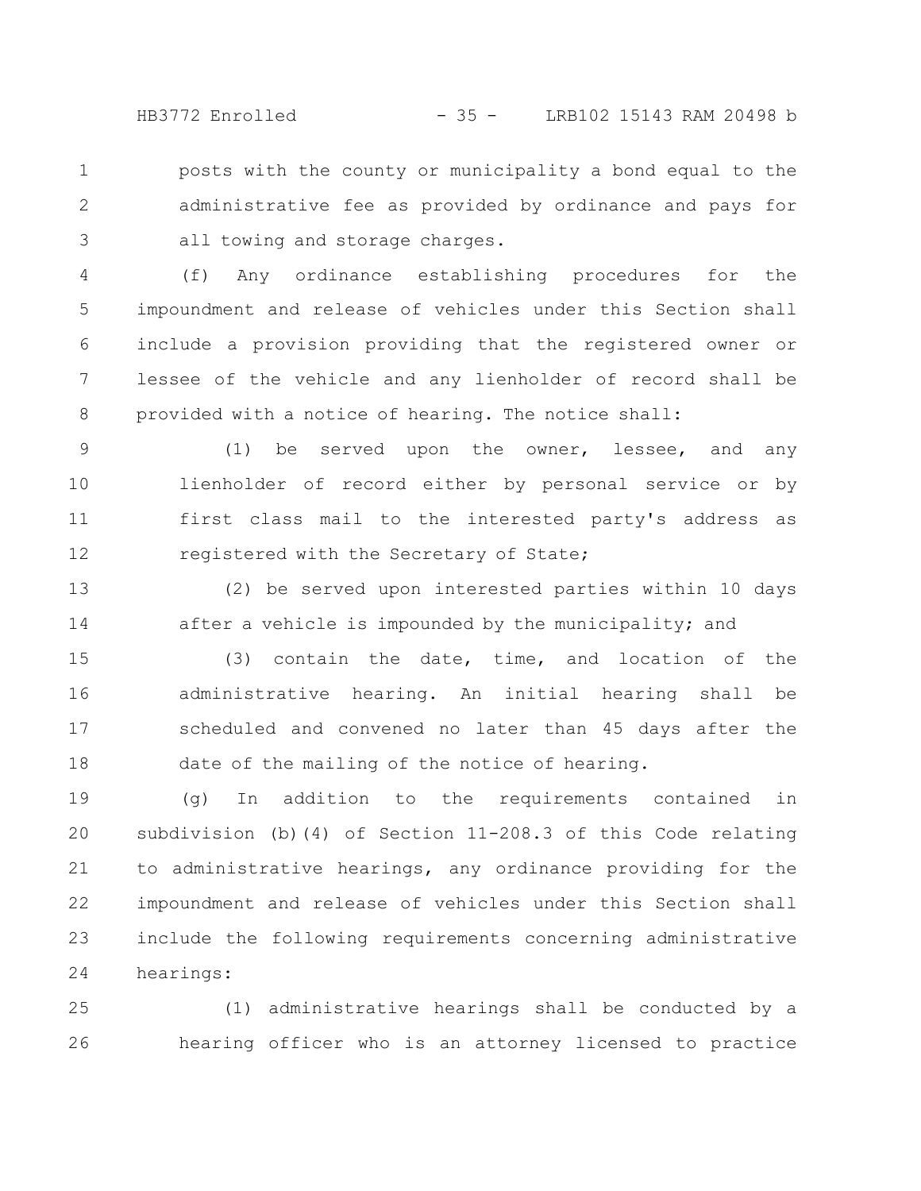posts with the county or municipality a bond equal to the administrative fee as provided by ordinance and pays for all towing and storage charges.

(f) Any ordinance establishing procedures for the impoundment and release of vehicles under this Section shall include a provision providing that the registered owner or lessee of the vehicle and any lienholder of record shall be provided with a notice of hearing. The notice shall:

(1) be served upon the owner, lessee, and any lienholder of record either by personal service or by first class mail to the interested party's address as registered with the Secretary of State;

(2) be served upon interested parties within 10 days after a vehicle is impounded by the municipality; and

(3) contain the date, time, and location of the administrative hearing. An initial hearing shall be scheduled and convened no later than 45 days after the date of the mailing of the notice of hearing.

(g) In addition to the requirements contained in subdivision (b)(4) of Section 11-208.3 of this Code relating to administrative hearings, any ordinance providing for the impoundment and release of vehicles under this Section shall include the following requirements concerning administrative hearings:

(1) administrative hearings shall be conducted by a hearing officer who is an attorney licensed to practice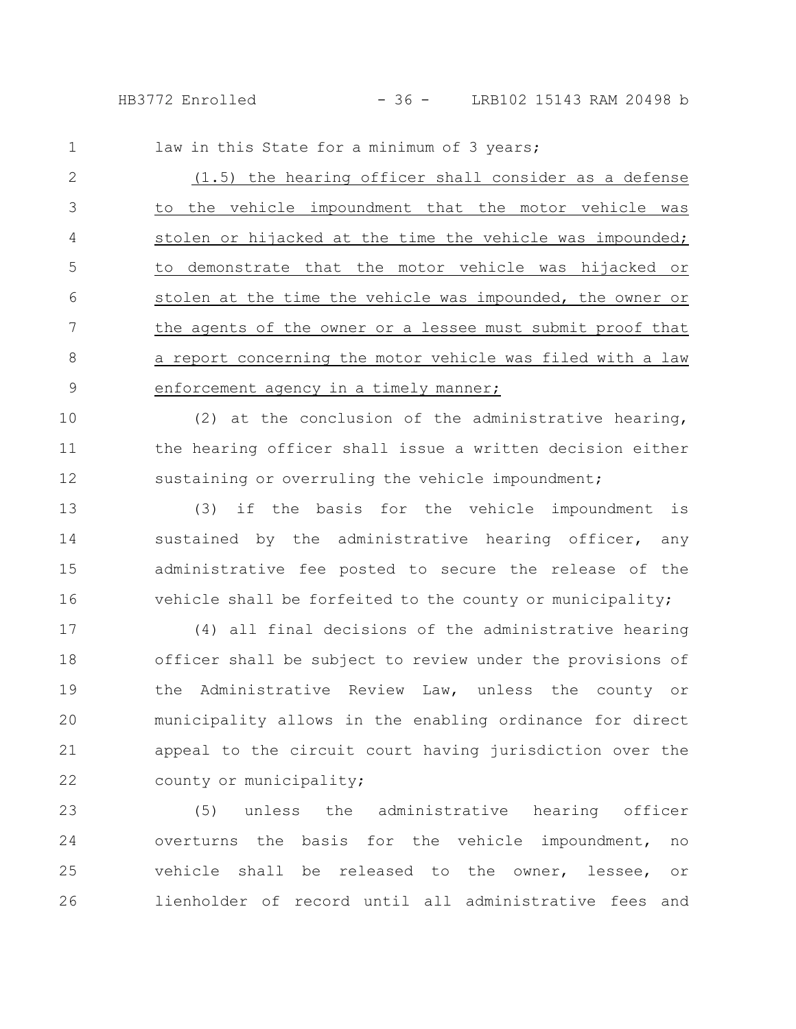law in this State for a minimum of 3 years;

<u>(1.5) the hearing officer shall consider as a defense to the vehicle impoundment that the motor vehicle was stolen or hijacked at the time the vehicle was impounded; to demonstrate that the motor vehicle was hijacked or stolen at the time the vehicle was impounded, the owner or the agents of the owner or a lessee must submit proof that a report concerning the motor vehicle was filed with a law enforcement agency in a timely manner;</u>

(2) at the conclusion of the administrative hearing, the hearing officer shall issue a written decision either sustaining or overruling the vehicle impoundment;

(3) if the basis for the vehicle impoundment is sustained by the administrative hearing officer, any administrative fee posted to secure the release of the vehicle shall be forfeited to the county or municipality;

(4) all final decisions of the administrative hearing officer shall be subject to review under the provisions of the Administrative Review Law, unless the county or municipality allows in the enabling ordinance for direct appeal to the circuit court having jurisdiction over the county or municipality;

(5) unless the administrative hearing officer overturns the basis for the vehicle impoundment, no vehicle shall be released to the owner, lessee, or lienholder of record until all administrative fees and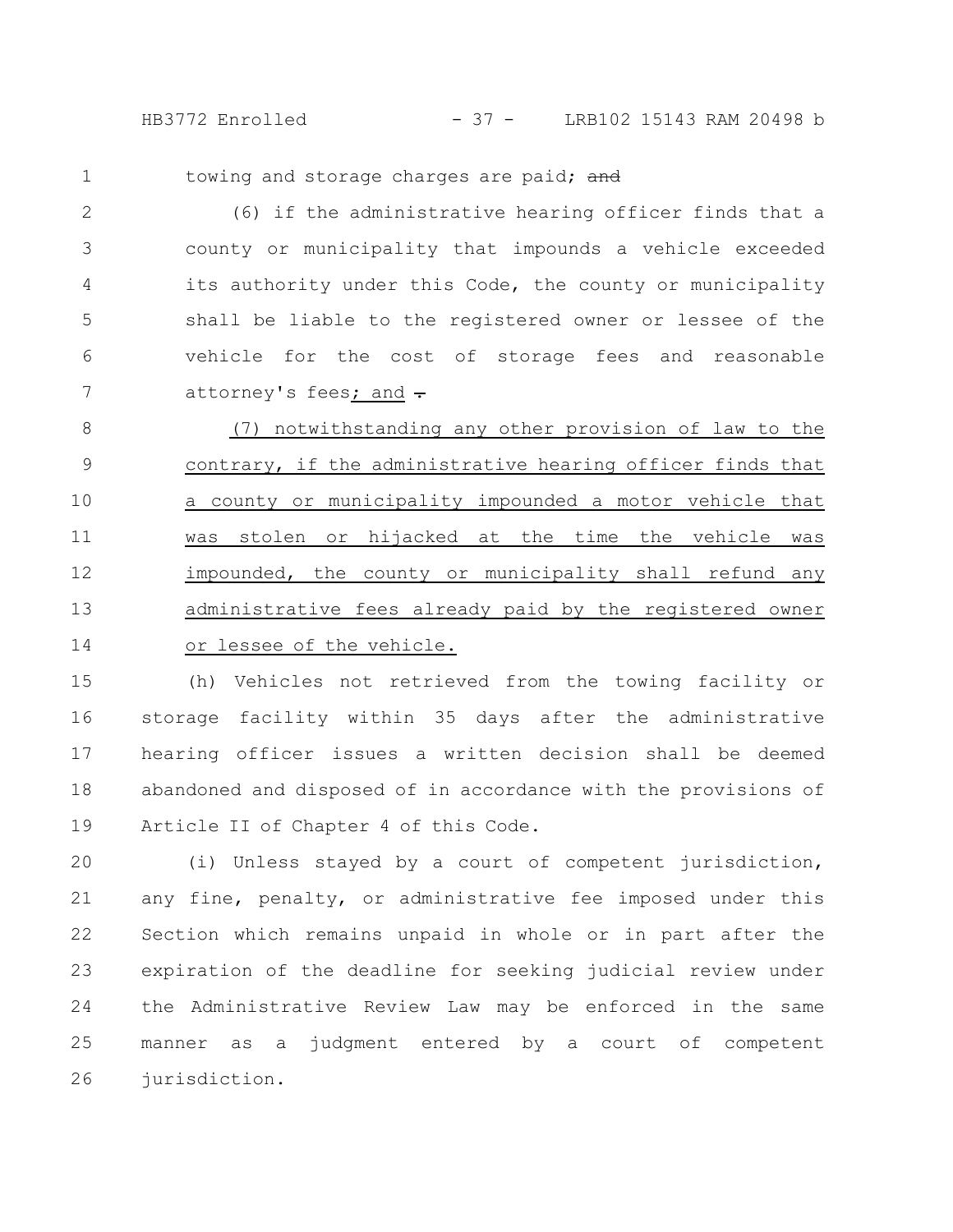towing and storage charges are paid; ~~and~~

(6) if the administrative hearing officer finds that a county or municipality that impounds a vehicle exceeded its authority under this Code, the county or municipality shall be liable to the registered owner or lessee of the vehicle for the cost of storage fees and reasonable attorney's fees; and ~~.~~

(7) notwithstanding any other provision of law to the contrary, if the administrative hearing officer finds that a county or municipality impounded a motor vehicle that was stolen or hijacked at the time the vehicle was impounded, the county or municipality shall refund any administrative fees already paid by the registered owner or lessee of the vehicle.

(h) Vehicles not retrieved from the towing facility or storage facility within 35 days after the administrative hearing officer issues a written decision shall be deemed abandoned and disposed of in accordance with the provisions of Article II of Chapter 4 of this Code.

(i) Unless stayed by a court of competent jurisdiction, any fine, penalty, or administrative fee imposed under this Section which remains unpaid in whole or in part after the expiration of the deadline for seeking judicial review under the Administrative Review Law may be enforced in the same manner as a judgment entered by a court of competent jurisdiction.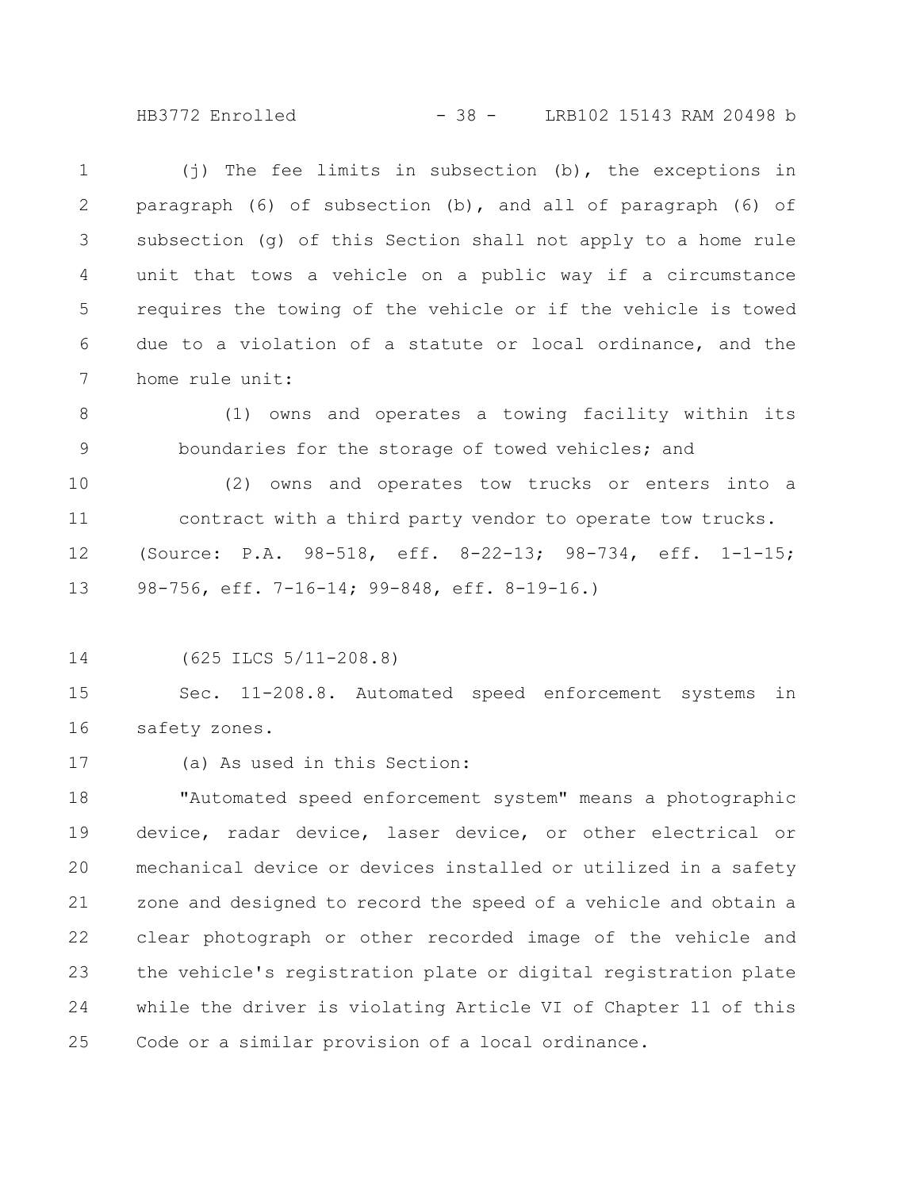(j) The fee limits in subsection (b), the exceptions in paragraph (6) of subsection (b), and all of paragraph (6) of subsection (g) of this Section shall not apply to a home rule unit that tows a vehicle on a public way if a circumstance requires the towing of the vehicle or if the vehicle is towed due to a violation of a statute or local ordinance, and the home rule unit:

(1) owns and operates a towing facility within its boundaries for the storage of towed vehicles; and

(2) owns and operates tow trucks or enters into a contract with a third party vendor to operate tow trucks.

(Source: P.A. 98-518, eff. 8-22-13; 98-734, eff. 1-1-15; 98-756, eff. 7-16-14; 99-848, eff. 8-19-16.)

(625 ILCS 5/11-208.8)

Sec. 11-208.8. Automated speed enforcement systems in safety zones.

(a) As used in this Section:

"Automated speed enforcement system" means a photographic device, radar device, laser device, or other electrical or mechanical device or devices installed or utilized in a safety zone and designed to record the speed of a vehicle and obtain a clear photograph or other recorded image of the vehicle and the vehicle's registration plate or digital registration plate while the driver is violating Article VI of Chapter 11 of this Code or a similar provision of a local ordinance.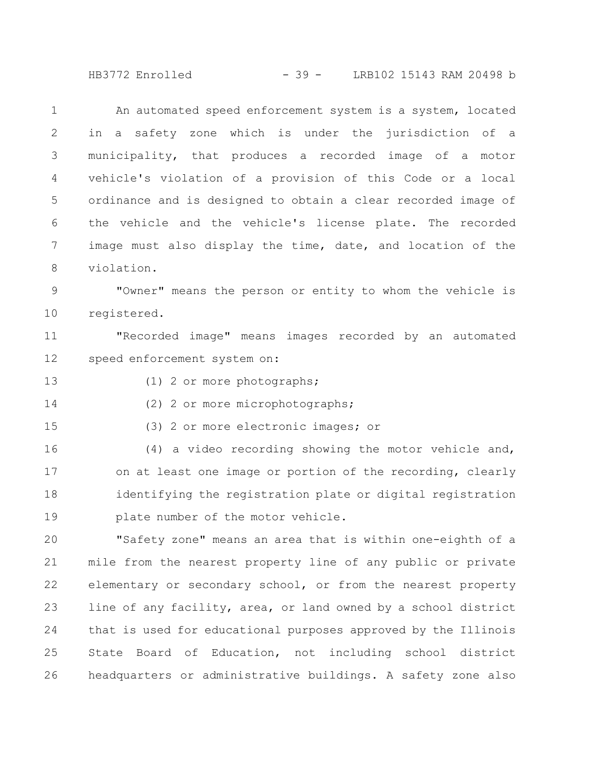An automated speed enforcement system is a system, located in a safety zone which is under the jurisdiction of a municipality, that produces a recorded image of a motor vehicle's violation of a provision of this Code or a local ordinance and is designed to obtain a clear recorded image of the vehicle and the vehicle's license plate. The recorded image must also display the time, date, and location of the violation.

"Owner" means the person or entity to whom the vehicle is registered.

"Recorded image" means images recorded by an automated speed enforcement system on:

(1) 2 or more photographs;

(2) 2 or more microphotographs;

(3) 2 or more electronic images; or

(4) a video recording showing the motor vehicle and, on at least one image or portion of the recording, clearly identifying the registration plate or digital registration plate number of the motor vehicle.

"Safety zone" means an area that is within one-eighth of a mile from the nearest property line of any public or private elementary or secondary school, or from the nearest property line of any facility, area, or land owned by a school district that is used for educational purposes approved by the Illinois State Board of Education, not including school district headquarters or administrative buildings. A safety zone also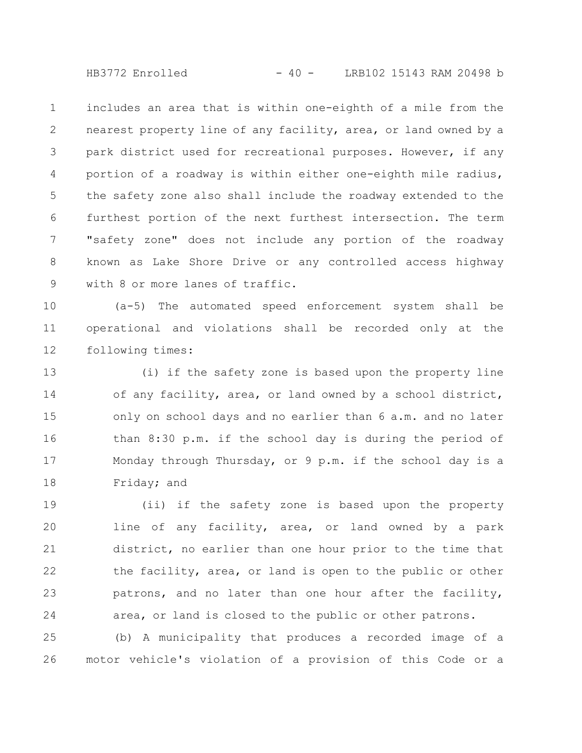includes an area that is within one-eighth of a mile from the nearest property line of any facility, area, or land owned by a park district used for recreational purposes. However, if any portion of a roadway is within either one-eighth mile radius, the safety zone also shall include the roadway extended to the furthest portion of the next furthest intersection. The term "safety zone" does not include any portion of the roadway known as Lake Shore Drive or any controlled access highway with 8 or more lanes of traffic.

(a-5) The automated speed enforcement system shall be operational and violations shall be recorded only at the following times:

(i) if the safety zone is based upon the property line of any facility, area, or land owned by a school district, only on school days and no earlier than 6 a.m. and no later than 8:30 p.m. if the school day is during the period of Monday through Thursday, or 9 p.m. if the school day is a Friday; and

(ii) if the safety zone is based upon the property line of any facility, area, or land owned by a park district, no earlier than one hour prior to the time that the facility, area, or land is open to the public or other patrons, and no later than one hour after the facility, area, or land is closed to the public or other patrons.

(b) A municipality that produces a recorded image of a motor vehicle's violation of a provision of this Code or a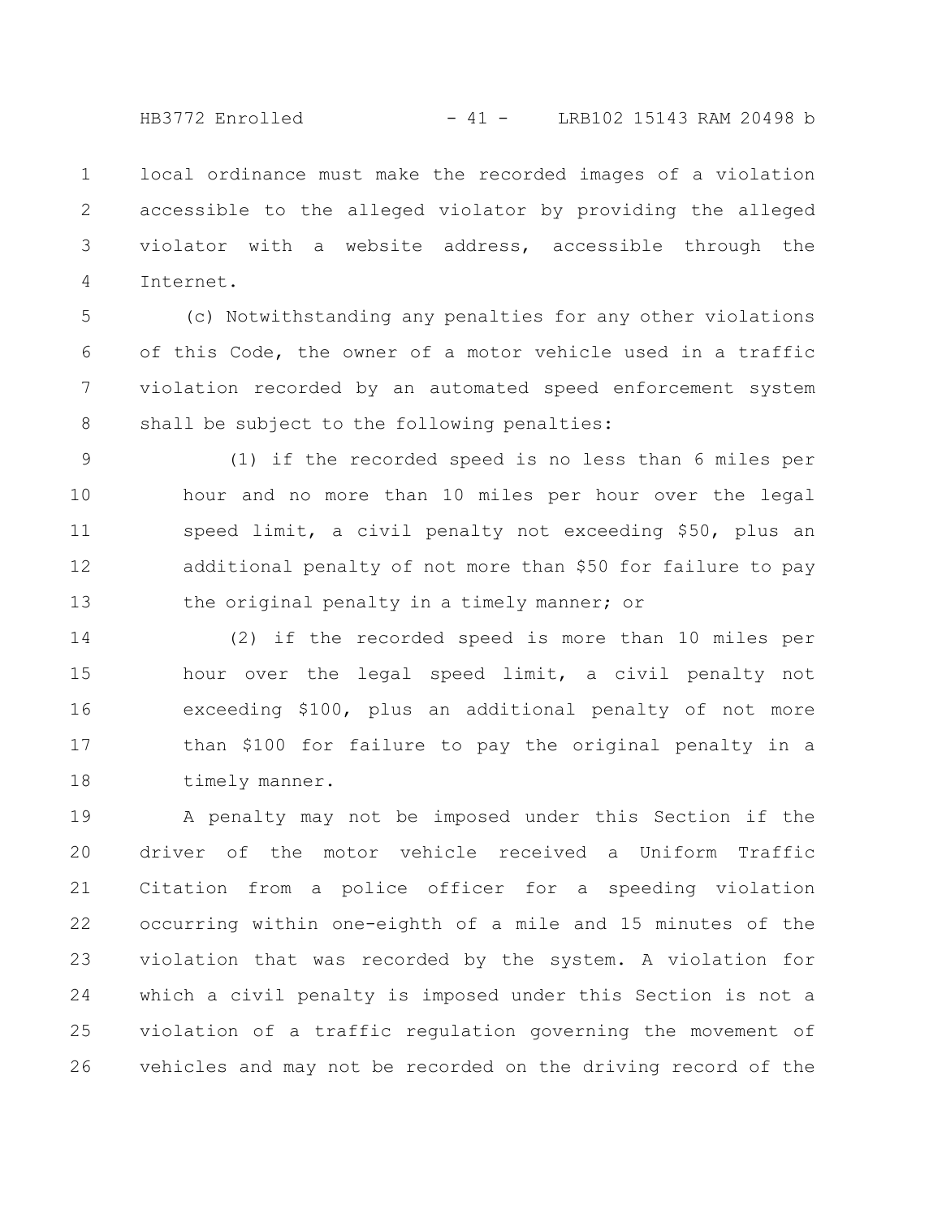local ordinance must make the recorded images of a violation accessible to the alleged violator by providing the alleged violator with a website address, accessible through the Internet.

(c) Notwithstanding any penalties for any other violations of this Code, the owner of a motor vehicle used in a traffic violation recorded by an automated speed enforcement system shall be subject to the following penalties:

(1) if the recorded speed is no less than 6 miles per hour and no more than 10 miles per hour over the legal speed limit, a civil penalty not exceeding $50, plus an additional penalty of not more than $50 for failure to pay the original penalty in a timely manner; or

(2) if the recorded speed is more than 10 miles per hour over the legal speed limit, a civil penalty not exceeding $100, plus an additional penalty of not more than $100 for failure to pay the original penalty in a timely manner.

A penalty may not be imposed under this Section if the driver of the motor vehicle received a Uniform Traffic Citation from a police officer for a speeding violation occurring within one-eighth of a mile and 15 minutes of the violation that was recorded by the system. A violation for which a civil penalty is imposed under this Section is not a violation of a traffic regulation governing the movement of vehicles and may not be recorded on the driving record of the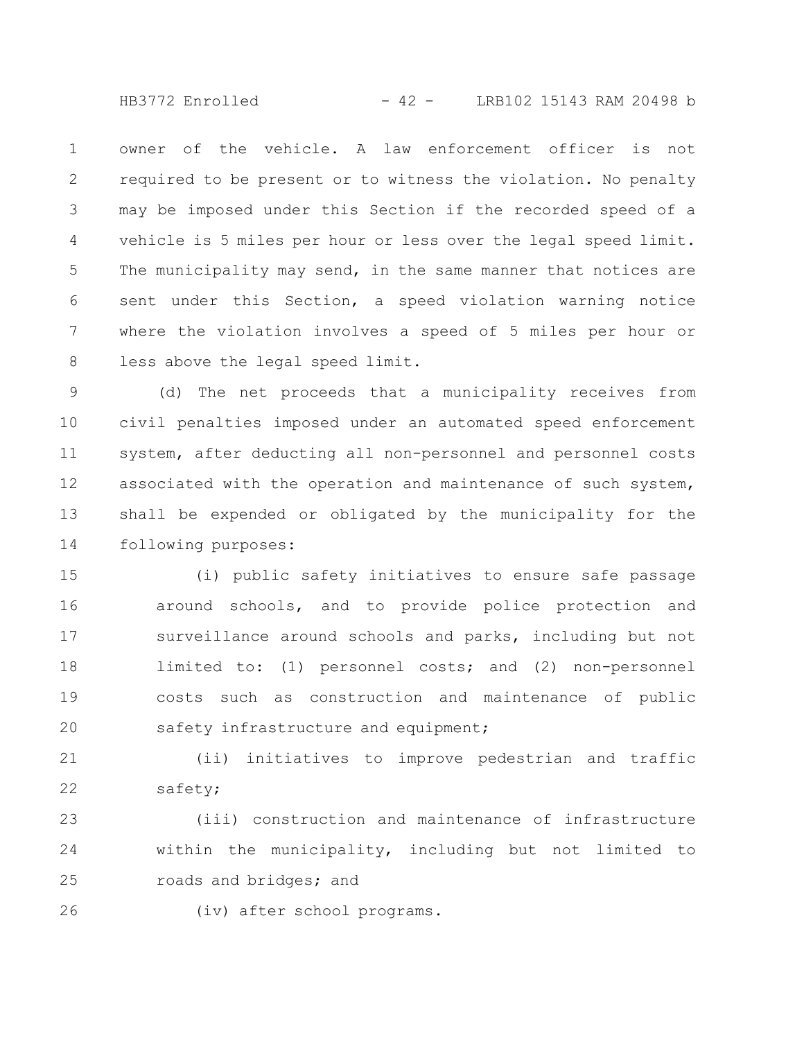owner of the vehicle. A law enforcement officer is not required to be present or to witness the violation. No penalty may be imposed under this Section if the recorded speed of a vehicle is 5 miles per hour or less over the legal speed limit. The municipality may send, in the same manner that notices are sent under this Section, a speed violation warning notice where the violation involves a speed of 5 miles per hour or less above the legal speed limit.

(d) The net proceeds that a municipality receives from civil penalties imposed under an automated speed enforcement system, after deducting all non-personnel and personnel costs associated with the operation and maintenance of such system, shall be expended or obligated by the municipality for the following purposes:

(i) public safety initiatives to ensure safe passage around schools, and to provide police protection and surveillance around schools and parks, including but not limited to: (1) personnel costs; and (2) non-personnel costs such as construction and maintenance of public safety infrastructure and equipment;

(ii) initiatives to improve pedestrian and traffic safety;

(iii) construction and maintenance of infrastructure within the municipality, including but not limited to roads and bridges; and

(iv) after school programs.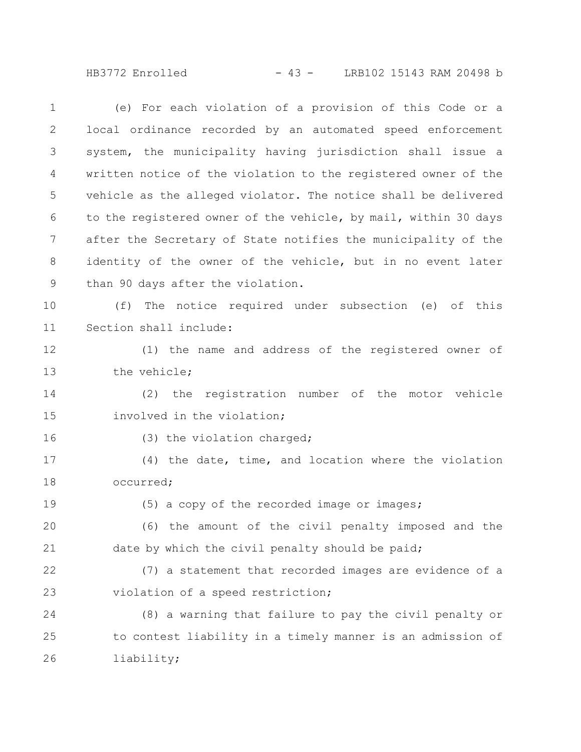(e) For each violation of a provision of this Code or a local ordinance recorded by an automated speed enforcement system, the municipality having jurisdiction shall issue a written notice of the violation to the registered owner of the vehicle as the alleged violator. The notice shall be delivered to the registered owner of the vehicle, by mail, within 30 days after the Secretary of State notifies the municipality of the identity of the owner of the vehicle, but in no event later than 90 days after the violation.

(f) The notice required under subsection (e) of this Section shall include:

(1) the name and address of the registered owner of the vehicle;

(2) the registration number of the motor vehicle involved in the violation;

(3) the violation charged;

(4) the date, time, and location where the violation occurred;

(5) a copy of the recorded image or images;

(6) the amount of the civil penalty imposed and the date by which the civil penalty should be paid;

(7) a statement that recorded images are evidence of a violation of a speed restriction;

(8) a warning that failure to pay the civil penalty or to contest liability in a timely manner is an admission of liability;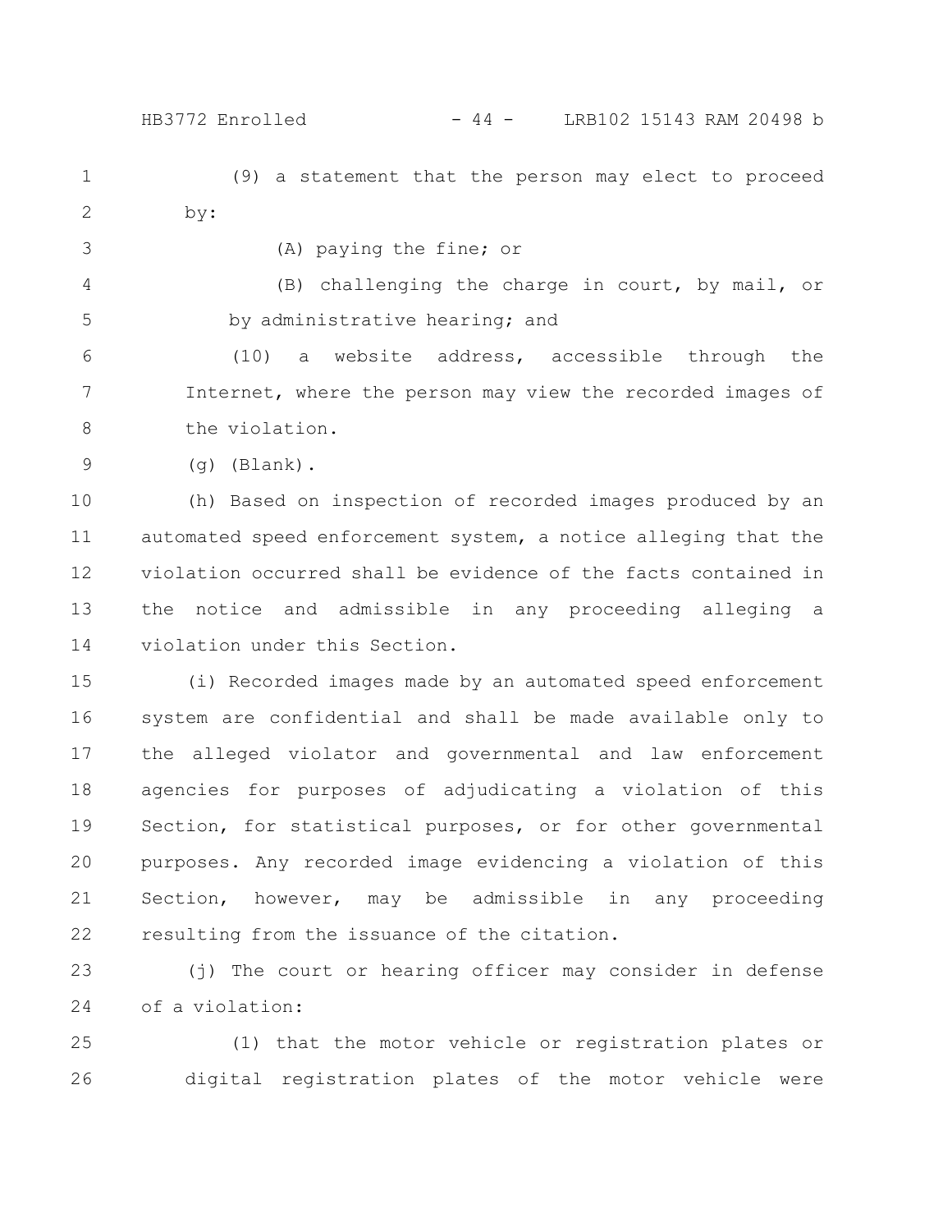(9) a statement that the person may elect to proceed by:

(A) paying the fine; or

(B) challenging the charge in court, by mail, or by administrative hearing; and

(10) a website address, accessible through the Internet, where the person may view the recorded images of the violation.

(g) (Blank).

(h) Based on inspection of recorded images produced by an automated speed enforcement system, a notice alleging that the violation occurred shall be evidence of the facts contained in the notice and admissible in any proceeding alleging a violation under this Section.

(i) Recorded images made by an automated speed enforcement system are confidential and shall be made available only to the alleged violator and governmental and law enforcement agencies for purposes of adjudicating a violation of this Section, for statistical purposes, or for other governmental purposes. Any recorded image evidencing a violation of this Section, however, may be admissible in any proceeding resulting from the issuance of the citation.

(j) The court or hearing officer may consider in defense of a violation:

(1) that the motor vehicle or registration plates or digital registration plates of the motor vehicle were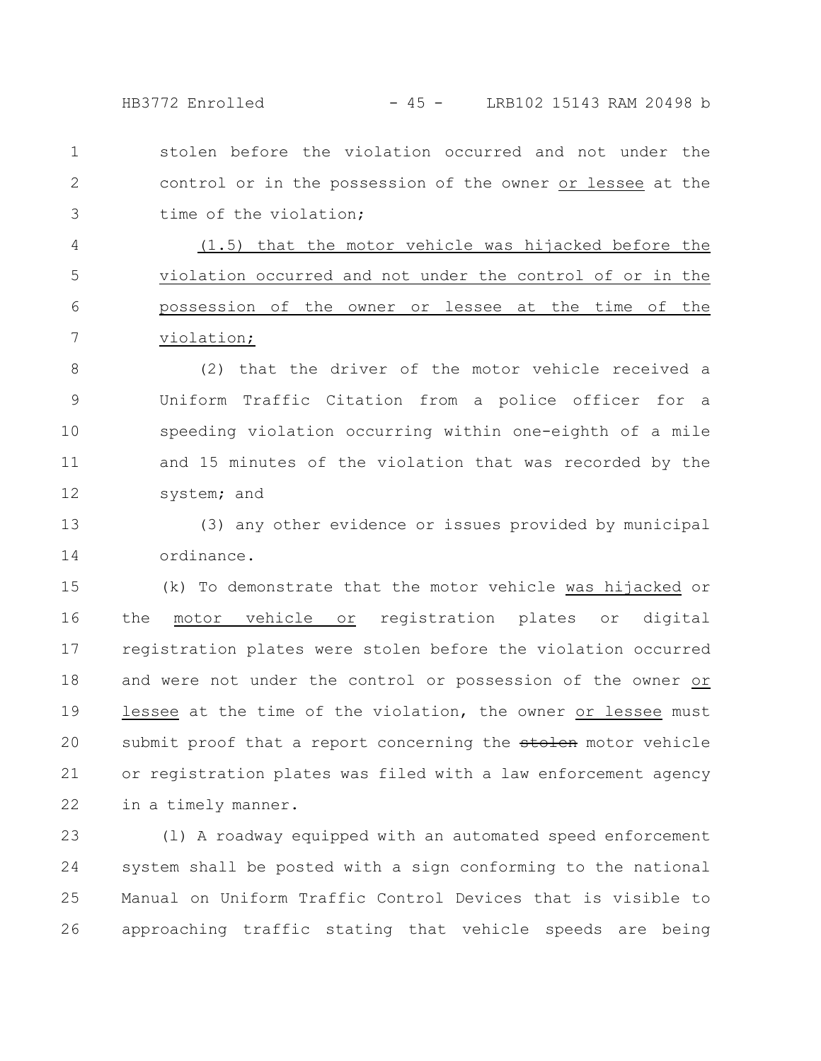stolen before the violation occurred and not under the control or in the possession of the owner or lessee at the time of the violation;

(1.5) that the motor vehicle was hijacked before the violation occurred and not under the control of or in the possession of the owner or lessee at the time of the violation;

(2) that the driver of the motor vehicle received a Uniform Traffic Citation from a police officer for a speeding violation occurring within one-eighth of a mile and 15 minutes of the violation that was recorded by the system; and

(3) any other evidence or issues provided by municipal ordinance.

(k) To demonstrate that the motor vehicle was hijacked or the motor vehicle or registration plates or digital registration plates were stolen before the violation occurred and were not under the control or possession of the owner or lessee at the time of the violation, the owner or lessee must submit proof that a report concerning the ~~stolen~~ motor vehicle or registration plates was filed with a law enforcement agency in a timely manner.

(l) A roadway equipped with an automated speed enforcement system shall be posted with a sign conforming to the national Manual on Uniform Traffic Control Devices that is visible to approaching traffic stating that vehicle speeds are being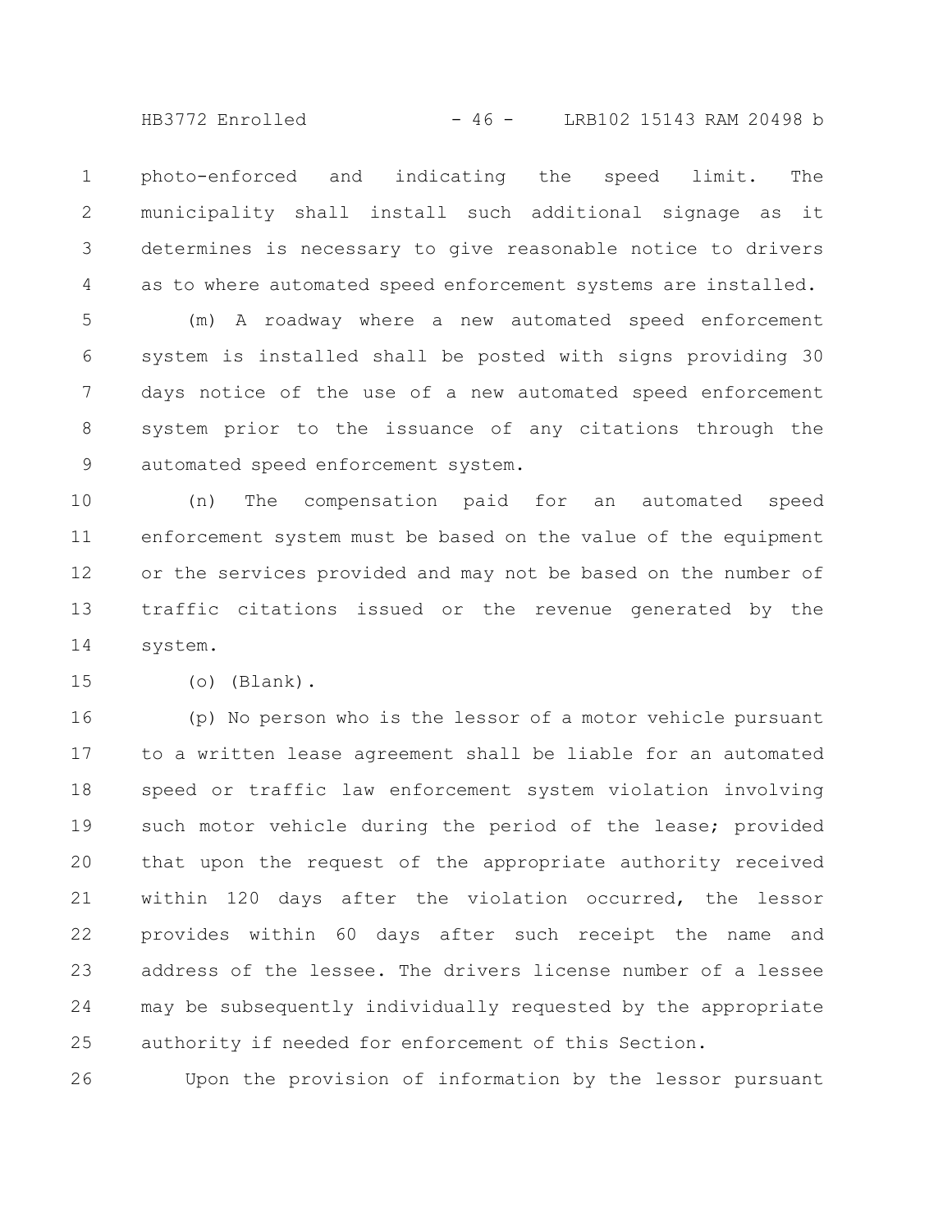photo-enforced and indicating the speed limit. The municipality shall install such additional signage as it determines is necessary to give reasonable notice to drivers as to where automated speed enforcement systems are installed.

(m) A roadway where a new automated speed enforcement system is installed shall be posted with signs providing 30 days notice of the use of a new automated speed enforcement system prior to the issuance of any citations through the automated speed enforcement system.

(n) The compensation paid for an automated speed enforcement system must be based on the value of the equipment or the services provided and may not be based on the number of traffic citations issued or the revenue generated by the system.

(o) (Blank).

(p) No person who is the lessor of a motor vehicle pursuant to a written lease agreement shall be liable for an automated speed or traffic law enforcement system violation involving such motor vehicle during the period of the lease; provided that upon the request of the appropriate authority received within 120 days after the violation occurred, the lessor provides within 60 days after such receipt the name and address of the lessee. The drivers license number of a lessee may be subsequently individually requested by the appropriate authority if needed for enforcement of this Section.

Upon the provision of information by the lessor pursuant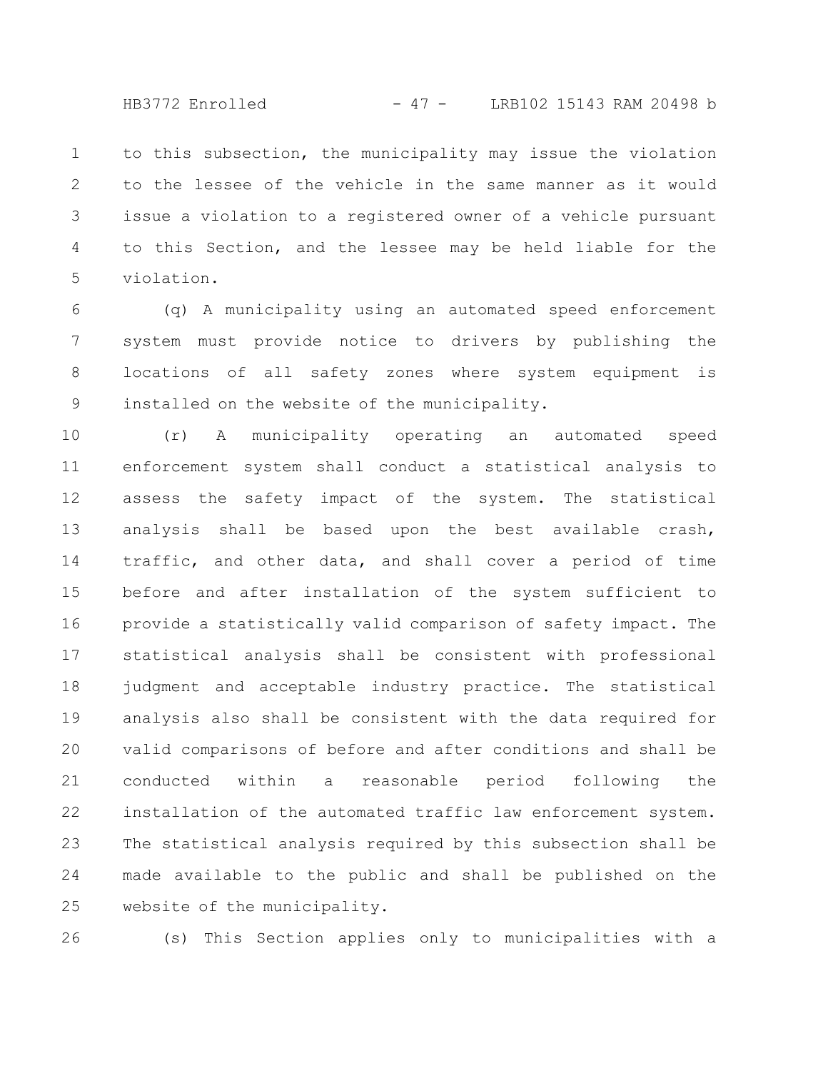to this subsection, the municipality may issue the violation to the lessee of the vehicle in the same manner as it would issue a violation to a registered owner of a vehicle pursuant to this Section, and the lessee may be held liable for the violation.

(q) A municipality using an automated speed enforcement system must provide notice to drivers by publishing the locations of all safety zones where system equipment is installed on the website of the municipality.

(r) A municipality operating an automated speed enforcement system shall conduct a statistical analysis to assess the safety impact of the system. The statistical analysis shall be based upon the best available crash, traffic, and other data, and shall cover a period of time before and after installation of the system sufficient to provide a statistically valid comparison of safety impact. The statistical analysis shall be consistent with professional judgment and acceptable industry practice. The statistical analysis also shall be consistent with the data required for valid comparisons of before and after conditions and shall be conducted within a reasonable period following the installation of the automated traffic law enforcement system. The statistical analysis required by this subsection shall be made available to the public and shall be published on the website of the municipality.

(s) This Section applies only to municipalities with a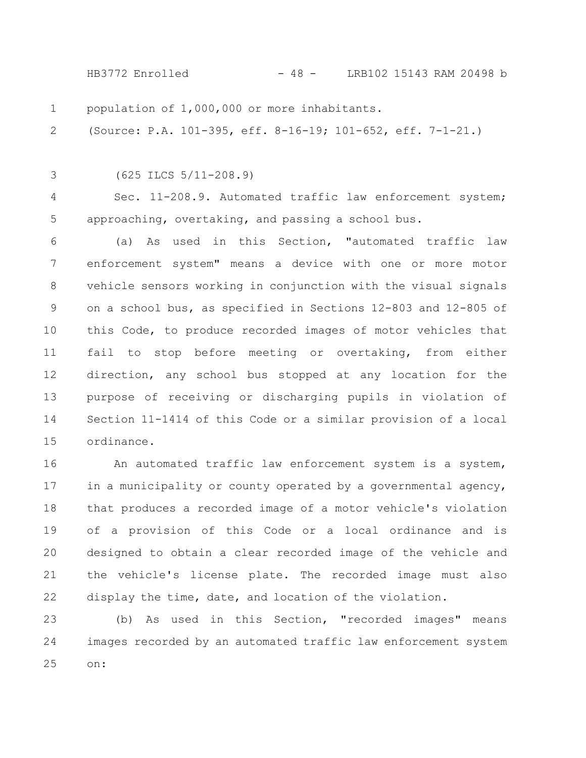population of 1,000,000 or more inhabitants.

(Source: P.A. 101-395, eff. 8-16-19; 101-652, eff. 7-1-21.)

(625 ILCS 5/11-208.9)

Sec. 11-208.9. Automated traffic law enforcement system; approaching, overtaking, and passing a school bus.

(a) As used in this Section, "automated traffic law enforcement system" means a device with one or more motor vehicle sensors working in conjunction with the visual signals on a school bus, as specified in Sections 12-803 and 12-805 of this Code, to produce recorded images of motor vehicles that fail to stop before meeting or overtaking, from either direction, any school bus stopped at any location for the purpose of receiving or discharging pupils in violation of Section 11-1414 of this Code or a similar provision of a local ordinance.

An automated traffic law enforcement system is a system, in a municipality or county operated by a governmental agency, that produces a recorded image of a motor vehicle's violation of a provision of this Code or a local ordinance and is designed to obtain a clear recorded image of the vehicle and the vehicle's license plate. The recorded image must also display the time, date, and location of the violation.

(b) As used in this Section, "recorded images" means images recorded by an automated traffic law enforcement system on: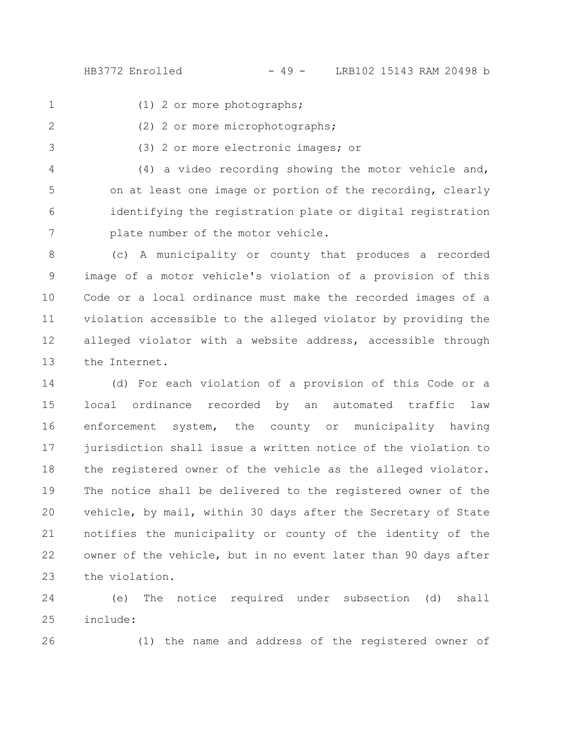(1) 2 or more photographs;

(2) 2 or more microphotographs;

(3) 2 or more electronic images; or

(4) a video recording showing the motor vehicle and, on at least one image or portion of the recording, clearly identifying the registration plate or digital registration plate number of the motor vehicle.

(c) A municipality or county that produces a recorded image of a motor vehicle's violation of a provision of this Code or a local ordinance must make the recorded images of a violation accessible to the alleged violator by providing the alleged violator with a website address, accessible through the Internet.

(d) For each violation of a provision of this Code or a local ordinance recorded by an automated traffic law enforcement system, the county or municipality having jurisdiction shall issue a written notice of the violation to the registered owner of the vehicle as the alleged violator. The notice shall be delivered to the registered owner of the vehicle, by mail, within 30 days after the Secretary of State notifies the municipality or county of the identity of the owner of the vehicle, but in no event later than 90 days after the violation.

(e) The notice required under subsection (d) shall include:

(1) the name and address of the registered owner of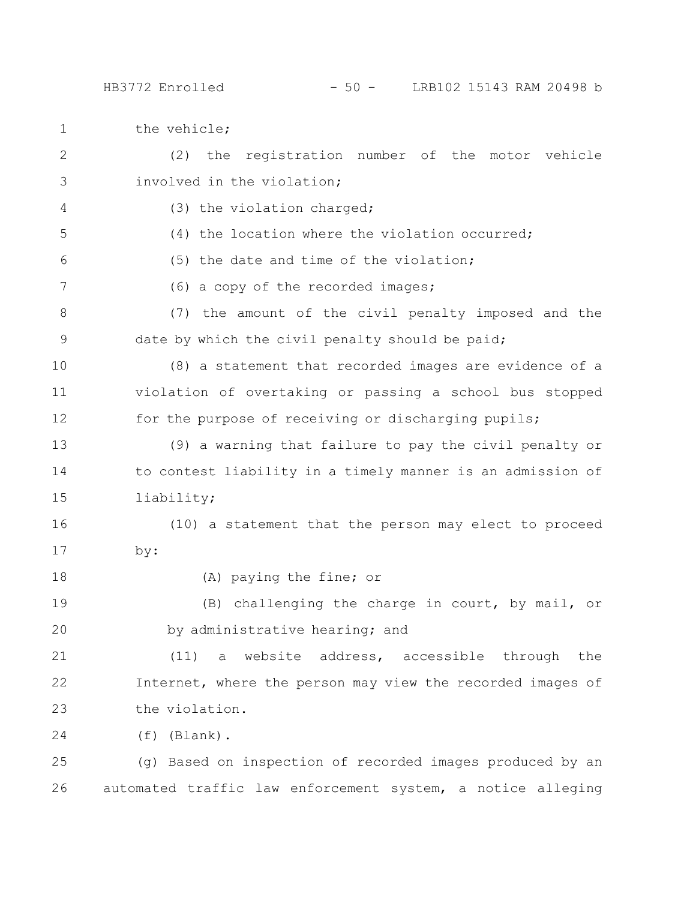the vehicle;

(2) the registration number of the motor vehicle involved in the violation;

(3) the violation charged;

(4) the location where the violation occurred;

(5) the date and time of the violation;

(6) a copy of the recorded images;

(7) the amount of the civil penalty imposed and the date by which the civil penalty should be paid;

(8) a statement that recorded images are evidence of a violation of overtaking or passing a school bus stopped for the purpose of receiving or discharging pupils;

(9) a warning that failure to pay the civil penalty or to contest liability in a timely manner is an admission of liability;

(10) a statement that the person may elect to proceed by:

(A) paying the fine; or

(B) challenging the charge in court, by mail, or by administrative hearing; and

(11) a website address, accessible through the Internet, where the person may view the recorded images of the violation.

(f) (Blank).

(g) Based on inspection of recorded images produced by an automated traffic law enforcement system, a notice alleging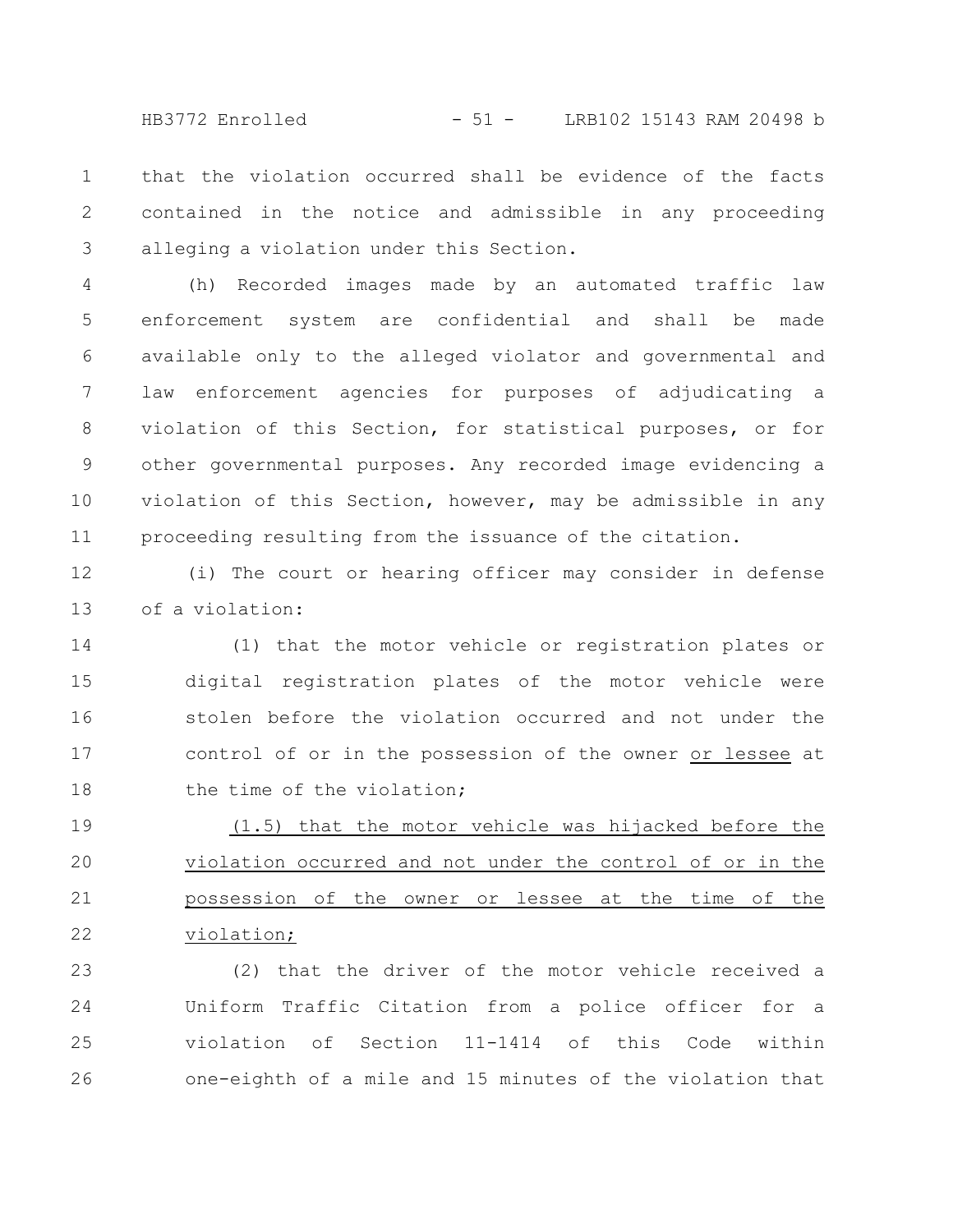that the violation occurred shall be evidence of the facts contained in the notice and admissible in any proceeding alleging a violation under this Section.

(h) Recorded images made by an automated traffic law enforcement system are confidential and shall be made available only to the alleged violator and governmental and law enforcement agencies for purposes of adjudicating a violation of this Section, for statistical purposes, or for other governmental purposes. Any recorded image evidencing a violation of this Section, however, may be admissible in any proceeding resulting from the issuance of the citation.

(i) The court or hearing officer may consider in defense of a violation:

(1) that the motor vehicle or registration plates or digital registration plates of the motor vehicle were stolen before the violation occurred and not under the control of or in the possession of the owner or lessee at the time of the violation;

(1.5) that the motor vehicle was hijacked before the violation occurred and not under the control of or in the possession of the owner or lessee at the time of the violation;

(2) that the driver of the motor vehicle received a Uniform Traffic Citation from a police officer for a violation of Section 11-1414 of this Code within one-eighth of a mile and 15 minutes of the violation that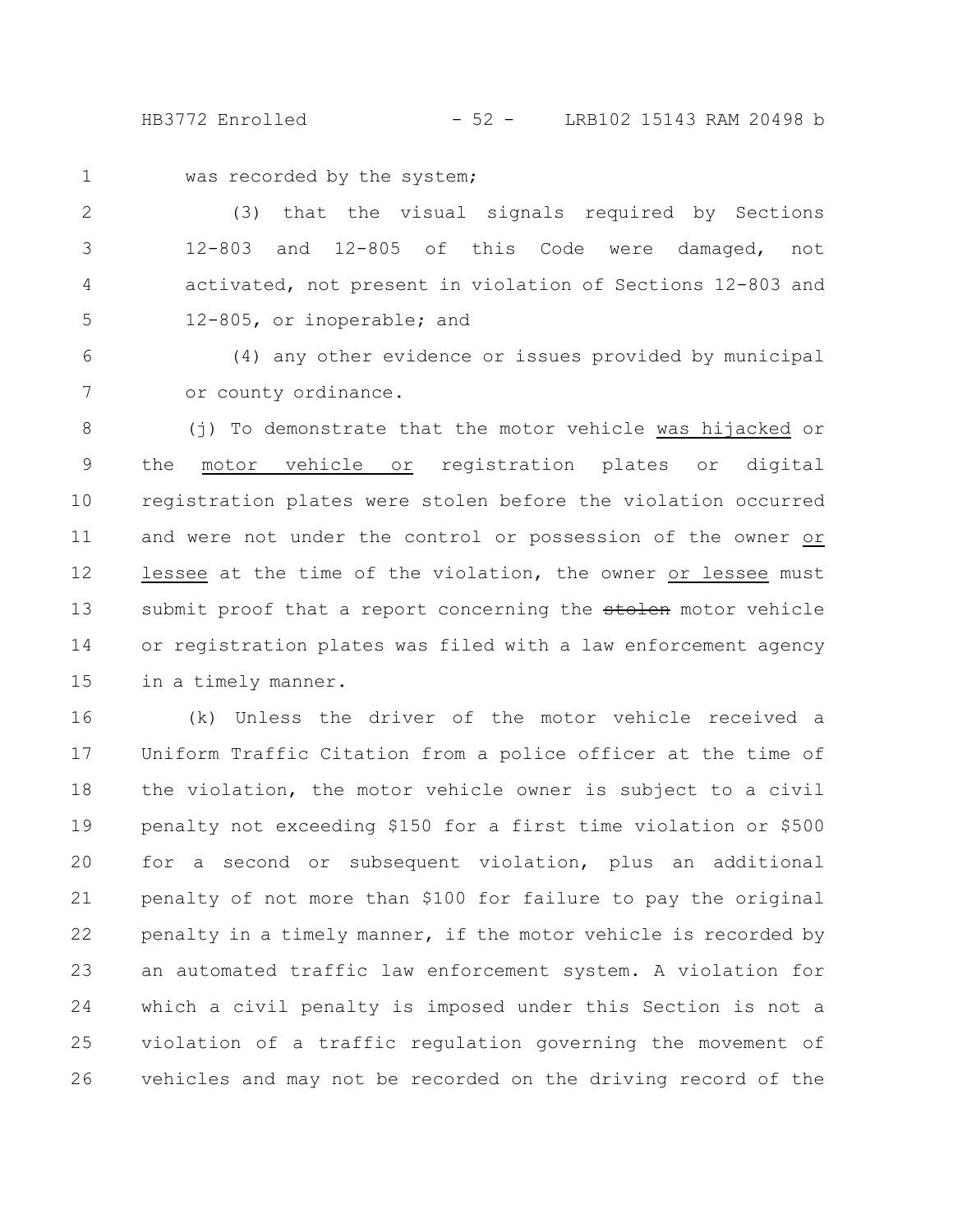was recorded by the system;

(3) that the visual signals required by Sections 12-803 and 12-805 of this Code were damaged, not activated, not present in violation of Sections 12-803 and 12-805, or inoperable; and

(4) any other evidence or issues provided by municipal or county ordinance.

(j) To demonstrate that the motor vehicle was hijacked or the motor vehicle or registration plates or digital registration plates were stolen before the violation occurred and were not under the control or possession of the owner or lessee at the time of the violation, the owner or lessee must submit proof that a report concerning the ~~stolen~~ motor vehicle or registration plates was filed with a law enforcement agency in a timely manner.

(k) Unless the driver of the motor vehicle received a Uniform Traffic Citation from a police officer at the time of the violation, the motor vehicle owner is subject to a civil penalty not exceeding $150 for a first time violation or $500 for a second or subsequent violation, plus an additional penalty of not more than $100 for failure to pay the original penalty in a timely manner, if the motor vehicle is recorded by an automated traffic law enforcement system. A violation for which a civil penalty is imposed under this Section is not a violation of a traffic regulation governing the movement of vehicles and may not be recorded on the driving record of the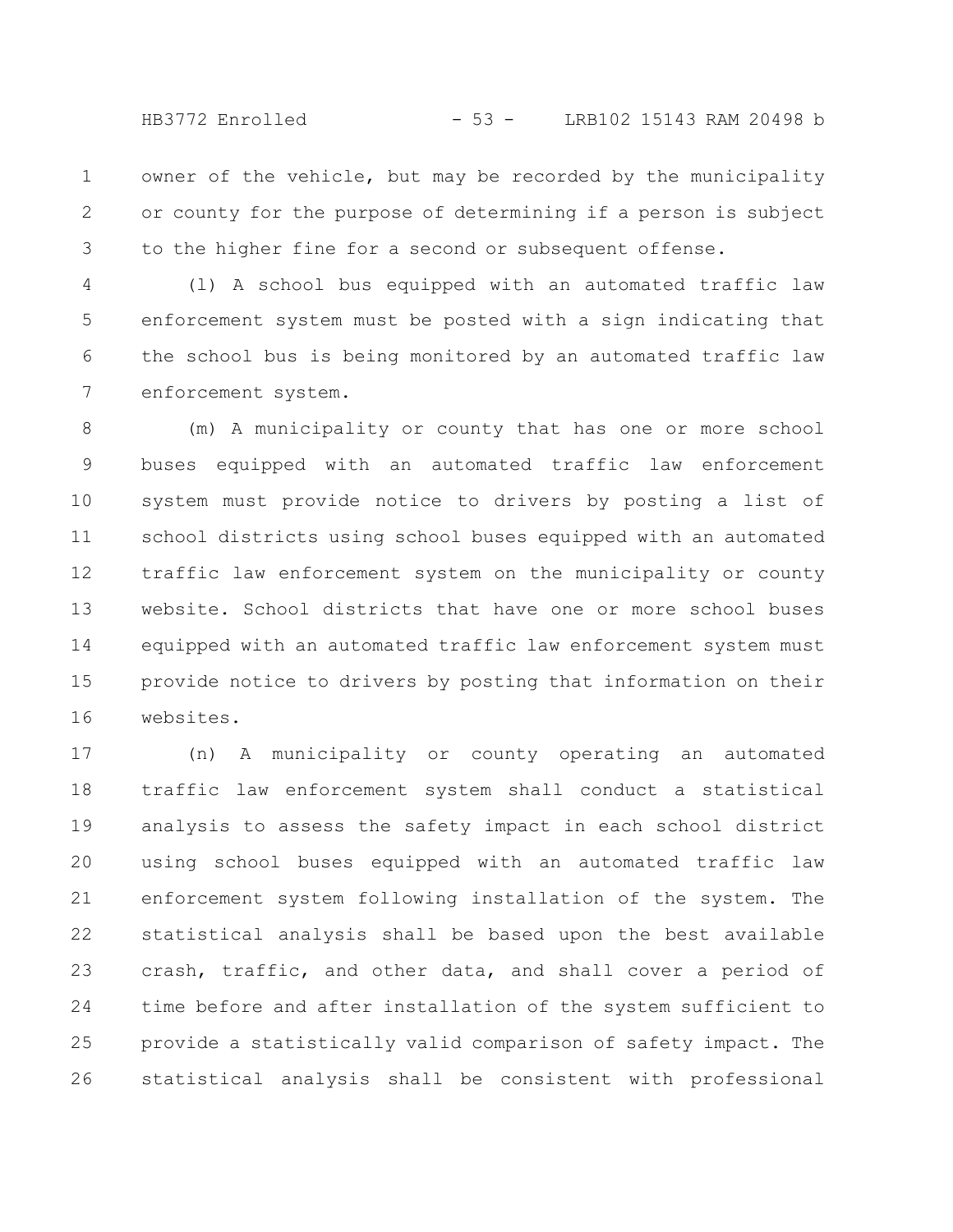owner of the vehicle, but may be recorded by the municipality or county for the purpose of determining if a person is subject to the higher fine for a second or subsequent offense.

(l) A school bus equipped with an automated traffic law enforcement system must be posted with a sign indicating that the school bus is being monitored by an automated traffic law enforcement system.

(m) A municipality or county that has one or more school buses equipped with an automated traffic law enforcement system must provide notice to drivers by posting a list of school districts using school buses equipped with an automated traffic law enforcement system on the municipality or county website. School districts that have one or more school buses equipped with an automated traffic law enforcement system must provide notice to drivers by posting that information on their websites.

(n) A municipality or county operating an automated traffic law enforcement system shall conduct a statistical analysis to assess the safety impact in each school district using school buses equipped with an automated traffic law enforcement system following installation of the system. The statistical analysis shall be based upon the best available crash, traffic, and other data, and shall cover a period of time before and after installation of the system sufficient to provide a statistically valid comparison of safety impact. The statistical analysis shall be consistent with professional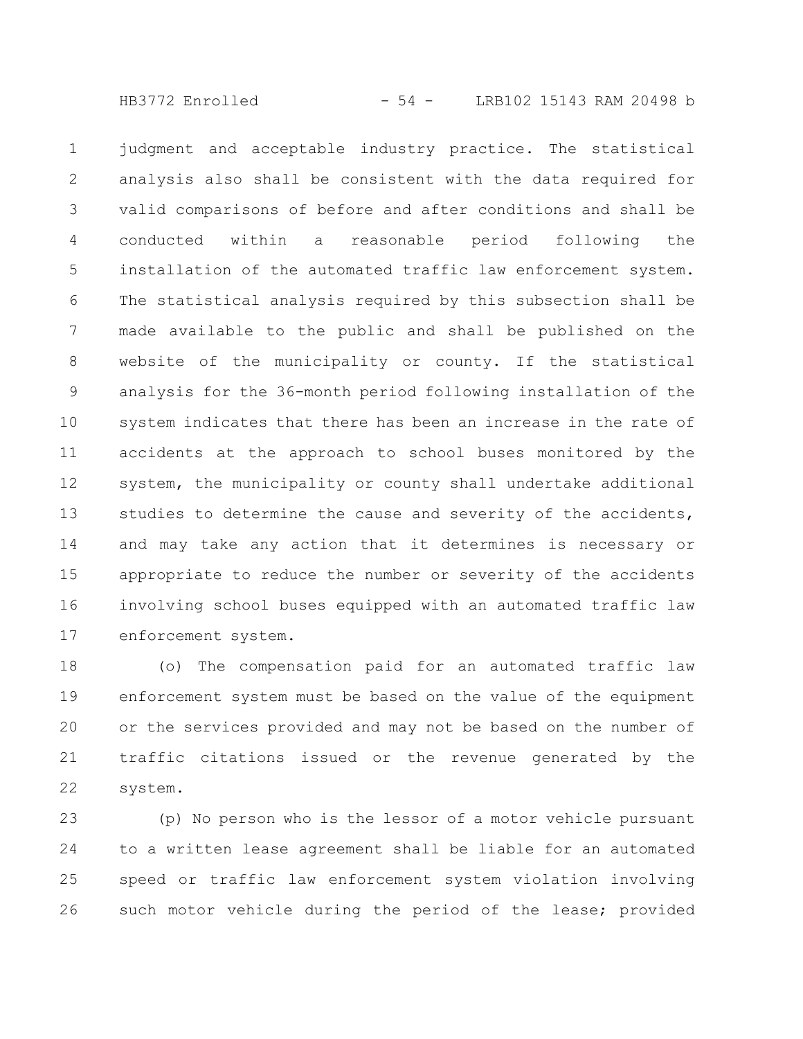judgment and acceptable industry practice. The statistical analysis also shall be consistent with the data required for valid comparisons of before and after conditions and shall be conducted within a reasonable period following the installation of the automated traffic law enforcement system. The statistical analysis required by this subsection shall be made available to the public and shall be published on the website of the municipality or county. If the statistical analysis for the 36-month period following installation of the system indicates that there has been an increase in the rate of accidents at the approach to school buses monitored by the system, the municipality or county shall undertake additional studies to determine the cause and severity of the accidents, and may take any action that it determines is necessary or appropriate to reduce the number or severity of the accidents involving school buses equipped with an automated traffic law enforcement system.

(o) The compensation paid for an automated traffic law enforcement system must be based on the value of the equipment or the services provided and may not be based on the number of traffic citations issued or the revenue generated by the system.

(p) No person who is the lessor of a motor vehicle pursuant to a written lease agreement shall be liable for an automated speed or traffic law enforcement system violation involving such motor vehicle during the period of the lease; provided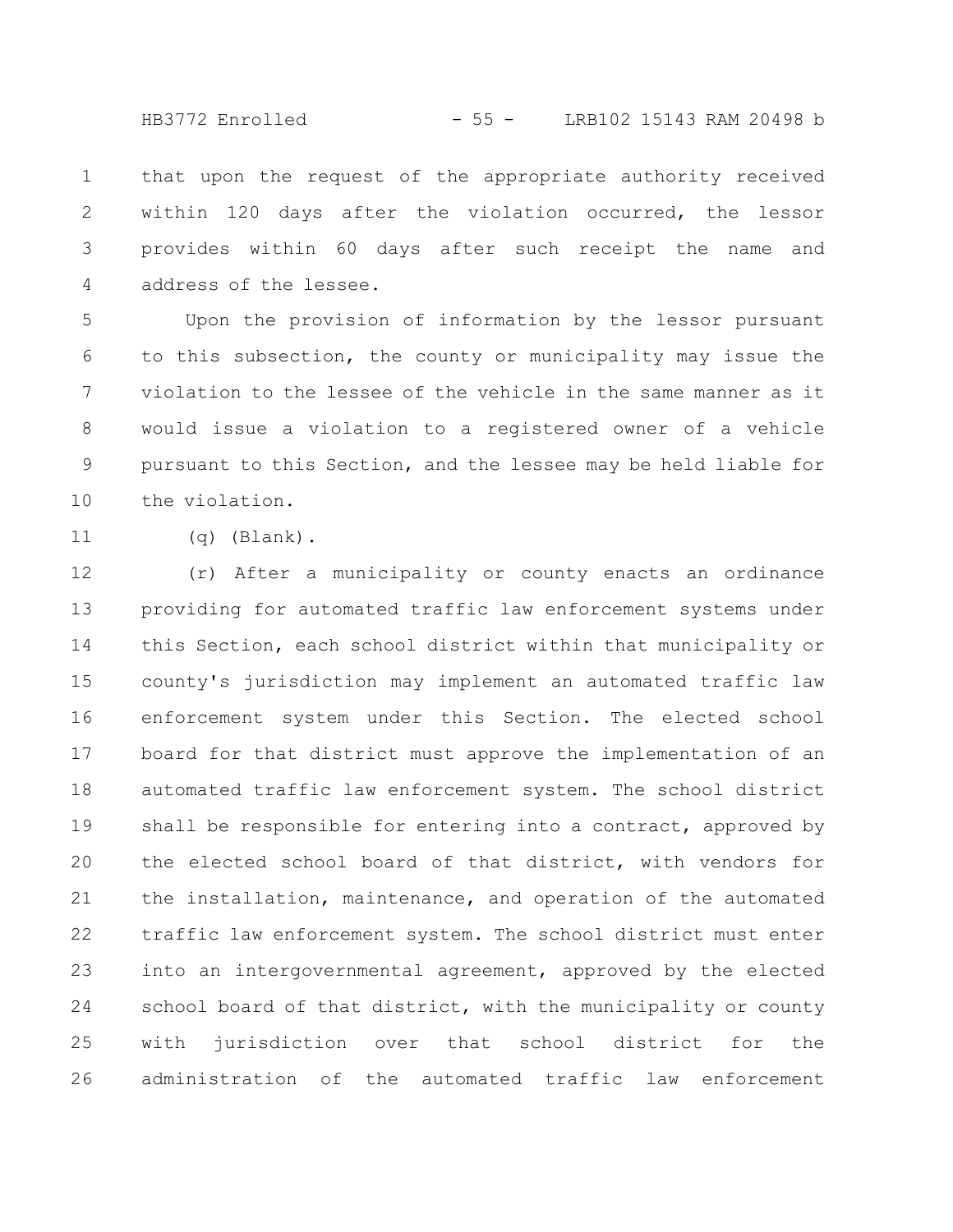that upon the request of the appropriate authority received within 120 days after the violation occurred, the lessor provides within 60 days after such receipt the name and address of the lessee.

Upon the provision of information by the lessor pursuant to this subsection, the county or municipality may issue the violation to the lessee of the vehicle in the same manner as it would issue a violation to a registered owner of a vehicle pursuant to this Section, and the lessee may be held liable for the violation.

(q) (Blank).

(r) After a municipality or county enacts an ordinance providing for automated traffic law enforcement systems under this Section, each school district within that municipality or county's jurisdiction may implement an automated traffic law enforcement system under this Section. The elected school board for that district must approve the implementation of an automated traffic law enforcement system. The school district shall be responsible for entering into a contract, approved by the elected school board of that district, with vendors for the installation, maintenance, and operation of the automated traffic law enforcement system. The school district must enter into an intergovernmental agreement, approved by the elected school board of that district, with the municipality or county with jurisdiction over that school district for the administration of the automated traffic law enforcement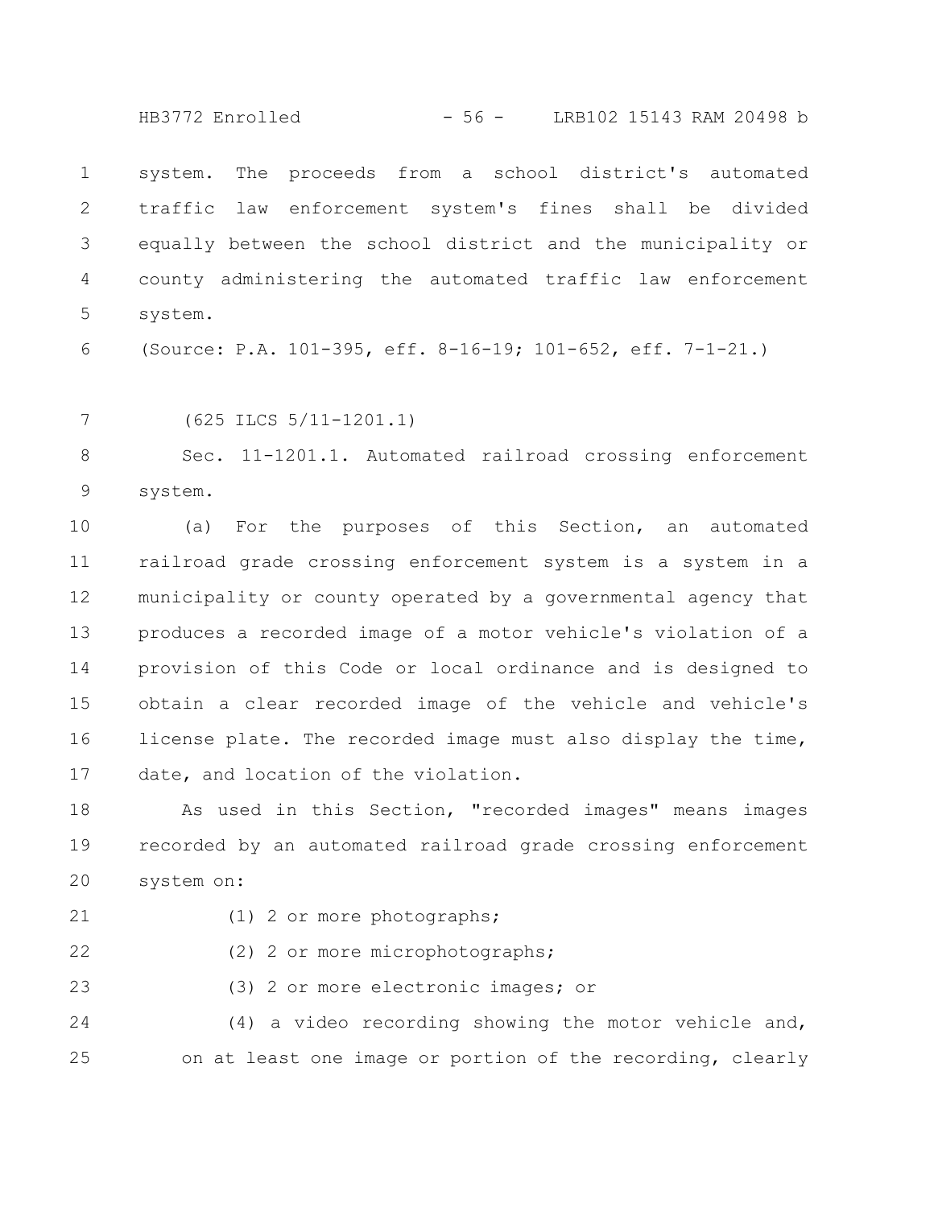system. The proceeds from a school district's automated traffic law enforcement system's fines shall be divided equally between the school district and the municipality or county administering the automated traffic law enforcement system.

(Source: P.A. 101-395, eff. 8-16-19; 101-652, eff. 7-1-21.)

(625 ILCS 5/11-1201.1)

Sec. 11-1201.1. Automated railroad crossing enforcement system.

(a) For the purposes of this Section, an automated railroad grade crossing enforcement system is a system in a municipality or county operated by a governmental agency that produces a recorded image of a motor vehicle's violation of a provision of this Code or local ordinance and is designed to obtain a clear recorded image of the vehicle and vehicle's license plate. The recorded image must also display the time, date, and location of the violation.

As used in this Section, "recorded images" means images recorded by an automated railroad grade crossing enforcement system on:

(1) 2 or more photographs;

(2) 2 or more microphotographs;

(3) 2 or more electronic images; or

(4) a video recording showing the motor vehicle and, on at least one image or portion of the recording, clearly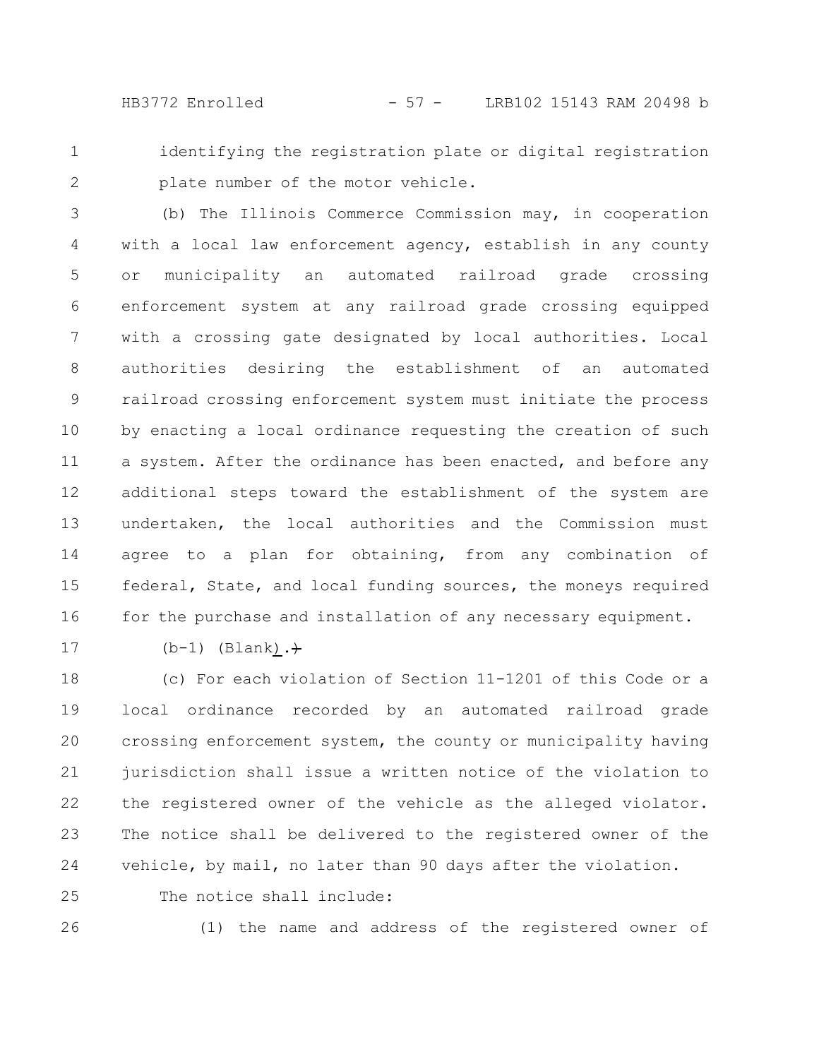identifying the registration plate or digital registration plate number of the motor vehicle.

(b) The Illinois Commerce Commission may, in cooperation with a local law enforcement agency, establish in any county or municipality an automated railroad grade crossing enforcement system at any railroad grade crossing equipped with a crossing gate designated by local authorities. Local authorities desiring the establishment of an automated railroad crossing enforcement system must initiate the process by enacting a local ordinance requesting the creation of such a system. After the ordinance has been enacted, and before any additional steps toward the establishment of the system are undertaken, the local authorities and the Commission must agree to a plan for obtaining, from any combination of federal, State, and local funding sources, the moneys required for the purchase and installation of any necessary equipment.

(b-1) (Blank).

(c) For each violation of Section 11-1201 of this Code or a local ordinance recorded by an automated railroad grade crossing enforcement system, the county or municipality having jurisdiction shall issue a written notice of the violation to the registered owner of the vehicle as the alleged violator. The notice shall be delivered to the registered owner of the vehicle, by mail, no later than 90 days after the violation.

The notice shall include:

(1) the name and address of the registered owner of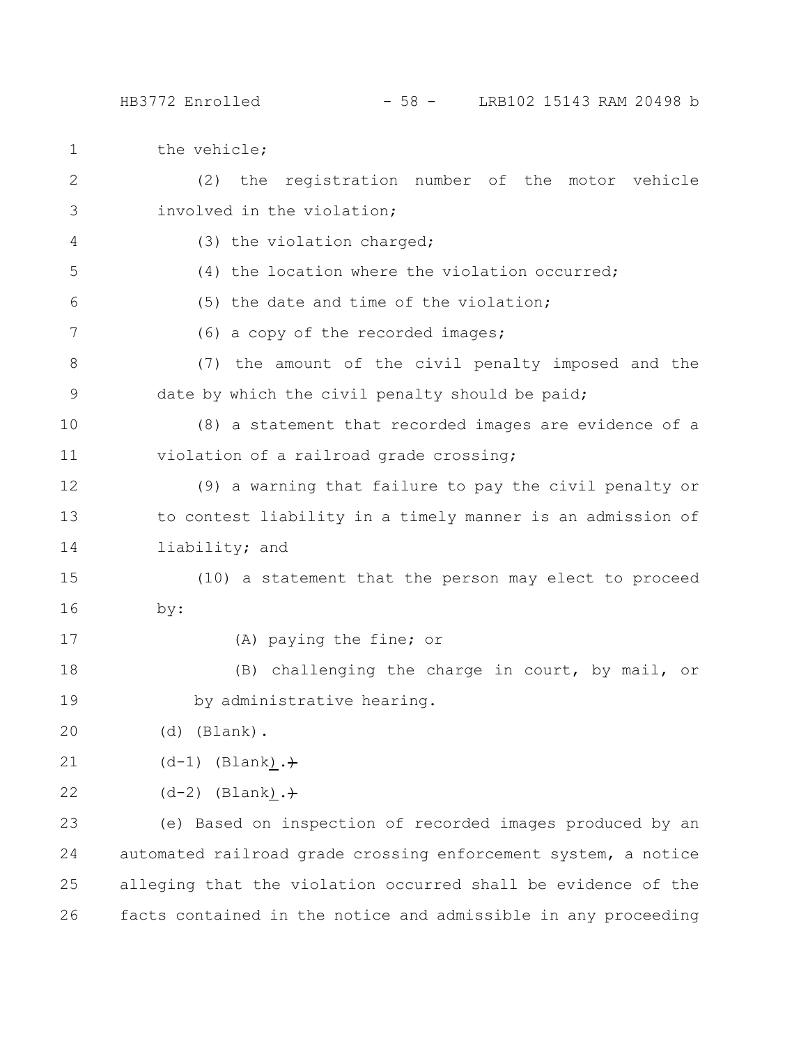the vehicle;

(2) the registration number of the motor vehicle involved in the violation;

(3) the violation charged;

(4) the location where the violation occurred;

(5) the date and time of the violation;

(6) a copy of the recorded images;

(7) the amount of the civil penalty imposed and the date by which the civil penalty should be paid;

(8) a statement that recorded images are evidence of a violation of a railroad grade crossing;

(9) a warning that failure to pay the civil penalty or to contest liability in a timely manner is an admission of liability; and

(10) a statement that the person may elect to proceed by:

(A) paying the fine; or

(B) challenging the charge in court, by mail, or by administrative hearing.

(d) (Blank).

(d-1) (Blank). ~~)~~

(d-2) (Blank). ~~)~~

(e) Based on inspection of recorded images produced by an automated railroad grade crossing enforcement system, a notice alleging that the violation occurred shall be evidence of the facts contained in the notice and admissible in any proceeding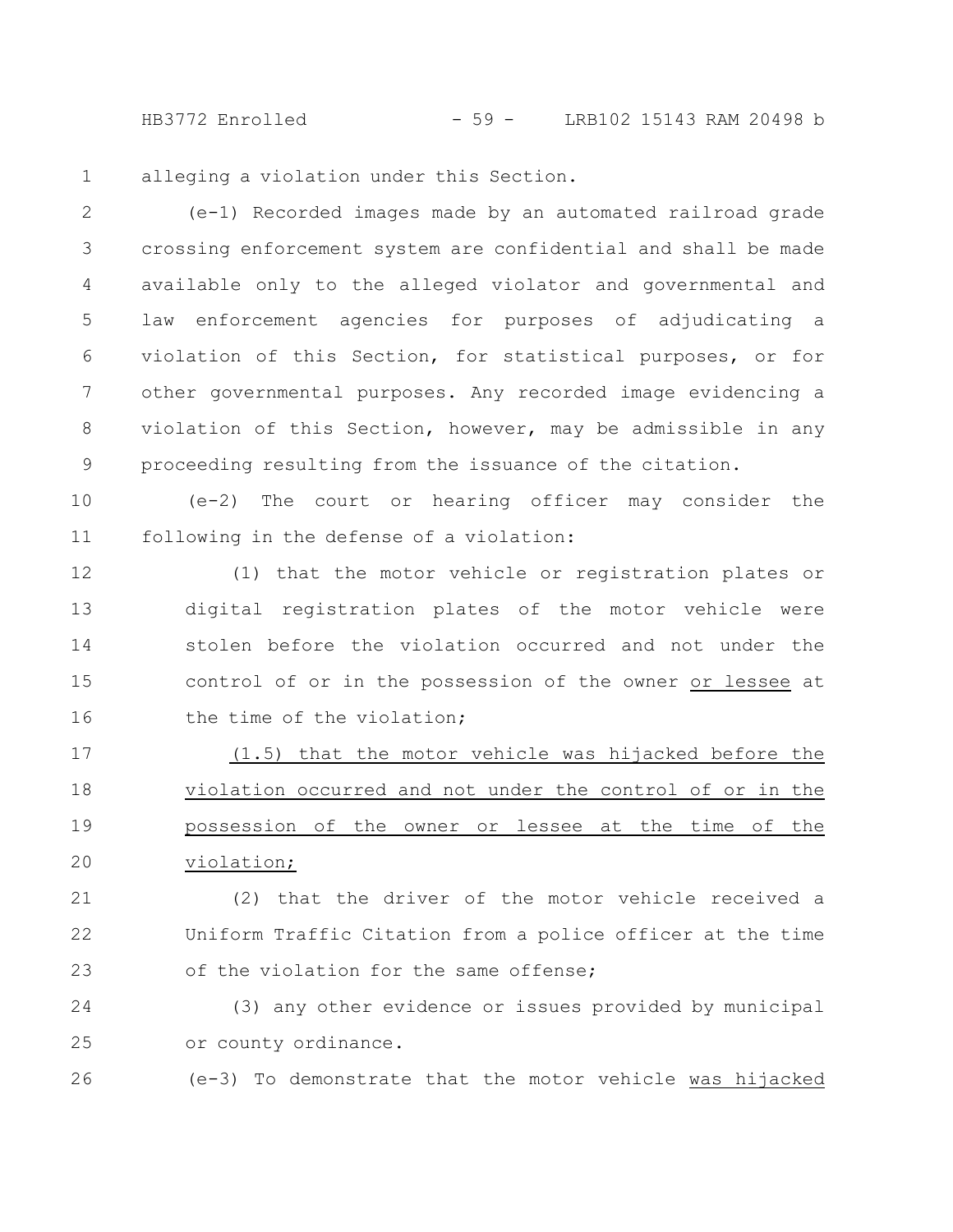alleging a violation under this Section.

(e-1) Recorded images made by an automated railroad grade crossing enforcement system are confidential and shall be made available only to the alleged violator and governmental and law enforcement agencies for purposes of adjudicating a violation of this Section, for statistical purposes, or for other governmental purposes. Any recorded image evidencing a violation of this Section, however, may be admissible in any proceeding resulting from the issuance of the citation.

(e-2) The court or hearing officer may consider the following in the defense of a violation:

(1) that the motor vehicle or registration plates or digital registration plates of the motor vehicle were stolen before the violation occurred and not under the control of or in the possession of the owner <u>or lessee</u> at the time of the violation;

<u>(1.5) that the motor vehicle was hijacked before the violation occurred and not under the control of or in the possession of the owner or lessee at the time of the violation;</u>

(2) that the driver of the motor vehicle received a Uniform Traffic Citation from a police officer at the time of the violation for the same offense;

(3) any other evidence or issues provided by municipal or county ordinance.

(e-3) To demonstrate that the motor vehicle <u>was hijacked</u>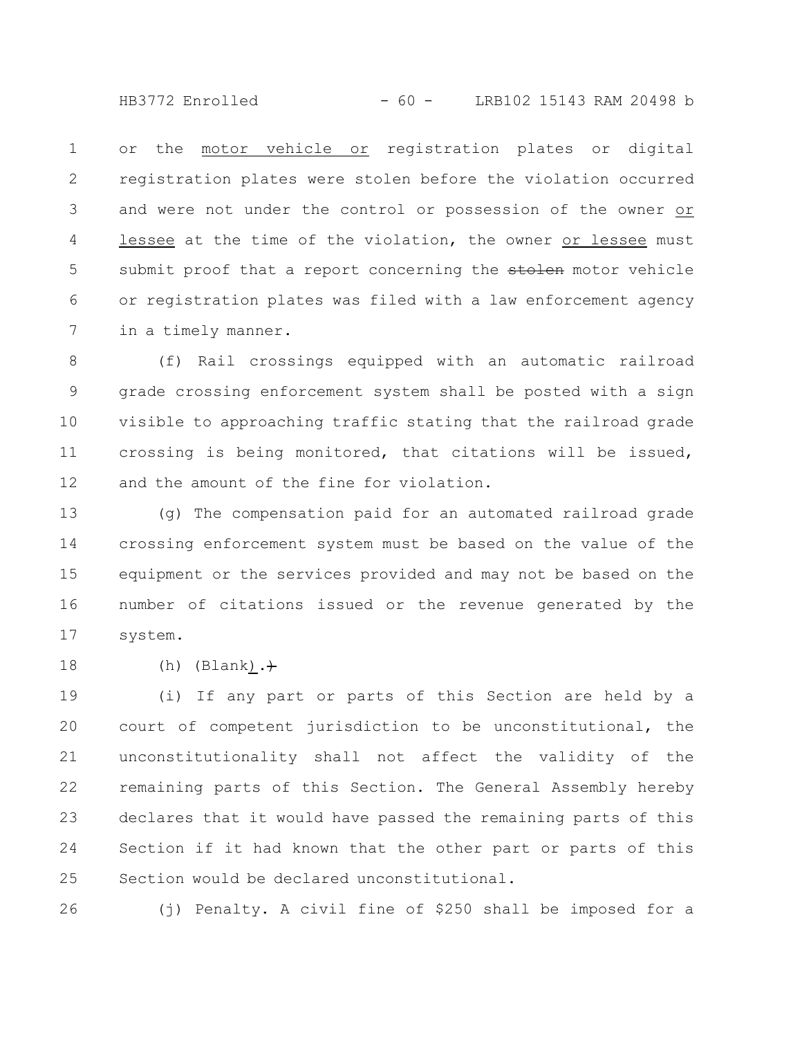or the motor vehicle or registration plates or digital registration plates were stolen before the violation occurred and were not under the control or possession of the owner or lessee at the time of the violation, the owner or lessee must submit proof that a report concerning the ~~stolen~~ motor vehicle or registration plates was filed with a law enforcement agency in a timely manner.

(f) Rail crossings equipped with an automatic railroad grade crossing enforcement system shall be posted with a sign visible to approaching traffic stating that the railroad grade crossing is being monitored, that citations will be issued, and the amount of the fine for violation.

(g) The compensation paid for an automated railroad grade crossing enforcement system must be based on the value of the equipment or the services provided and may not be based on the number of citations issued or the revenue generated by the system.

(h) (Blank). ~~)~~

(i) If any part or parts of this Section are held by a court of competent jurisdiction to be unconstitutional, the unconstitutionality shall not affect the validity of the remaining parts of this Section. The General Assembly hereby declares that it would have passed the remaining parts of this Section if it had known that the other part or parts of this Section would be declared unconstitutional.

(j) Penalty. A civil fine of $250 shall be imposed for a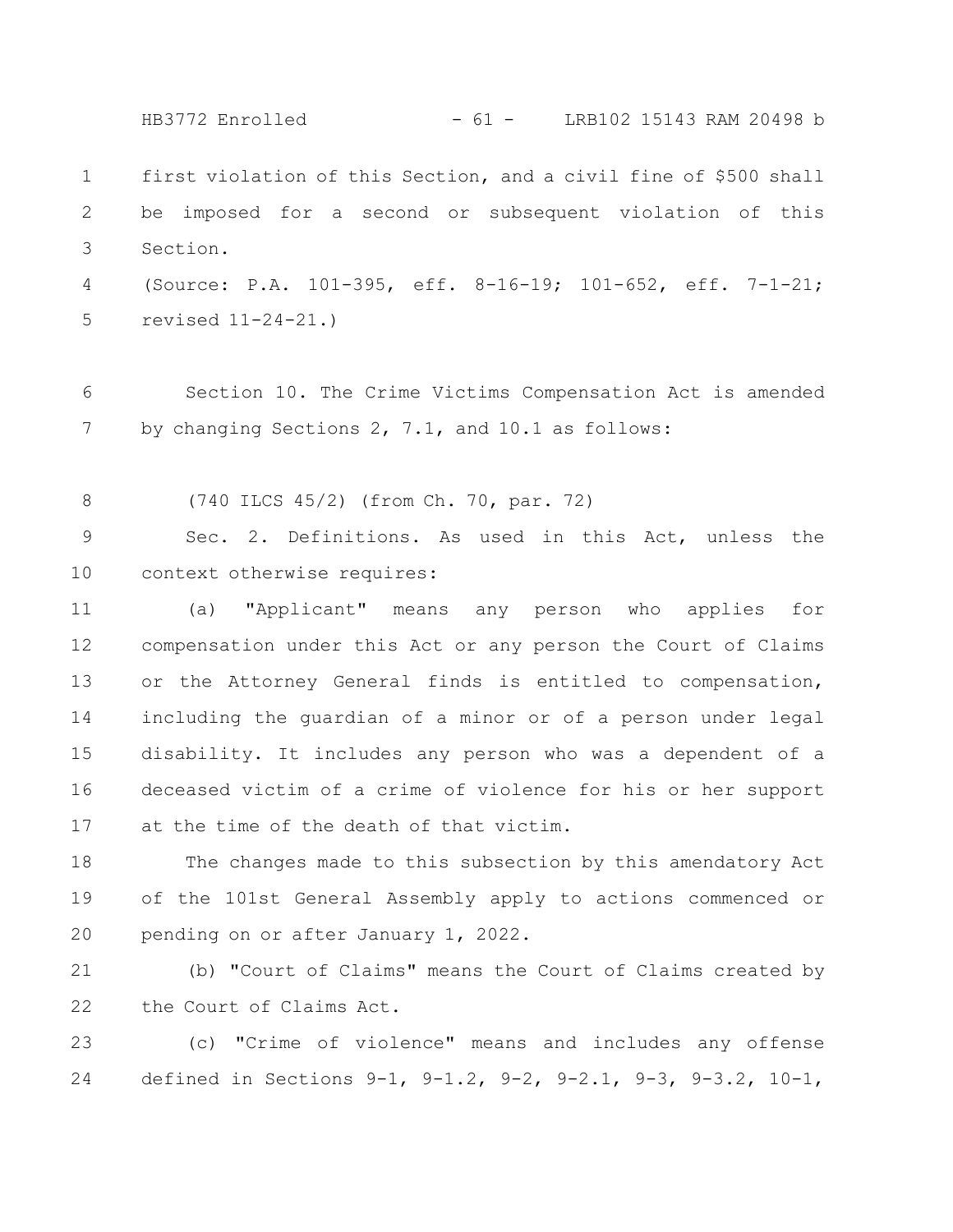first violation of this Section, and a civil fine of $500 shall be imposed for a second or subsequent violation of this Section.

(Source: P.A. 101-395, eff. 8-16-19; 101-652, eff. 7-1-21; revised 11-24-21.)

Section 10. The Crime Victims Compensation Act is amended by changing Sections 2, 7.1, and 10.1 as follows:

(740 ILCS 45/2) (from Ch. 70, par. 72)

Sec. 2. Definitions. As used in this Act, unless the context otherwise requires:

(a) "Applicant" means any person who applies for compensation under this Act or any person the Court of Claims or the Attorney General finds is entitled to compensation, including the guardian of a minor or of a person under legal disability. It includes any person who was a dependent of a deceased victim of a crime of violence for his or her support at the time of the death of that victim.

The changes made to this subsection by this amendatory Act of the 101st General Assembly apply to actions commenced or pending on or after January 1, 2022.

(b) "Court of Claims" means the Court of Claims created by the Court of Claims Act.

(c) "Crime of violence" means and includes any offense defined in Sections 9-1, 9-1.2, 9-2, 9-2.1, 9-3, 9-3.2, 10-1,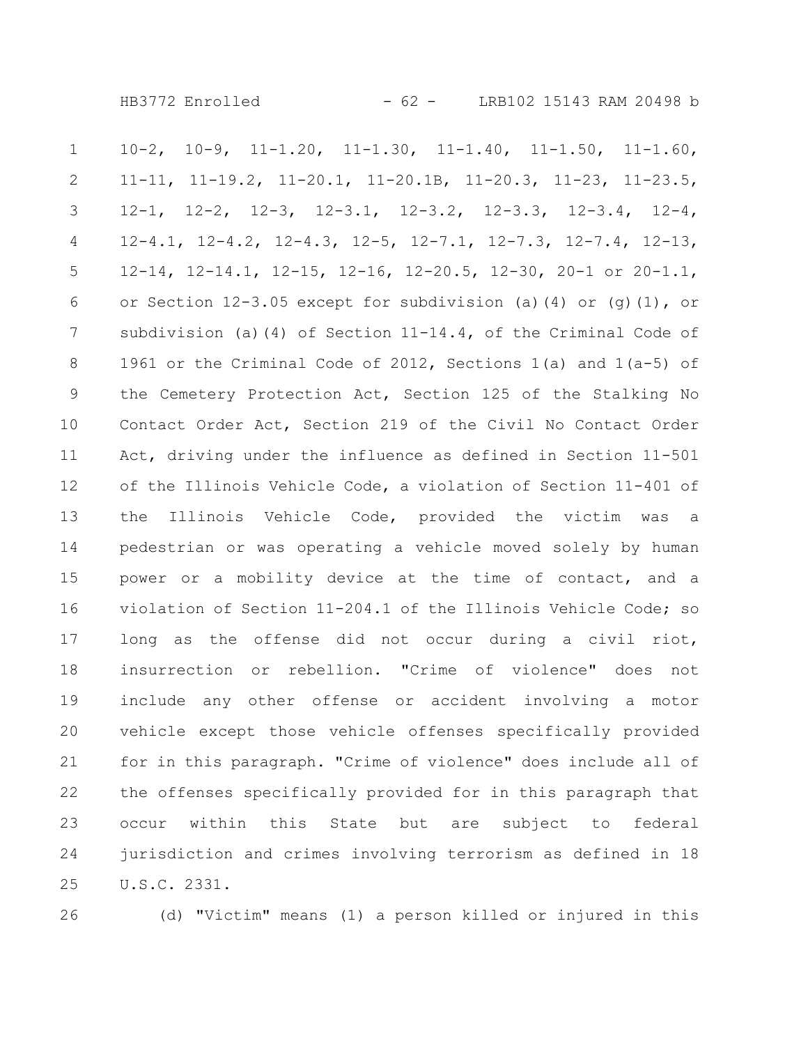10-2, 10-9, 11-1.20, 11-1.30, 11-1.40, 11-1.50, 11-1.60, 11-11, 11-19.2, 11-20.1, 11-20.1B, 11-20.3, 11-23, 11-23.5, 12-1, 12-2, 12-3, 12-3.1, 12-3.2, 12-3.3, 12-3.4, 12-4, 12-4.1, 12-4.2, 12-4.3, 12-5, 12-7.1, 12-7.3, 12-7.4, 12-13, 12-14, 12-14.1, 12-15, 12-16, 12-20.5, 12-30, 20-1 or 20-1.1, or Section 12-3.05 except for subdivision (a)(4) or (g)(1), or subdivision (a)(4) of Section 11-14.4, of the Criminal Code of 1961 or the Criminal Code of 2012, Sections 1(a) and 1(a-5) of the Cemetery Protection Act, Section 125 of the Stalking No Contact Order Act, Section 219 of the Civil No Contact Order Act, driving under the influence as defined in Section 11-501 of the Illinois Vehicle Code, a violation of Section 11-401 of the Illinois Vehicle Code, provided the victim was a pedestrian or was operating a vehicle moved solely by human power or a mobility device at the time of contact, and a violation of Section 11-204.1 of the Illinois Vehicle Code; so long as the offense did not occur during a civil riot, insurrection or rebellion. "Crime of violence" does not include any other offense or accident involving a motor vehicle except those vehicle offenses specifically provided for in this paragraph. "Crime of violence" does include all of the offenses specifically provided for in this paragraph that occur within this State but are subject to federal jurisdiction and crimes involving terrorism as defined in 18 U.S.C. 2331.

(d) "Victim" means (1) a person killed or injured in this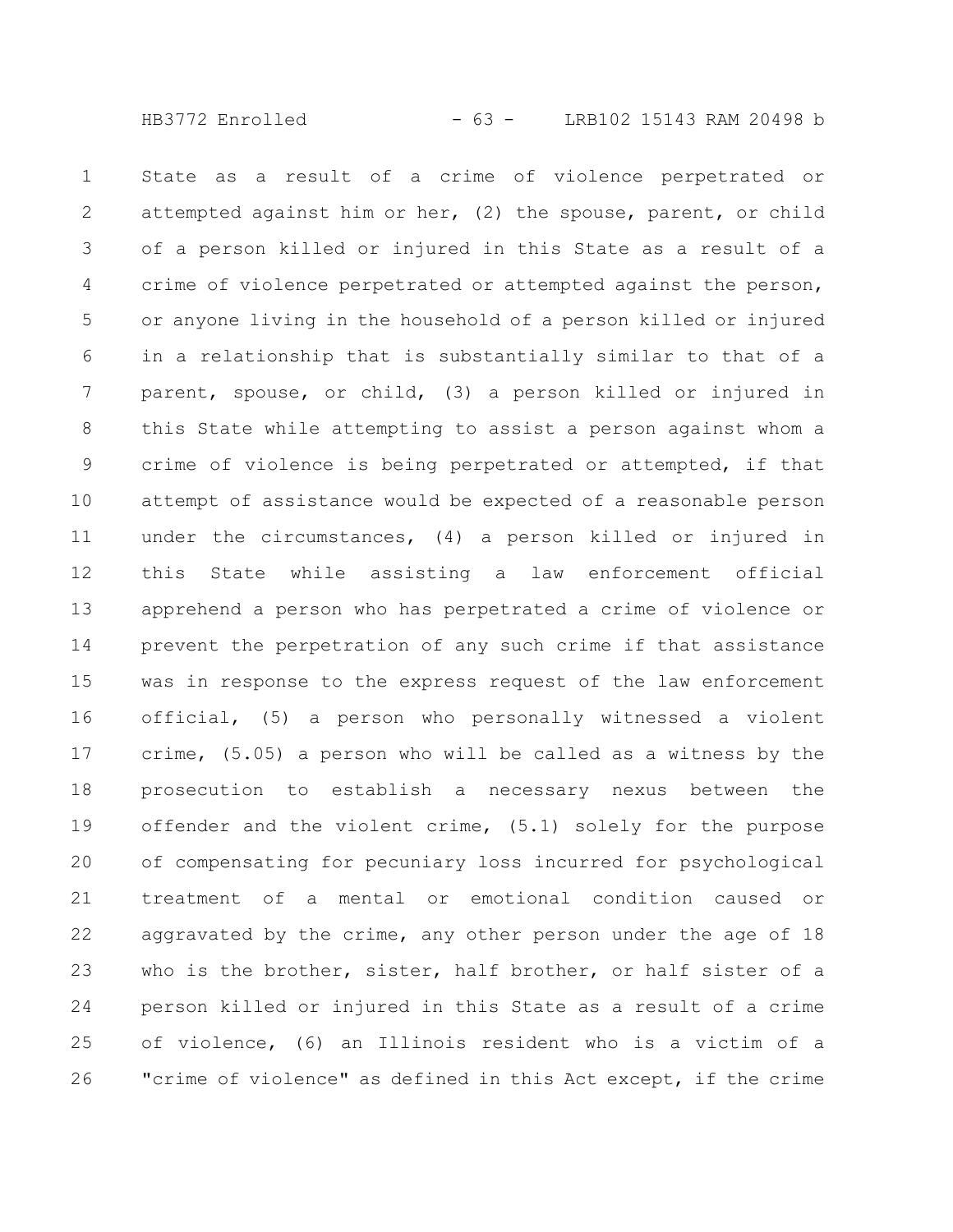State as a result of a crime of violence perpetrated or attempted against him or her, (2) the spouse, parent, or child of a person killed or injured in this State as a result of a crime of violence perpetrated or attempted against the person, or anyone living in the household of a person killed or injured in a relationship that is substantially similar to that of a parent, spouse, or child, (3) a person killed or injured in this State while attempting to assist a person against whom a crime of violence is being perpetrated or attempted, if that attempt of assistance would be expected of a reasonable person under the circumstances, (4) a person killed or injured in this State while assisting a law enforcement official apprehend a person who has perpetrated a crime of violence or prevent the perpetration of any such crime if that assistance was in response to the express request of the law enforcement official, (5) a person who personally witnessed a violent crime, (5.05) a person who will be called as a witness by the prosecution to establish a necessary nexus between the offender and the violent crime, (5.1) solely for the purpose of compensating for pecuniary loss incurred for psychological treatment of a mental or emotional condition caused or aggravated by the crime, any other person under the age of 18 who is the brother, sister, half brother, or half sister of a person killed or injured in this State as a result of a crime of violence, (6) an Illinois resident who is a victim of a "crime of violence" as defined in this Act except, if the crime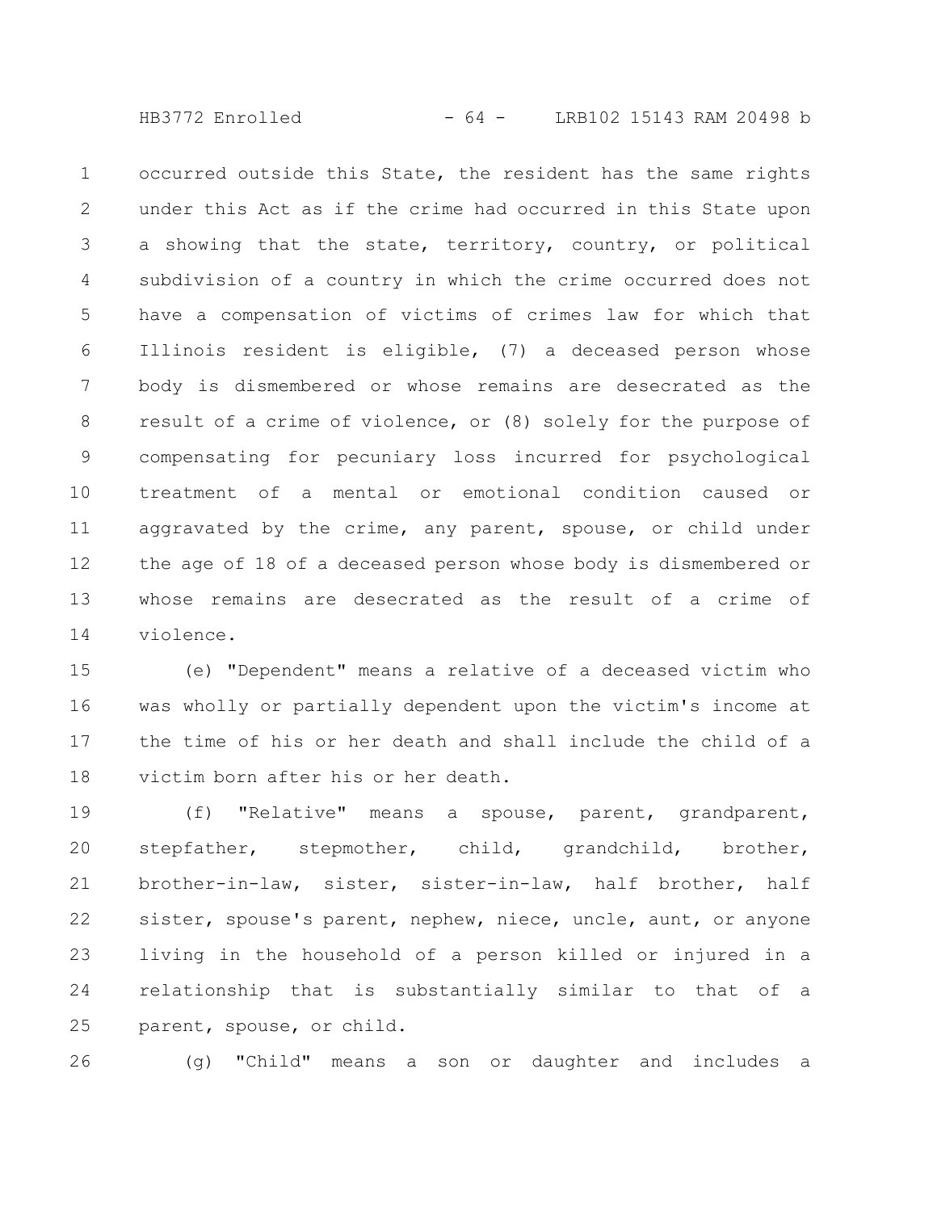occurred outside this State, the resident has the same rights under this Act as if the crime had occurred in this State upon a showing that the state, territory, country, or political subdivision of a country in which the crime occurred does not have a compensation of victims of crimes law for which that Illinois resident is eligible, (7) a deceased person whose body is dismembered or whose remains are desecrated as the result of a crime of violence, or (8) solely for the purpose of compensating for pecuniary loss incurred for psychological treatment of a mental or emotional condition caused or aggravated by the crime, any parent, spouse, or child under the age of 18 of a deceased person whose body is dismembered or whose remains are desecrated as the result of a crime of violence.

(e) "Dependent" means a relative of a deceased victim who was wholly or partially dependent upon the victim's income at the time of his or her death and shall include the child of a victim born after his or her death.

(f) "Relative" means a spouse, parent, grandparent, stepfather, stepmother, child, grandchild, brother, brother-in-law, sister, sister-in-law, half brother, half sister, spouse's parent, nephew, niece, uncle, aunt, or anyone living in the household of a person killed or injured in a relationship that is substantially similar to that of a parent, spouse, or child.

(g) "Child" means a son or daughter and includes a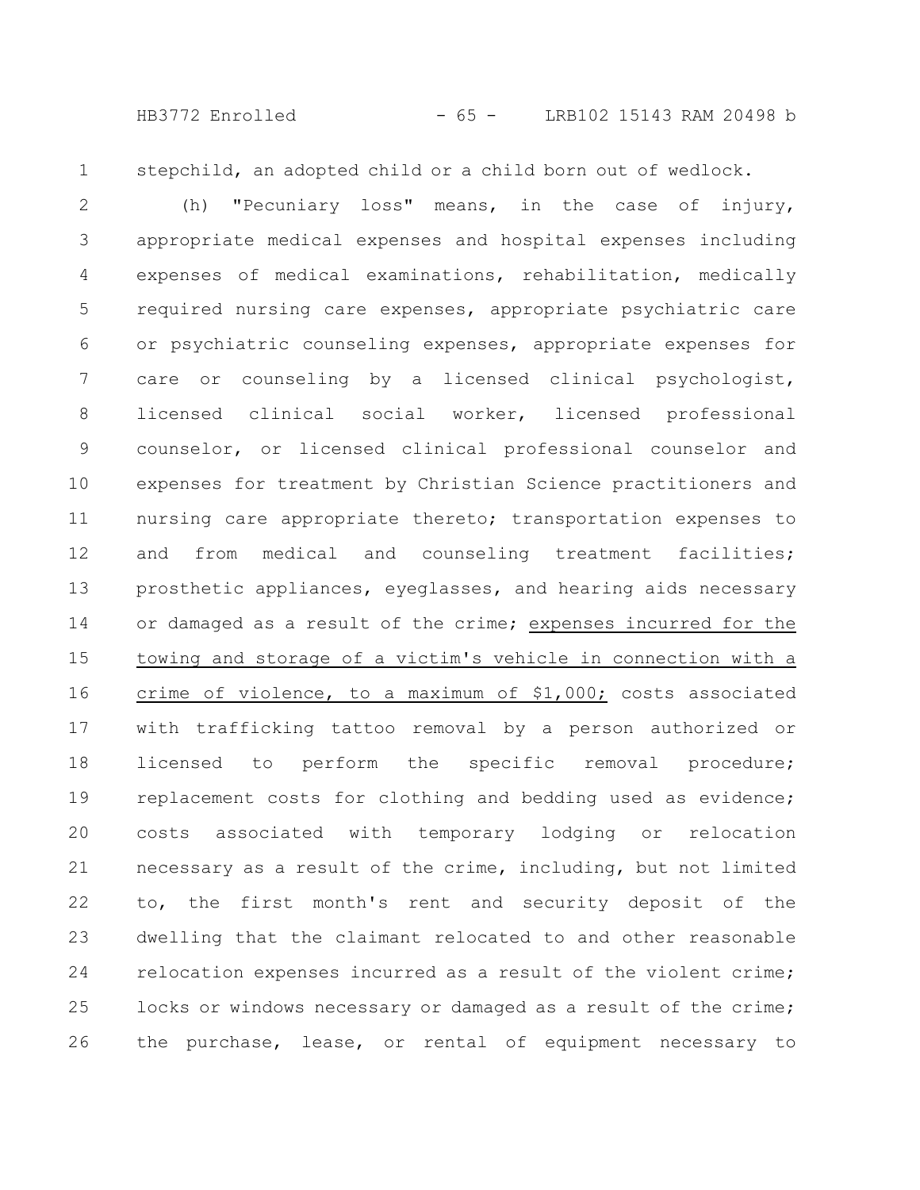stepchild, an adopted child or a child born out of wedlock.

(h) "Pecuniary loss" means, in the case of injury, appropriate medical expenses and hospital expenses including expenses of medical examinations, rehabilitation, medically required nursing care expenses, appropriate psychiatric care or psychiatric counseling expenses, appropriate expenses for care or counseling by a licensed clinical psychologist, licensed clinical social worker, licensed professional counselor, or licensed clinical professional counselor and expenses for treatment by Christian Science practitioners and nursing care appropriate thereto; transportation expenses to and from medical and counseling treatment facilities; prosthetic appliances, eyeglasses, and hearing aids necessary or damaged as a result of the crime; <u>expenses incurred for the towing and storage of a victim's vehicle in connection with a crime of violence, to a maximum of $1,000;</u> costs associated with trafficking tattoo removal by a person authorized or licensed to perform the specific removal procedure; replacement costs for clothing and bedding used as evidence; costs associated with temporary lodging or relocation necessary as a result of the crime, including, but not limited to, the first month's rent and security deposit of the dwelling that the claimant relocated to and other reasonable relocation expenses incurred as a result of the violent crime; locks or windows necessary or damaged as a result of the crime; the purchase, lease, or rental of equipment necessary to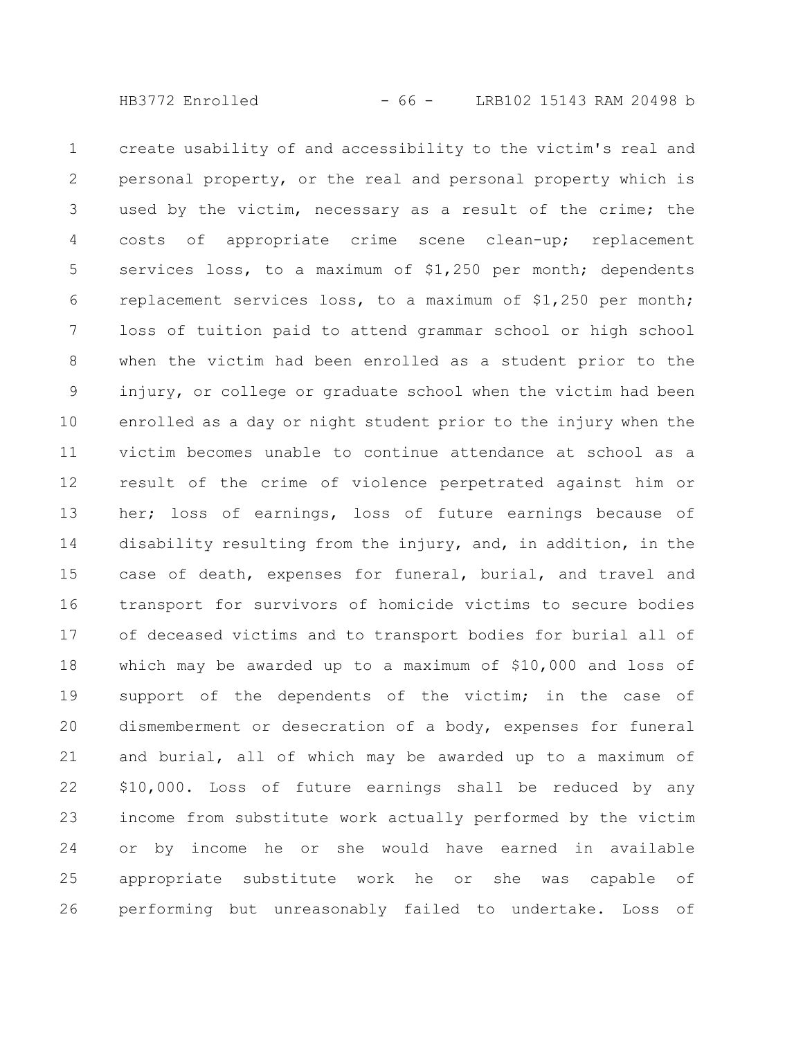create usability of and accessibility to the victim's real and personal property, or the real and personal property which is used by the victim, necessary as a result of the crime; the costs of appropriate crime scene clean-up; replacement services loss, to a maximum of $1,250 per month; dependents replacement services loss, to a maximum of $1,250 per month; loss of tuition paid to attend grammar school or high school when the victim had been enrolled as a student prior to the injury, or college or graduate school when the victim had been enrolled as a day or night student prior to the injury when the victim becomes unable to continue attendance at school as a result of the crime of violence perpetrated against him or her; loss of earnings, loss of future earnings because of disability resulting from the injury, and, in addition, in the case of death, expenses for funeral, burial, and travel and transport for survivors of homicide victims to secure bodies of deceased victims and to transport bodies for burial all of which may be awarded up to a maximum of $10,000 and loss of support of the dependents of the victim; in the case of dismemberment or desecration of a body, expenses for funeral and burial, all of which may be awarded up to a maximum of $10,000. Loss of future earnings shall be reduced by any income from substitute work actually performed by the victim or by income he or she would have earned in available appropriate substitute work he or she was capable of performing but unreasonably failed to undertake. Loss of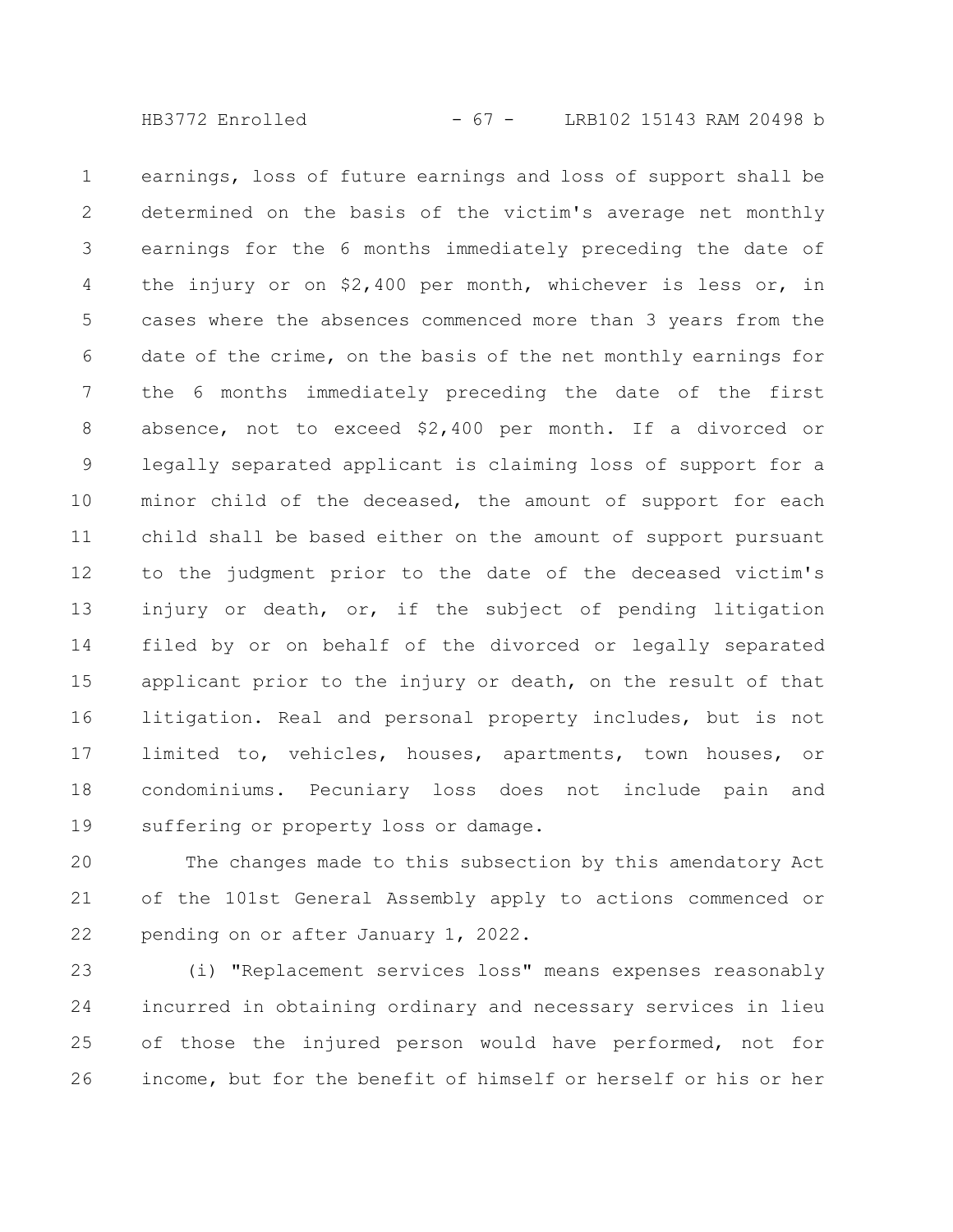earnings, loss of future earnings and loss of support shall be determined on the basis of the victim's average net monthly earnings for the 6 months immediately preceding the date of the injury or on $2,400 per month, whichever is less or, in cases where the absences commenced more than 3 years from the date of the crime, on the basis of the net monthly earnings for the 6 months immediately preceding the date of the first absence, not to exceed $2,400 per month. If a divorced or legally separated applicant is claiming loss of support for a minor child of the deceased, the amount of support for each child shall be based either on the amount of support pursuant to the judgment prior to the date of the deceased victim's injury or death, or, if the subject of pending litigation filed by or on behalf of the divorced or legally separated applicant prior to the injury or death, on the result of that litigation. Real and personal property includes, but is not limited to, vehicles, houses, apartments, town houses, or condominiums. Pecuniary loss does not include pain and suffering or property loss or damage.

The changes made to this subsection by this amendatory Act of the 101st General Assembly apply to actions commenced or pending on or after January 1, 2022.

(i) "Replacement services loss" means expenses reasonably incurred in obtaining ordinary and necessary services in lieu of those the injured person would have performed, not for income, but for the benefit of himself or herself or his or her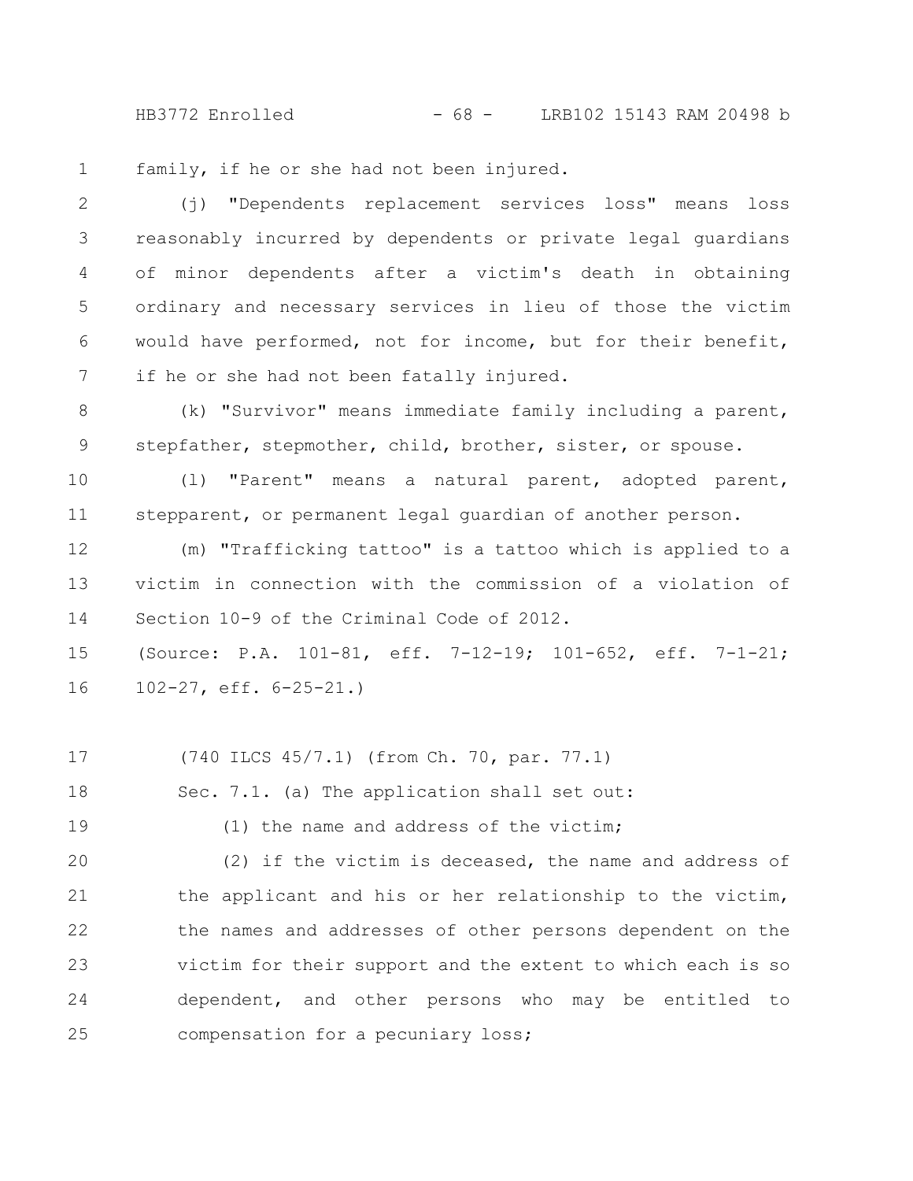family, if he or she had not been injured.

(j) "Dependents replacement services loss" means loss reasonably incurred by dependents or private legal guardians of minor dependents after a victim's death in obtaining ordinary and necessary services in lieu of those the victim would have performed, not for income, but for their benefit, if he or she had not been fatally injured.

(k) "Survivor" means immediate family including a parent, stepfather, stepmother, child, brother, sister, or spouse.

(l) "Parent" means a natural parent, adopted parent, stepparent, or permanent legal guardian of another person.

(m) "Trafficking tattoo" is a tattoo which is applied to a victim in connection with the commission of a violation of Section 10-9 of the Criminal Code of 2012.

(Source: P.A. 101-81, eff. 7-12-19; 101-652, eff. 7-1-21; 102-27, eff. 6-25-21.)

(740 ILCS 45/7.1) (from Ch. 70, par. 77.1)

Sec. 7.1. (a) The application shall set out:

(1) the name and address of the victim;

(2) if the victim is deceased, the name and address of the applicant and his or her relationship to the victim, the names and addresses of other persons dependent on the victim for their support and the extent to which each is so dependent, and other persons who may be entitled to compensation for a pecuniary loss;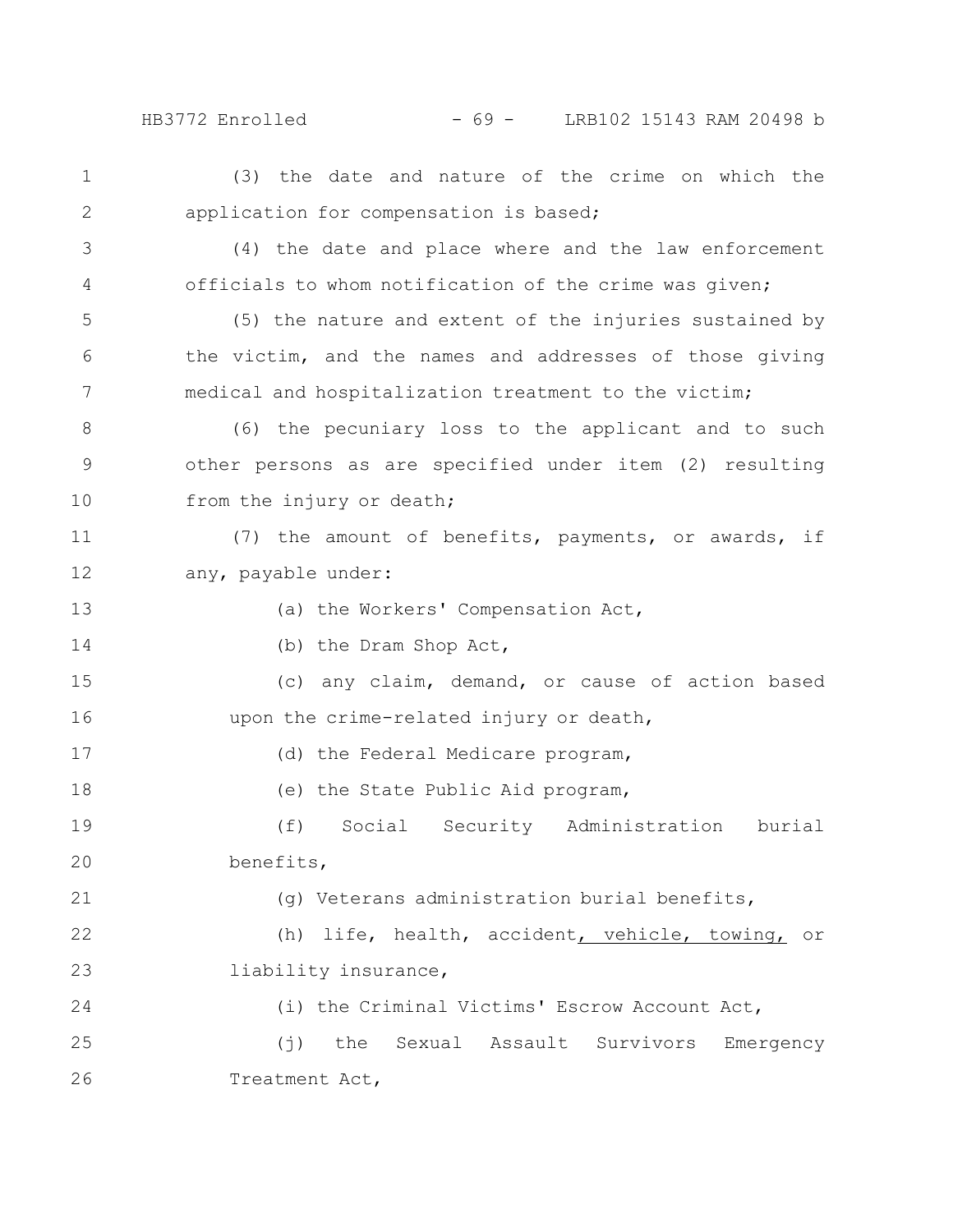(3) the date and nature of the crime on which the application for compensation is based;

(4) the date and place where and the law enforcement officials to whom notification of the crime was given;

(5) the nature and extent of the injuries sustained by the victim, and the names and addresses of those giving medical and hospitalization treatment to the victim;

(6) the pecuniary loss to the applicant and to such other persons as are specified under item (2) resulting from the injury or death;

(7) the amount of benefits, payments, or awards, if any, payable under:

(a) the Workers' Compensation Act,

(b) the Dram Shop Act,

(c) any claim, demand, or cause of action based upon the crime-related injury or death,

(d) the Federal Medicare program,

(e) the State Public Aid program,

(f) Social Security Administration burial benefits,

(g) Veterans administration burial benefits,

(h) life, health, accident<u>, vehicle, towing,</u> or liability insurance,

(i) the Criminal Victims' Escrow Account Act,

(j) the Sexual Assault Survivors Emergency Treatment Act,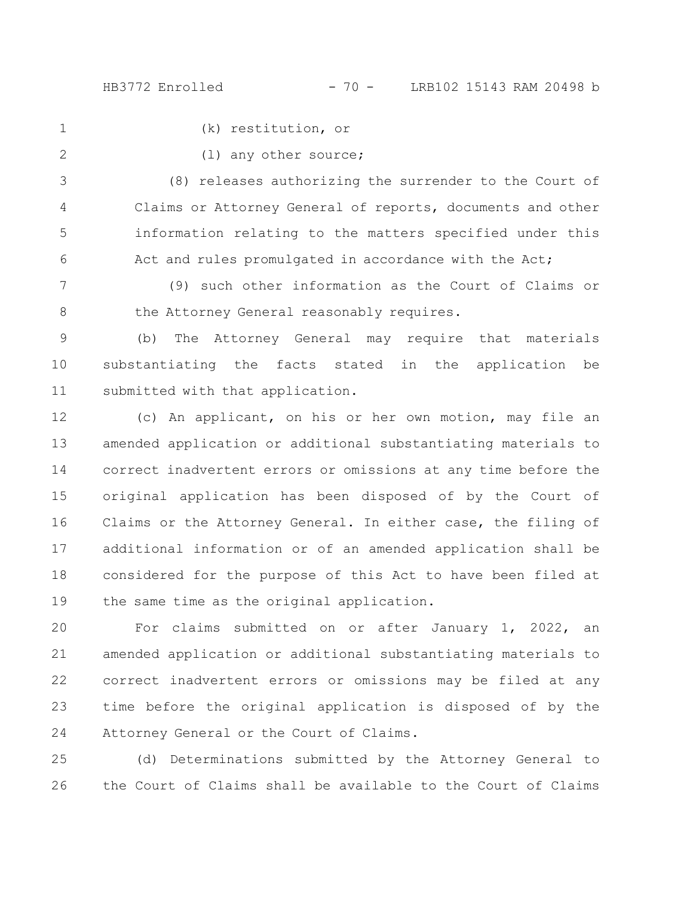(k) restitution, or

(l) any other source;

(8) releases authorizing the surrender to the Court of Claims or Attorney General of reports, documents and other information relating to the matters specified under this Act and rules promulgated in accordance with the Act;

(9) such other information as the Court of Claims or the Attorney General reasonably requires.

(b) The Attorney General may require that materials substantiating the facts stated in the application be submitted with that application.

(c) An applicant, on his or her own motion, may file an amended application or additional substantiating materials to correct inadvertent errors or omissions at any time before the original application has been disposed of by the Court of Claims or the Attorney General. In either case, the filing of additional information or of an amended application shall be considered for the purpose of this Act to have been filed at the same time as the original application.

For claims submitted on or after January 1, 2022, an amended application or additional substantiating materials to correct inadvertent errors or omissions may be filed at any time before the original application is disposed of by the Attorney General or the Court of Claims.

(d) Determinations submitted by the Attorney General to the Court of Claims shall be available to the Court of Claims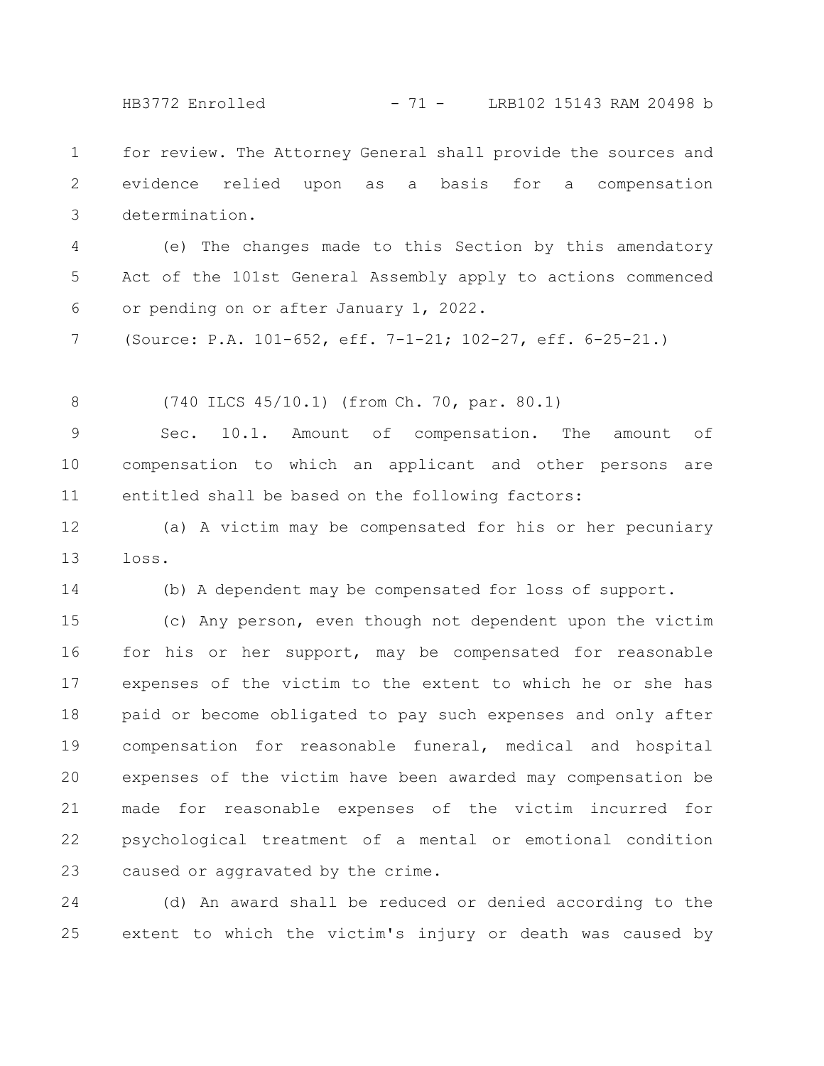for review. The Attorney General shall provide the sources and evidence relied upon as a basis for a compensation determination.

(e) The changes made to this Section by this amendatory Act of the 101st General Assembly apply to actions commenced or pending on or after January 1, 2022.

(Source: P.A. 101-652, eff. 7-1-21; 102-27, eff. 6-25-21.)

(740 ILCS 45/10.1) (from Ch. 70, par. 80.1)

Sec. 10.1. Amount of compensation. The amount of compensation to which an applicant and other persons are entitled shall be based on the following factors:

(a) A victim may be compensated for his or her pecuniary loss.

(b) A dependent may be compensated for loss of support.

(c) Any person, even though not dependent upon the victim for his or her support, may be compensated for reasonable expenses of the victim to the extent to which he or she has paid or become obligated to pay such expenses and only after compensation for reasonable funeral, medical and hospital expenses of the victim have been awarded may compensation be made for reasonable expenses of the victim incurred for psychological treatment of a mental or emotional condition caused or aggravated by the crime.

(d) An award shall be reduced or denied according to the extent to which the victim's injury or death was caused by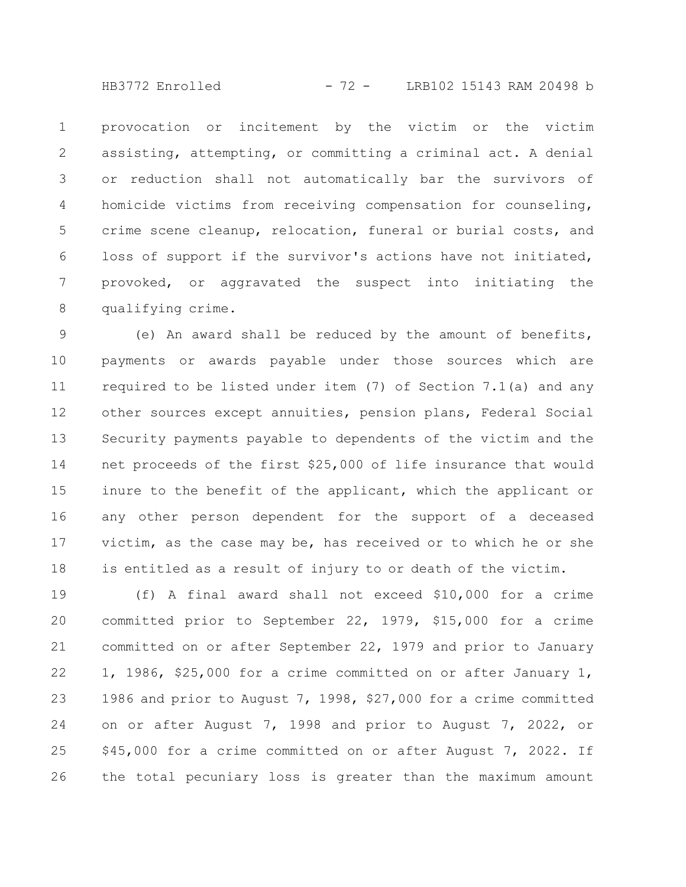provocation or incitement by the victim or the victim assisting, attempting, or committing a criminal act. A denial or reduction shall not automatically bar the survivors of homicide victims from receiving compensation for counseling, crime scene cleanup, relocation, funeral or burial costs, and loss of support if the survivor's actions have not initiated, provoked, or aggravated the suspect into initiating the qualifying crime.

(e) An award shall be reduced by the amount of benefits, payments or awards payable under those sources which are required to be listed under item (7) of Section 7.1(a) and any other sources except annuities, pension plans, Federal Social Security payments payable to dependents of the victim and the net proceeds of the first $25,000 of life insurance that would inure to the benefit of the applicant, which the applicant or any other person dependent for the support of a deceased victim, as the case may be, has received or to which he or she is entitled as a result of injury to or death of the victim.

(f) A final award shall not exceed $10,000 for a crime committed prior to September 22, 1979, $15,000 for a crime committed on or after September 22, 1979 and prior to January 1, 1986, $25,000 for a crime committed on or after January 1, 1986 and prior to August 7, 1998, $27,000 for a crime committed on or after August 7, 1998 and prior to August 7, 2022, or $45,000 for a crime committed on or after August 7, 2022. If the total pecuniary loss is greater than the maximum amount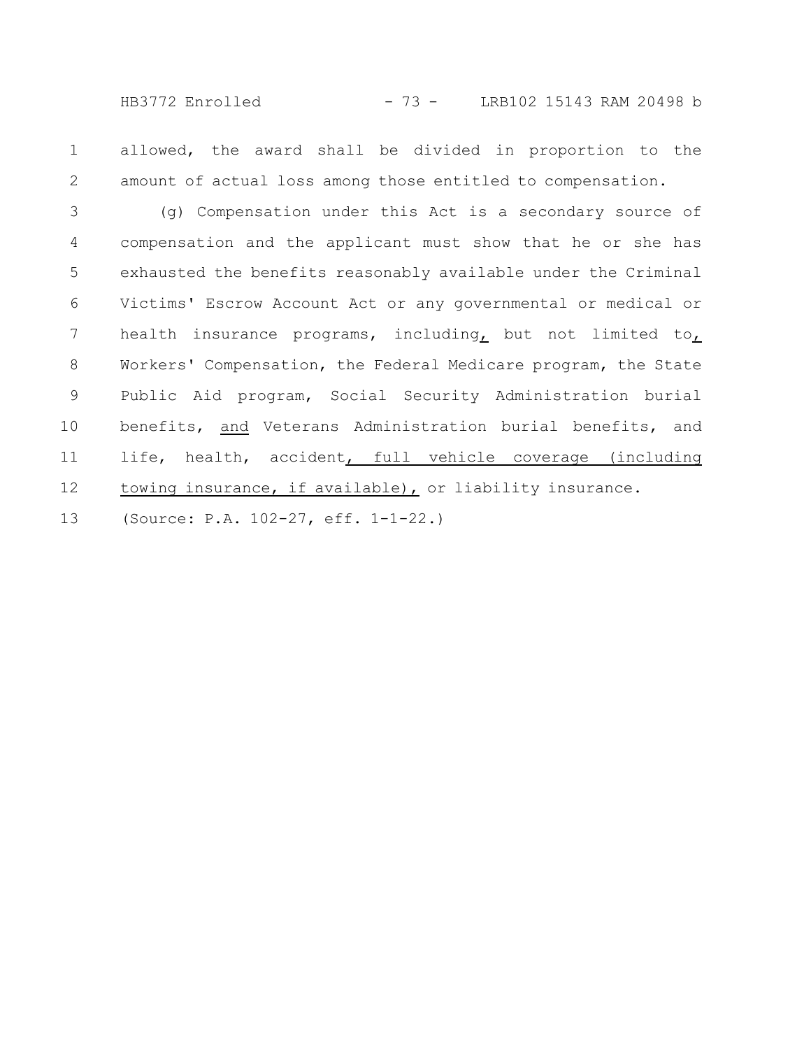allowed, the award shall be divided in proportion to the amount of actual loss among those entitled to compensation.

(g) Compensation under this Act is a secondary source of compensation and the applicant must show that he or she has exhausted the benefits reasonably available under the Criminal Victims' Escrow Account Act or any governmental or medical or health insurance programs, including, but not limited to, Workers' Compensation, the Federal Medicare program, the State Public Aid program, Social Security Administration burial benefits, and Veterans Administration burial benefits, and life, health, accident, full vehicle coverage (including towing insurance, if available), or liability insurance.

(Source: P.A. 102-27, eff. 1-1-22.)